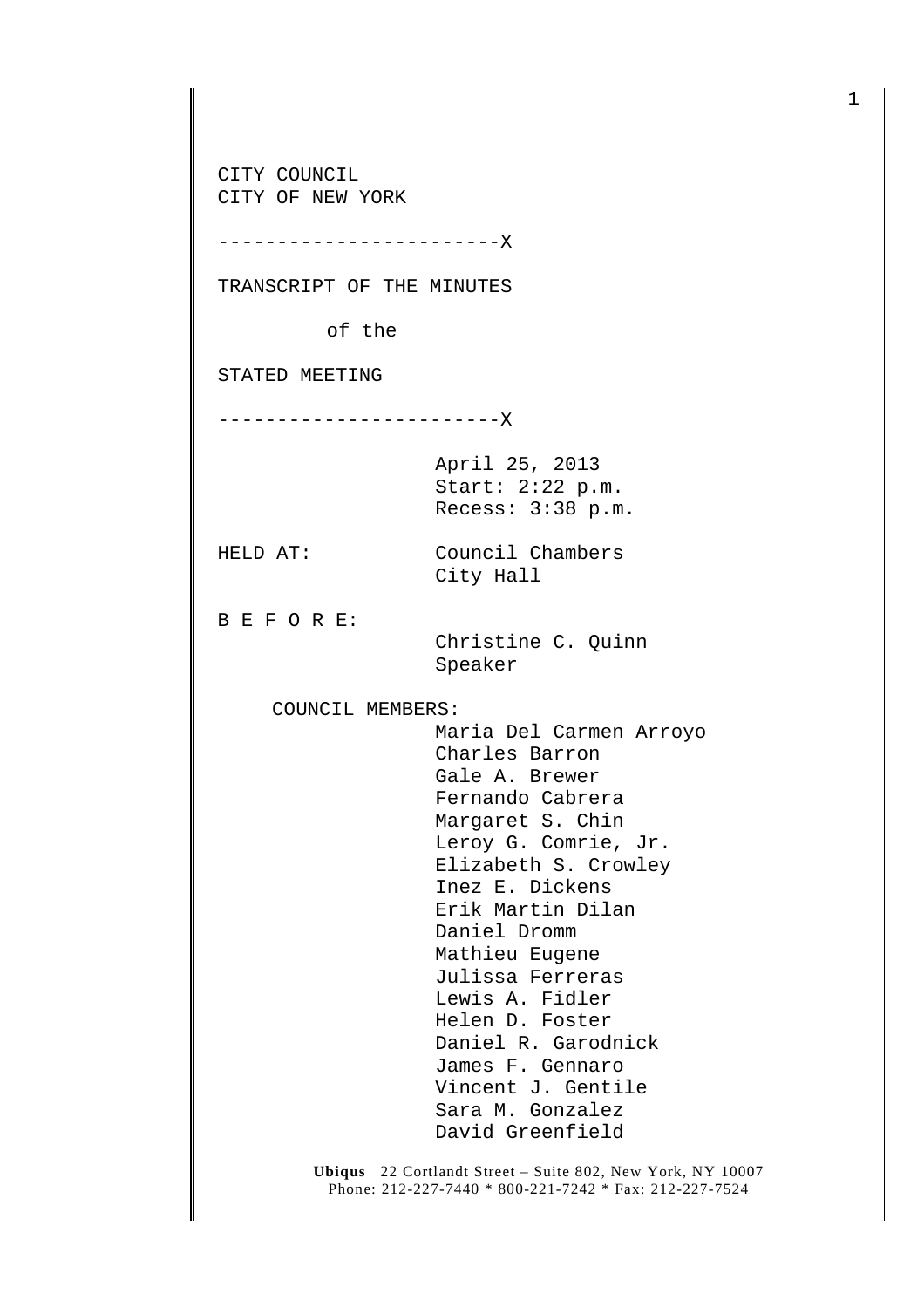CITY COUNCIL
CITY OF NEW YORK

------------------------X

TRANSCRIPT OF THE MINUTES

of the

STATED MEETING

------------------------X

April 25, 2013
Start: 2:22 p.m.
Recess: 3:38 p.m.

HELD AT: Council Chambers
City Hall

B E F O R E:
Christine C. Quinn
Speaker

COUNCIL MEMBERS:
Maria Del Carmen Arroyo
Charles Barron
Gale A. Brewer
Fernando Cabrera
Margaret S. Chin
Leroy G. Comrie, Jr.
Elizabeth S. Crowley
Inez E. Dickens
Erik Martin Dilan
Daniel Dromm
Mathieu Eugene
Julissa Ferreras
Lewis A. Fidler
Helen D. Foster
Daniel R. Garodnick
James F. Gennaro
Vincent J. Gentile
Sara M. Gonzalez
David Greenfield

**Ubiqus** 22 Cortlandt Street – Suite 802, New York, NY 10007
Phone: 212-227-7440 * 800-221-7242 * Fax: 212-227-7524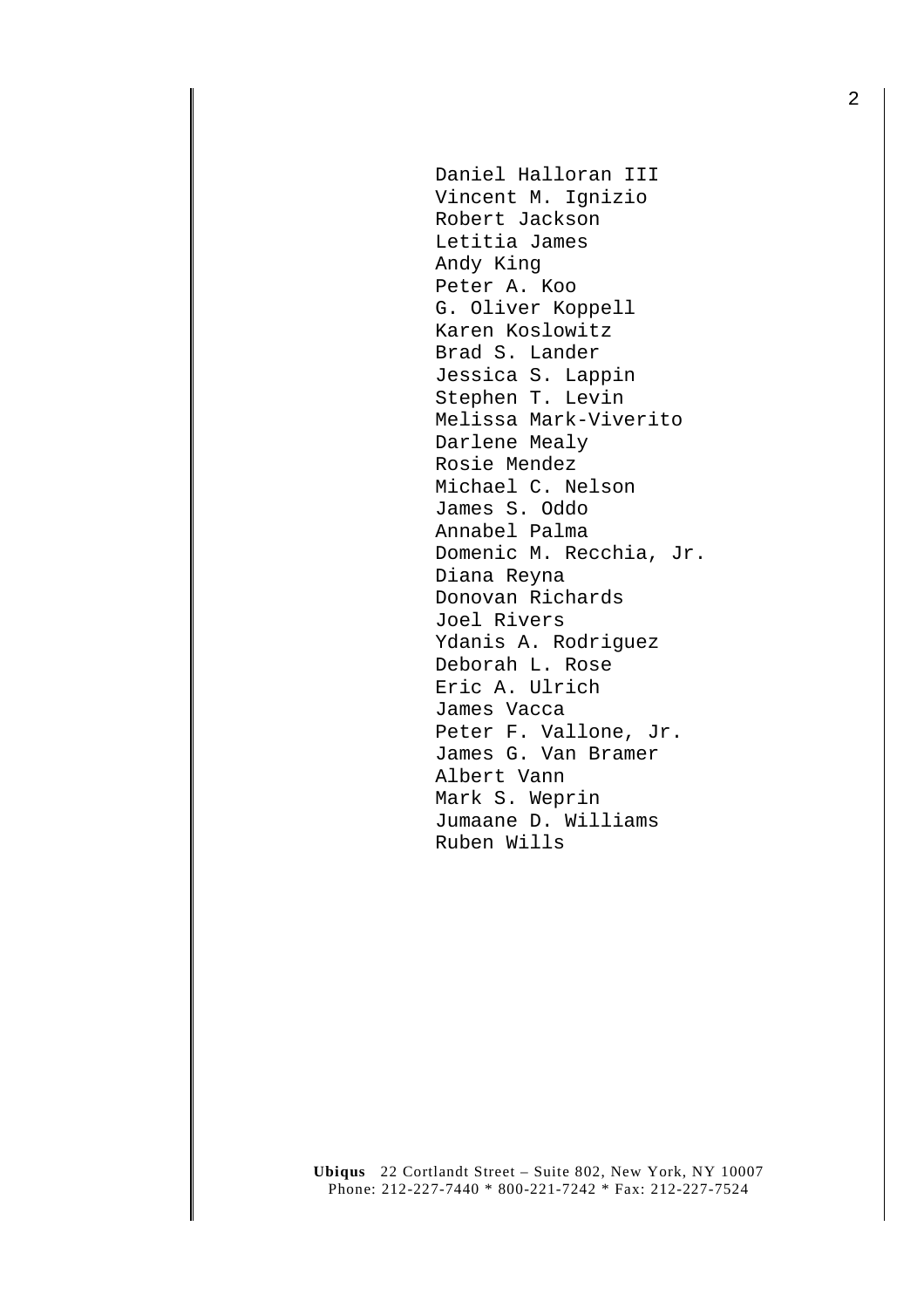Daniel Halloran III
Vincent M. Ignizio
Robert Jackson
Letitia James
Andy King
Peter A. Koo
G. Oliver Koppell
Karen Koslowitz
Brad S. Lander
Jessica S. Lappin
Stephen T. Levin
Melissa Mark-Viverito
Darlene Mealy
Rosie Mendez
Michael C. Nelson
James S. Oddo
Annabel Palma
Domenic M. Recchia, Jr.
Diana Reyna
Donovan Richards
Joel Rivers
Ydanis A. Rodriguez
Deborah L. Rose
Eric A. Ulrich
James Vacca
Peter F. Vallone, Jr.
James G. Van Bramer
Albert Vann
Mark S. Weprin
Jumaane D. Williams
Ruben Wills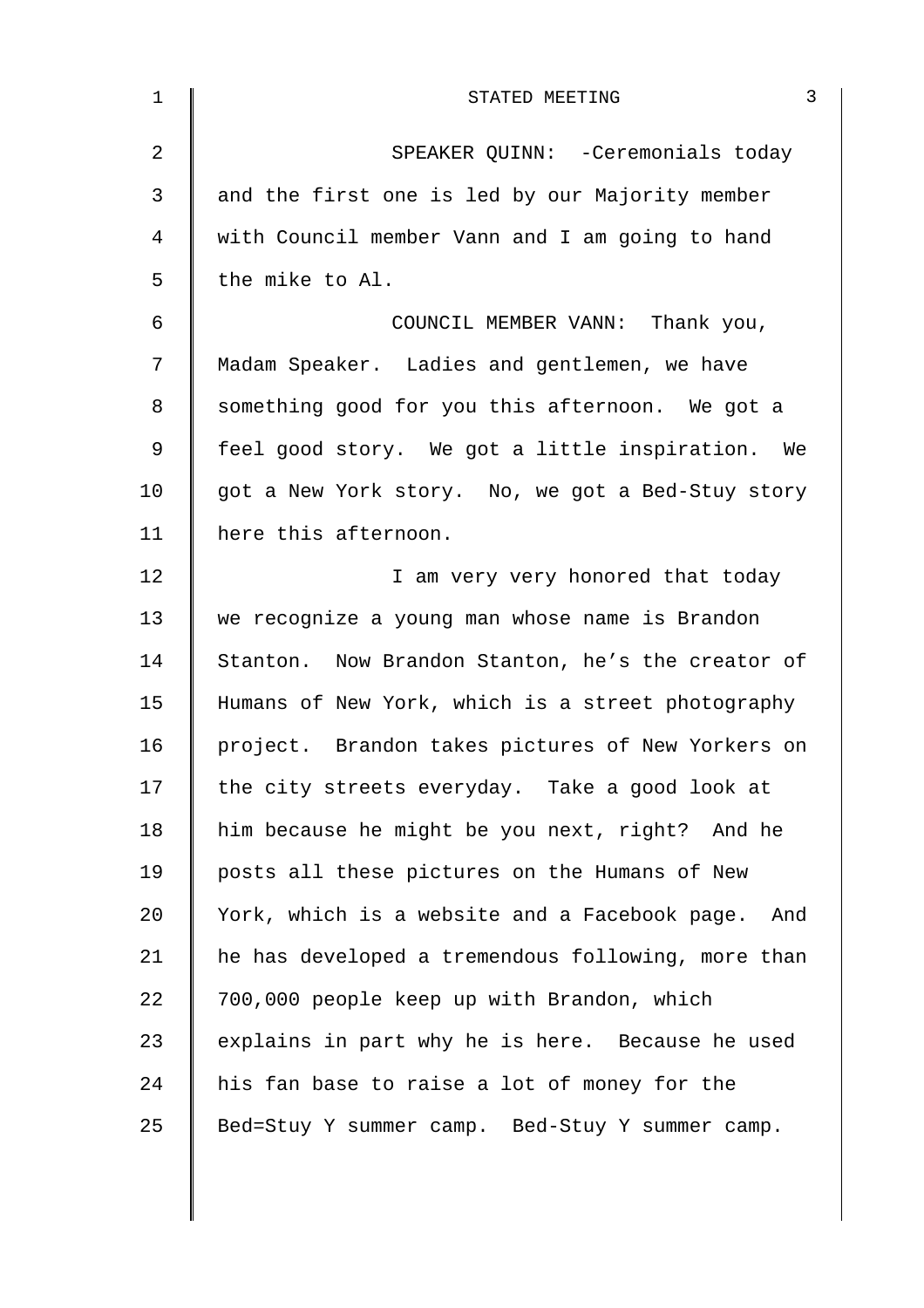SPEAKER QUINN: -Ceremonials today and the first one is led by our Majority member with Council member Vann and I am going to hand the mike to Al.

COUNCIL MEMBER VANN: Thank you, Madam Speaker. Ladies and gentlemen, we have something good for you this afternoon. We got a feel good story. We got a little inspiration. We got a New York story. No, we got a Bed-Stuy story here this afternoon.

I am very very honored that today we recognize a young man whose name is Brandon Stanton. Now Brandon Stanton, he's the creator of Humans of New York, which is a street photography project. Brandon takes pictures of New Yorkers on the city streets everyday. Take a good look at him because he might be you next, right? And he posts all these pictures on the Humans of New York, which is a website and a Facebook page. And he has developed a tremendous following, more than 700,000 people keep up with Brandon, which explains in part why he is here. Because he used his fan base to raise a lot of money for the Bed=Stuy Y summer camp. Bed-Stuy Y summer camp.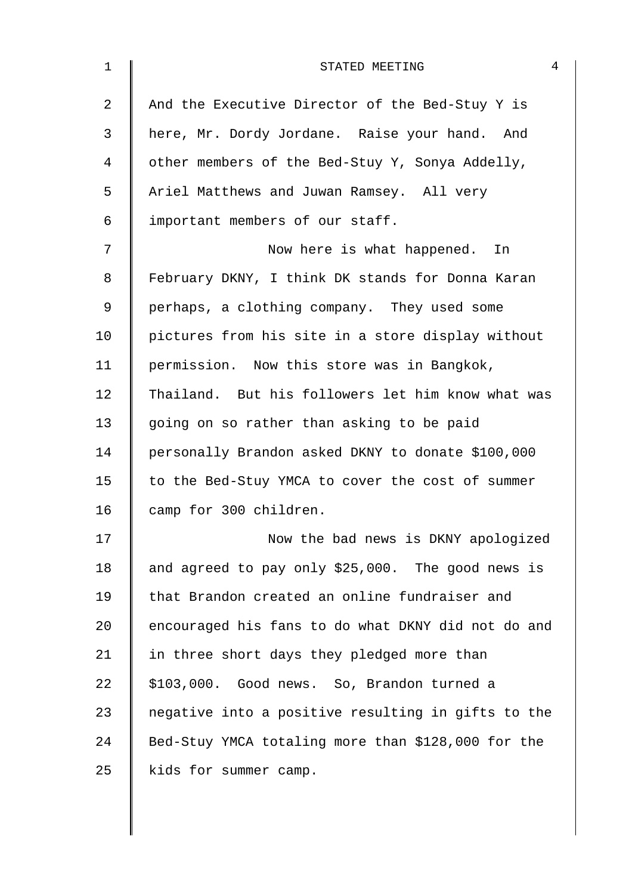And the Executive Director of the Bed-Stuy Y is here, Mr. Dordy Jordane. Raise your hand. And other members of the Bed-Stuy Y, Sonya Addelly, Ariel Matthews and Juwan Ramsey. All very important members of our staff.

Now here is what happened. In February DKNY, I think DK stands for Donna Karan perhaps, a clothing company. They used some pictures from his site in a store display without permission. Now this store was in Bangkok, Thailand. But his followers let him know what was going on so rather than asking to be paid personally Brandon asked DKNY to donate $100,000 to the Bed-Stuy YMCA to cover the cost of summer camp for 300 children.

Now the bad news is DKNY apologized and agreed to pay only $25,000. The good news is that Brandon created an online fundraiser and encouraged his fans to do what DKNY did not do and in three short days they pledged more than $103,000. Good news. So, Brandon turned a negative into a positive resulting in gifts to the Bed-Stuy YMCA totaling more than $128,000 for the kids for summer camp.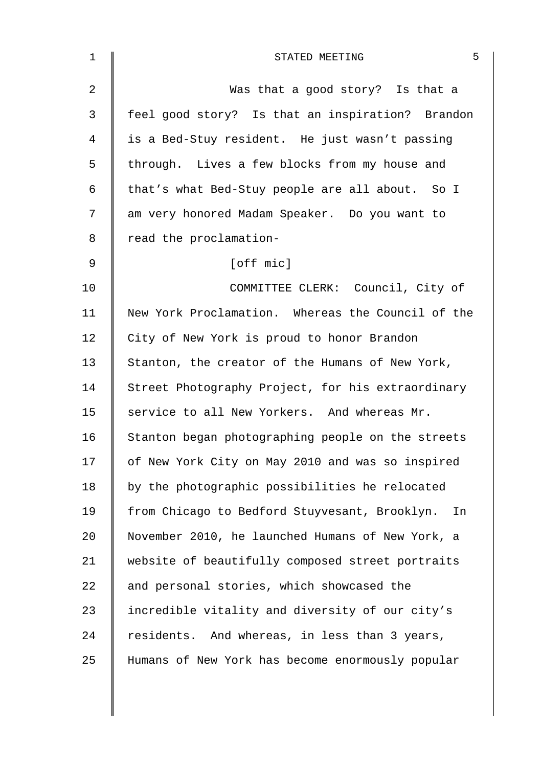Was that a good story? Is that a feel good story? Is that an inspiration? Brandon is a Bed-Stuy resident. He just wasn't passing through. Lives a few blocks from my house and that's what Bed-Stuy people are all about. So I am very honored Madam Speaker. Do you want to read the proclamation-

[off mic]

COMMITTEE CLERK: Council, City of New York Proclamation. Whereas the Council of the City of New York is proud to honor Brandon Stanton, the creator of the Humans of New York, Street Photography Project, for his extraordinary service to all New Yorkers. And whereas Mr. Stanton began photographing people on the streets of New York City on May 2010 and was so inspired by the photographic possibilities he relocated from Chicago to Bedford Stuyvesant, Brooklyn. In November 2010, he launched Humans of New York, a website of beautifully composed street portraits and personal stories, which showcased the incredible vitality and diversity of our city's residents. And whereas, in less than 3 years, Humans of New York has become enormously popular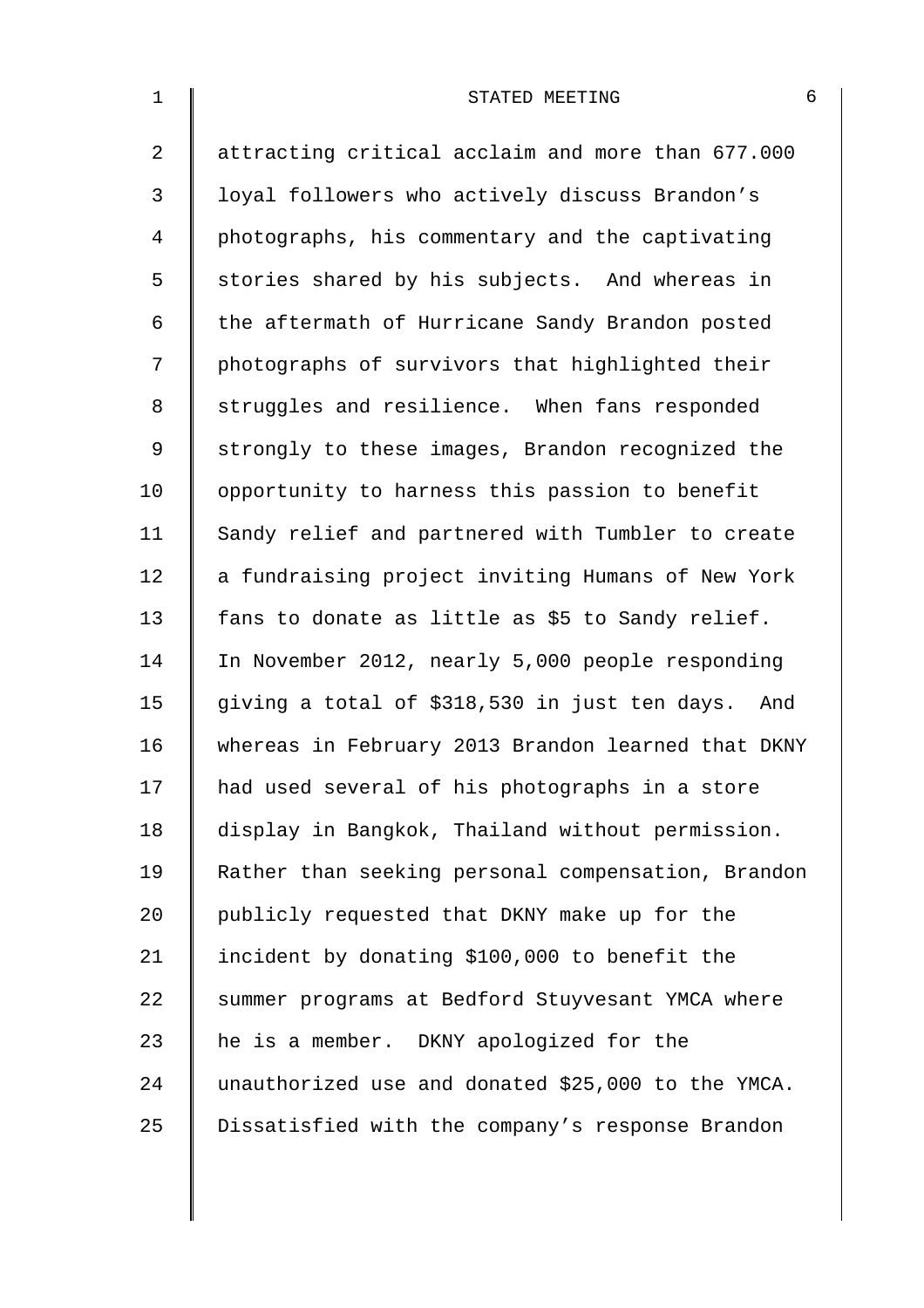attracting critical acclaim and more than 677.000 loyal followers who actively discuss Brandon’s photographs, his commentary and the captivating stories shared by his subjects. And whereas in the aftermath of Hurricane Sandy Brandon posted photographs of survivors that highlighted their struggles and resilience. When fans responded strongly to these images, Brandon recognized the opportunity to harness this passion to benefit Sandy relief and partnered with Tumbler to create a fundraising project inviting Humans of New York fans to donate as little as $5 to Sandy relief. In November 2012, nearly 5,000 people responding giving a total of $318,530 in just ten days. And whereas in February 2013 Brandon learned that DKNY had used several of his photographs in a store display in Bangkok, Thailand without permission. Rather than seeking personal compensation, Brandon publicly requested that DKNY make up for the incident by donating $100,000 to benefit the summer programs at Bedford Stuyvesant YMCA where he is a member. DKNY apologized for the unauthorized use and donated $25,000 to the YMCA. Dissatisfied with the company’s response Brandon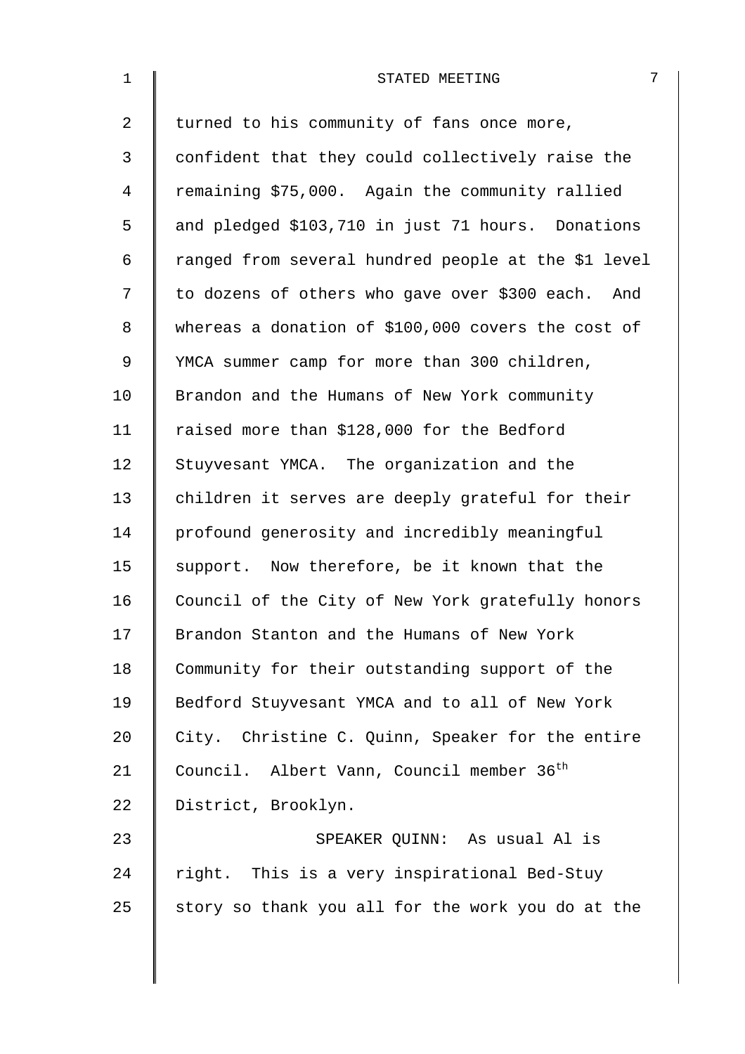turned to his community of fans once more, confident that they could collectively raise the remaining $75,000. Again the community rallied and pledged $103,710 in just 71 hours. Donations ranged from several hundred people at the $1 level to dozens of others who gave over $300 each. And whereas a donation of $100,000 covers the cost of YMCA summer camp for more than 300 children, Brandon and the Humans of New York community raised more than $128,000 for the Bedford Stuyvesant YMCA. The organization and the children it serves are deeply grateful for their profound generosity and incredibly meaningful support. Now therefore, be it known that the Council of the City of New York gratefully honors Brandon Stanton and the Humans of New York Community for their outstanding support of the Bedford Stuyvesant YMCA and to all of New York City. Christine C. Quinn, Speaker for the entire Council. Albert Vann, Council member 36th District, Brooklyn.

SPEAKER QUINN: As usual Al is right. This is a very inspirational Bed-Stuy story so thank you all for the work you do at the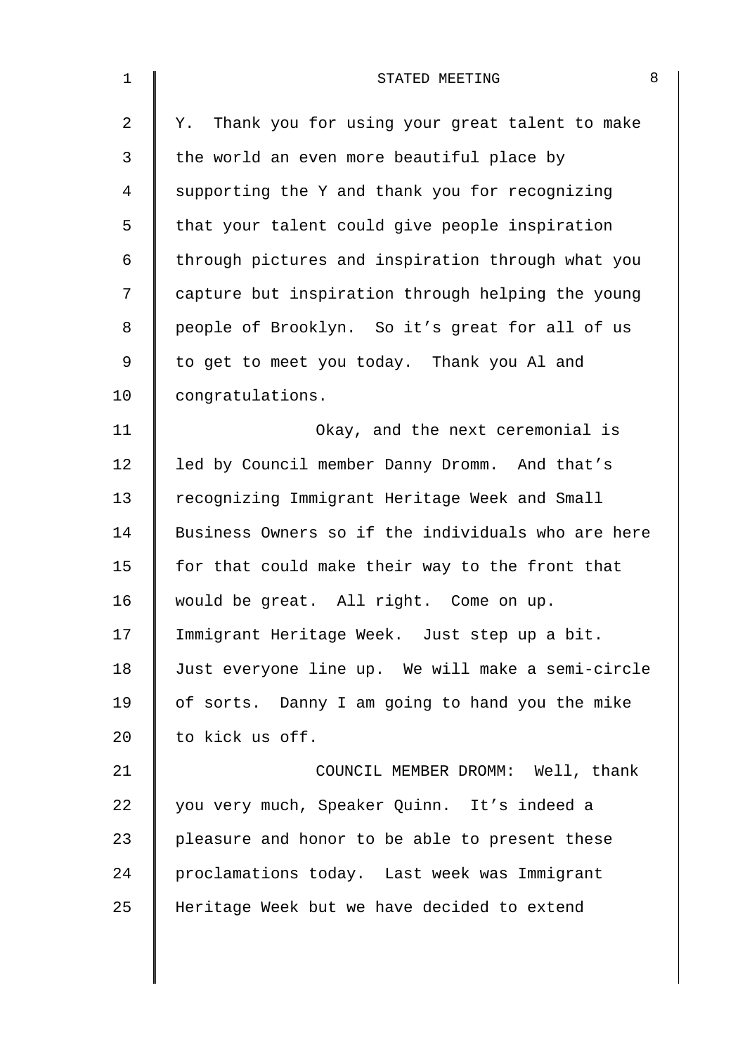Y. Thank you for using your great talent to make the world an even more beautiful place by supporting the Y and thank you for recognizing that your talent could give people inspiration through pictures and inspiration through what you capture but inspiration through helping the young people of Brooklyn. So it's great for all of us to get to meet you today. Thank you Al and congratulations.

Okay, and the next ceremonial is led by Council member Danny Dromm. And that's recognizing Immigrant Heritage Week and Small Business Owners so if the individuals who are here for that could make their way to the front that would be great. All right. Come on up. Immigrant Heritage Week. Just step up a bit. Just everyone line up. We will make a semi-circle of sorts. Danny I am going to hand you the mike to kick us off.

COUNCIL MEMBER DROMM: Well, thank you very much, Speaker Quinn. It's indeed a pleasure and honor to be able to present these proclamations today. Last week was Immigrant Heritage Week but we have decided to extend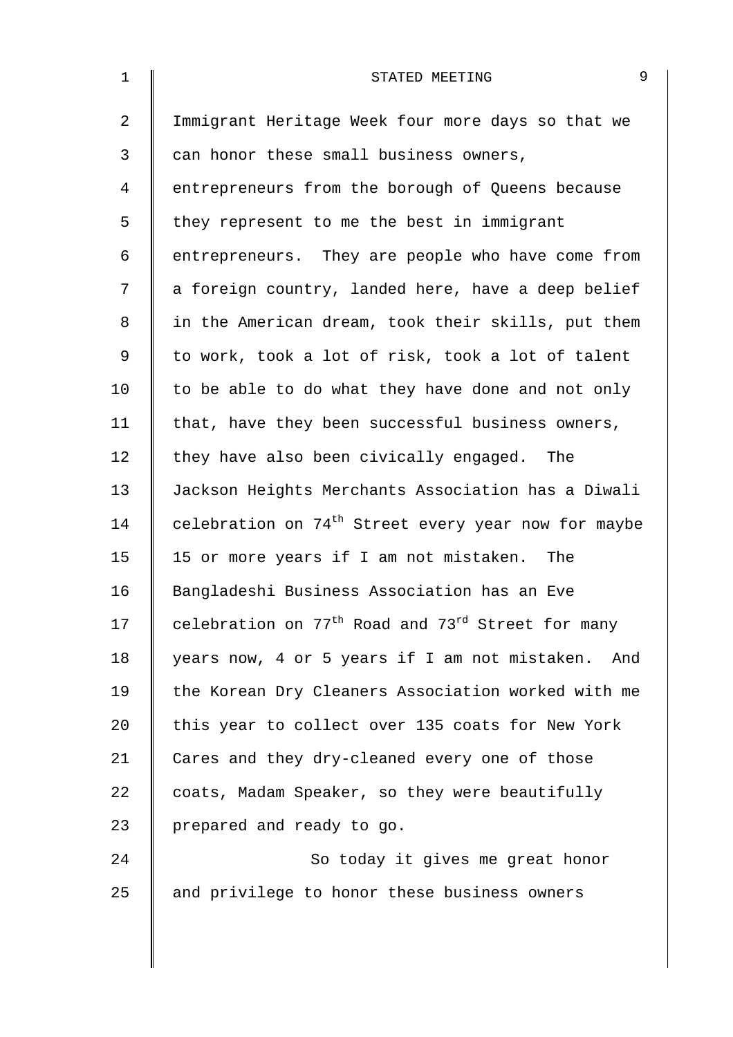Immigrant Heritage Week four more days so that we can honor these small business owners, entrepreneurs from the borough of Queens because they represent to me the best in immigrant entrepreneurs. They are people who have come from a foreign country, landed here, have a deep belief in the American dream, took their skills, put them to work, took a lot of risk, took a lot of talent to be able to do what they have done and not only that, have they been successful business owners, they have also been civically engaged. The Jackson Heights Merchants Association has a Diwali celebration on 74th Street every year now for maybe 15 or more years if I am not mistaken. The Bangladeshi Business Association has an Eve celebration on 77th Road and 73rd Street for many years now, 4 or 5 years if I am not mistaken. And the Korean Dry Cleaners Association worked with me this year to collect over 135 coats for New York Cares and they dry-cleaned every one of those coats, Madam Speaker, so they were beautifully prepared and ready to go.

So today it gives me great honor and privilege to honor these business owners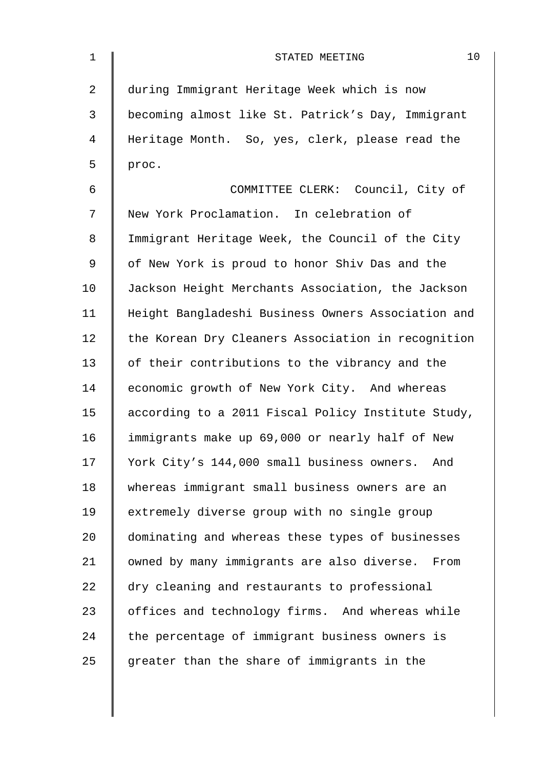during Immigrant Heritage Week which is now becoming almost like St. Patrick's Day, Immigrant Heritage Month. So, yes, clerk, please read the proc.

COMMITTEE CLERK: Council, City of New York Proclamation. In celebration of Immigrant Heritage Week, the Council of the City of New York is proud to honor Shiv Das and the Jackson Height Merchants Association, the Jackson Height Bangladeshi Business Owners Association and the Korean Dry Cleaners Association in recognition of their contributions to the vibrancy and the economic growth of New York City. And whereas according to a 2011 Fiscal Policy Institute Study, immigrants make up 69,000 or nearly half of New York City's 144,000 small business owners. And whereas immigrant small business owners are an extremely diverse group with no single group dominating and whereas these types of businesses owned by many immigrants are also diverse. From dry cleaning and restaurants to professional offices and technology firms. And whereas while the percentage of immigrant business owners is greater than the share of immigrants in the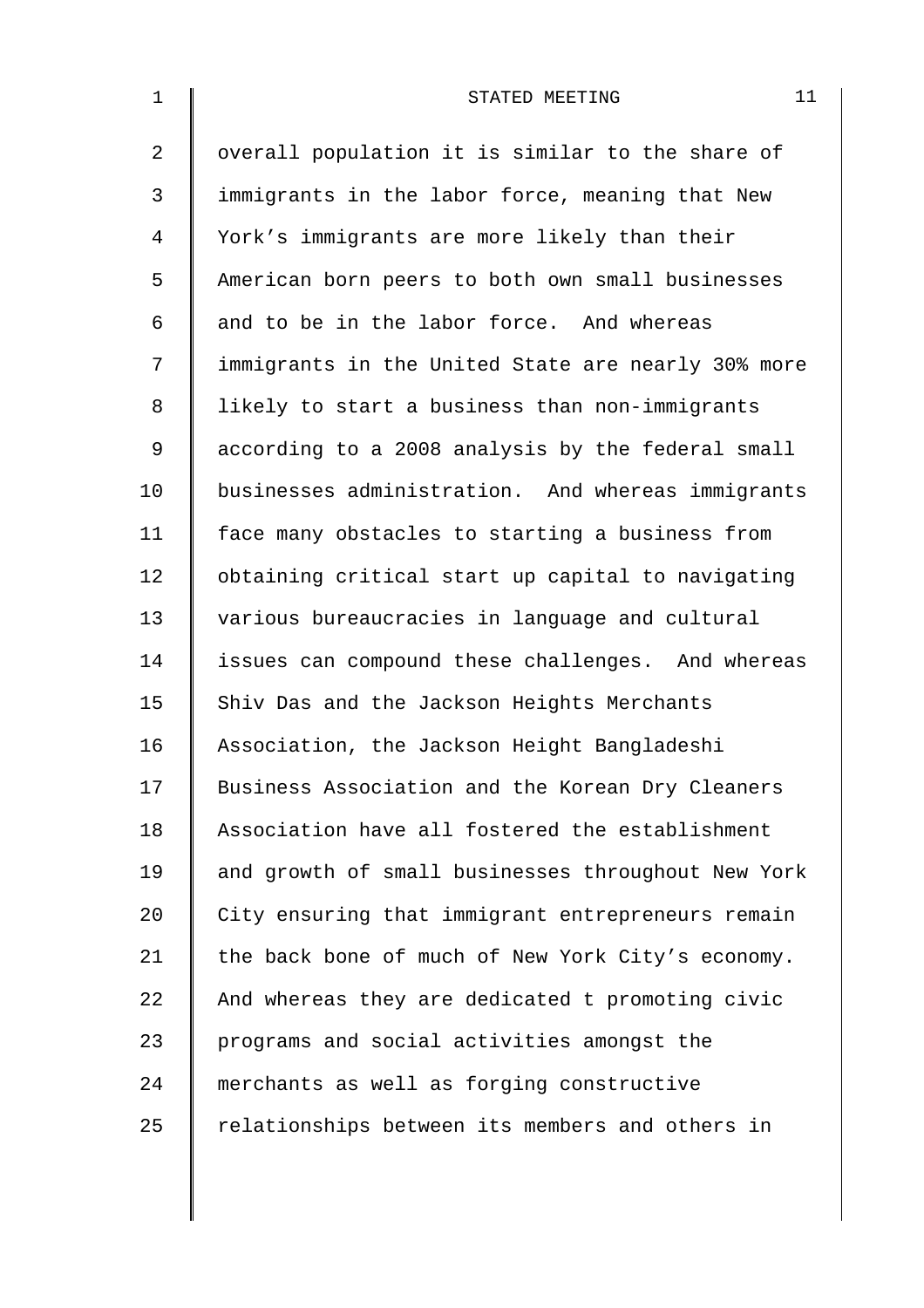overall population it is similar to the share of immigrants in the labor force, meaning that New York's immigrants are more likely than their American born peers to both own small businesses and to be in the labor force. And whereas immigrants in the United State are nearly 30% more likely to start a business than non-immigrants according to a 2008 analysis by the federal small businesses administration. And whereas immigrants face many obstacles to starting a business from obtaining critical start up capital to navigating various bureaucracies in language and cultural issues can compound these challenges. And whereas Shiv Das and the Jackson Heights Merchants Association, the Jackson Height Bangladeshi Business Association and the Korean Dry Cleaners Association have all fostered the establishment and growth of small businesses throughout New York City ensuring that immigrant entrepreneurs remain the back bone of much of New York City's economy. And whereas they are dedicated t promoting civic programs and social activities amongst the merchants as well as forging constructive relationships between its members and others in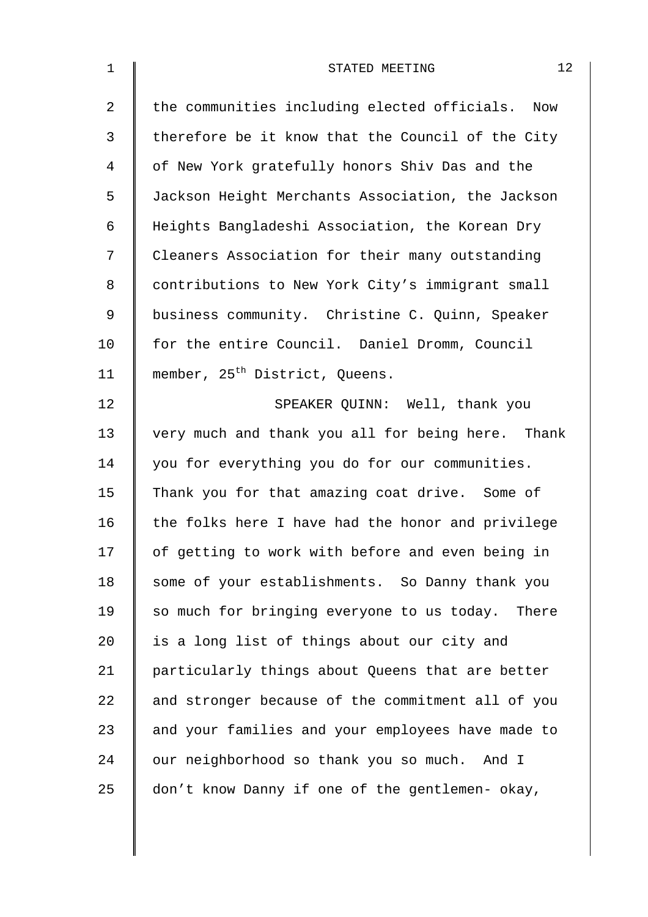the communities including elected officials. Now therefore be it know that the Council of the City of New York gratefully honors Shiv Das and the Jackson Height Merchants Association, the Jackson Heights Bangladeshi Association, the Korean Dry Cleaners Association for their many outstanding contributions to New York City's immigrant small business community. Christine C. Quinn, Speaker for the entire Council. Daniel Dromm, Council member, 25th District, Queens.

SPEAKER QUINN: Well, thank you very much and thank you all for being here. Thank you for everything you do for our communities. Thank you for that amazing coat drive. Some of the folks here I have had the honor and privilege of getting to work with before and even being in some of your establishments. So Danny thank you so much for bringing everyone to us today. There is a long list of things about our city and particularly things about Queens that are better and stronger because of the commitment all of you and your families and your employees have made to our neighborhood so thank you so much. And I don't know Danny if one of the gentlemen- okay,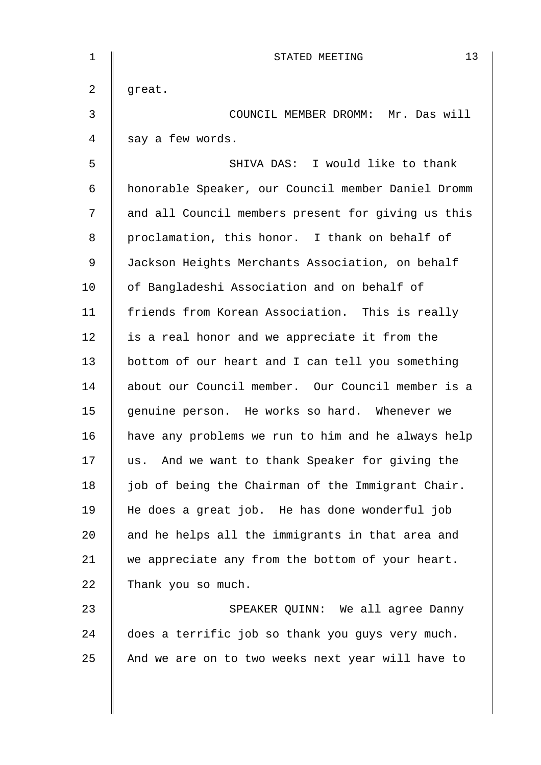great.

COUNCIL MEMBER DROMM: Mr. Das will say a few words.

SHIVA DAS: I would like to thank honorable Speaker, our Council member Daniel Dromm and all Council members present for giving us this proclamation, this honor. I thank on behalf of Jackson Heights Merchants Association, on behalf of Bangladeshi Association and on behalf of friends from Korean Association. This is really is a real honor and we appreciate it from the bottom of our heart and I can tell you something about our Council member. Our Council member is a genuine person. He works so hard. Whenever we have any problems we run to him and he always help us. And we want to thank Speaker for giving the job of being the Chairman of the Immigrant Chair. He does a great job. He has done wonderful job and he helps all the immigrants in that area and we appreciate any from the bottom of your heart. Thank you so much.

SPEAKER QUINN: We all agree Danny does a terrific job so thank you guys very much. And we are on to two weeks next year will have to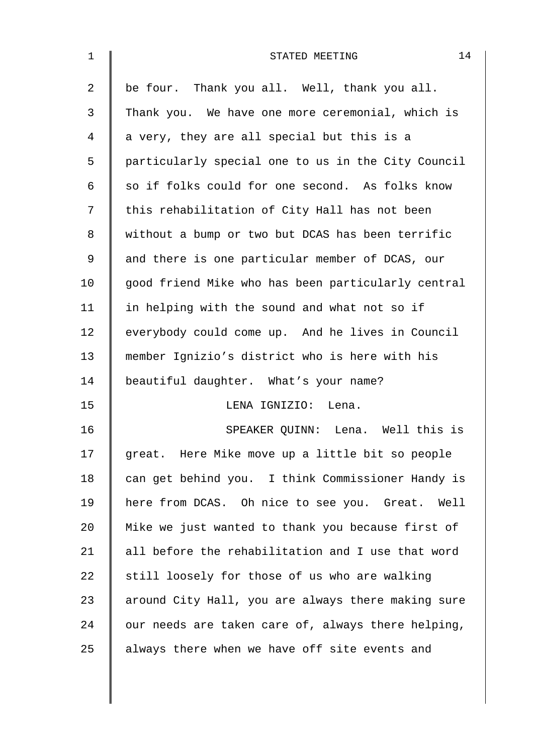be four. Thank you all. Well, thank you all. Thank you. We have one more ceremonial, which is a very, they are all special but this is a particularly special one to us in the City Council so if folks could for one second. As folks know this rehabilitation of City Hall has not been without a bump or two but DCAS has been terrific and there is one particular member of DCAS, our good friend Mike who has been particularly central in helping with the sound and what not so if everybody could come up. And he lives in Council member Ignizio's district who is here with his beautiful daughter. What's your name?

LENA IGNIZIO: Lena.

SPEAKER QUINN: Lena. Well this is great. Here Mike move up a little bit so people can get behind you. I think Commissioner Handy is here from DCAS. Oh nice to see you. Great. Well Mike we just wanted to thank you because first of all before the rehabilitation and I use that word still loosely for those of us who are walking around City Hall, you are always there making sure our needs are taken care of, always there helping, always there when we have off site events and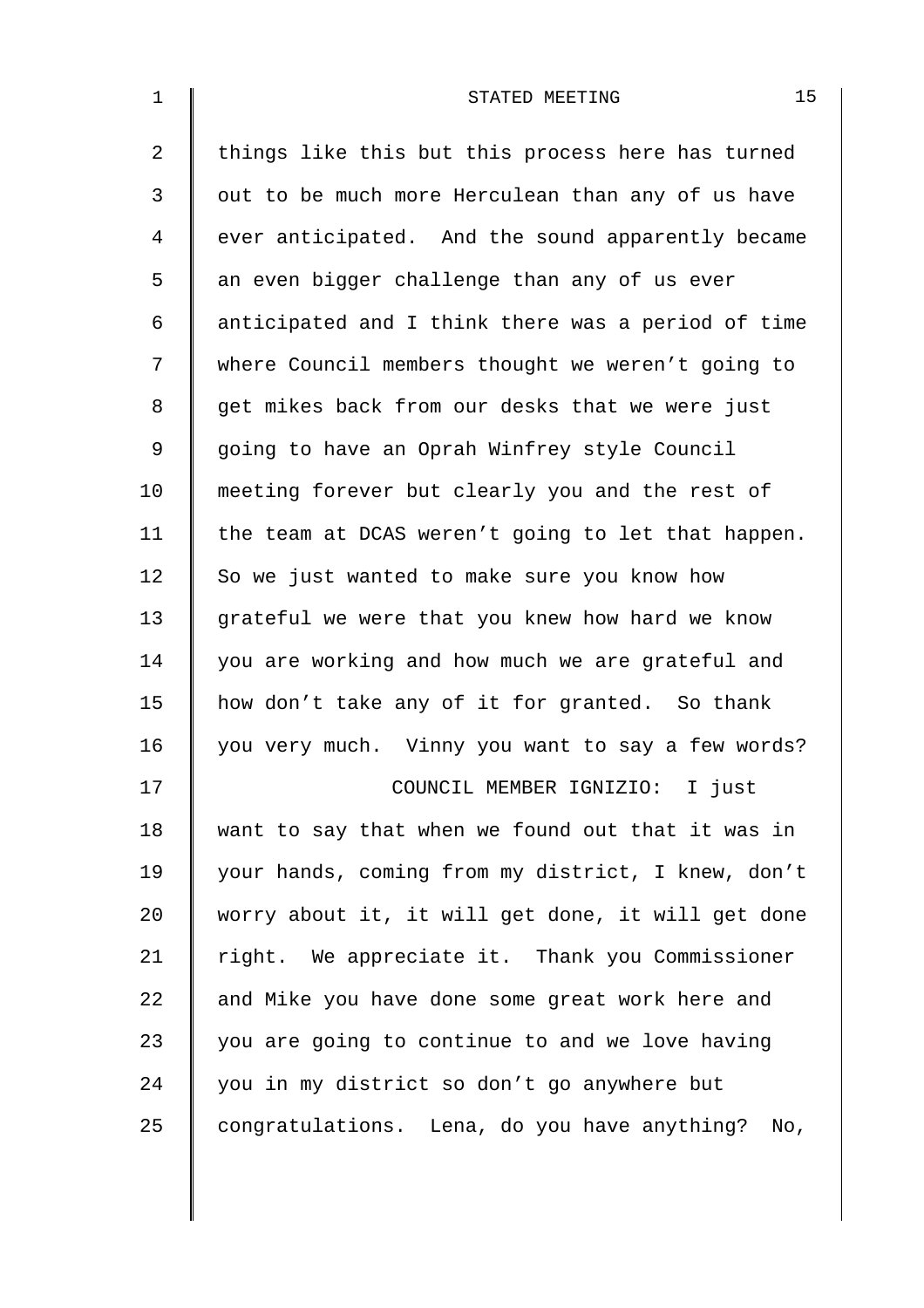things like this but this process here has turned out to be much more Herculean than any of us have ever anticipated. And the sound apparently became an even bigger challenge than any of us ever anticipated and I think there was a period of time where Council members thought we weren't going to get mikes back from our desks that we were just going to have an Oprah Winfrey style Council meeting forever but clearly you and the rest of the team at DCAS weren't going to let that happen. So we just wanted to make sure you know how grateful we were that you knew how hard we know you are working and how much we are grateful and how don't take any of it for granted. So thank you very much. Vinny you want to say a few words?

COUNCIL MEMBER IGNIZIO: I just want to say that when we found out that it was in your hands, coming from my district, I knew, don't worry about it, it will get done, it will get done right. We appreciate it. Thank you Commissioner and Mike you have done some great work here and you are going to continue to and we love having you in my district so don't go anywhere but congratulations. Lena, do you have anything? No,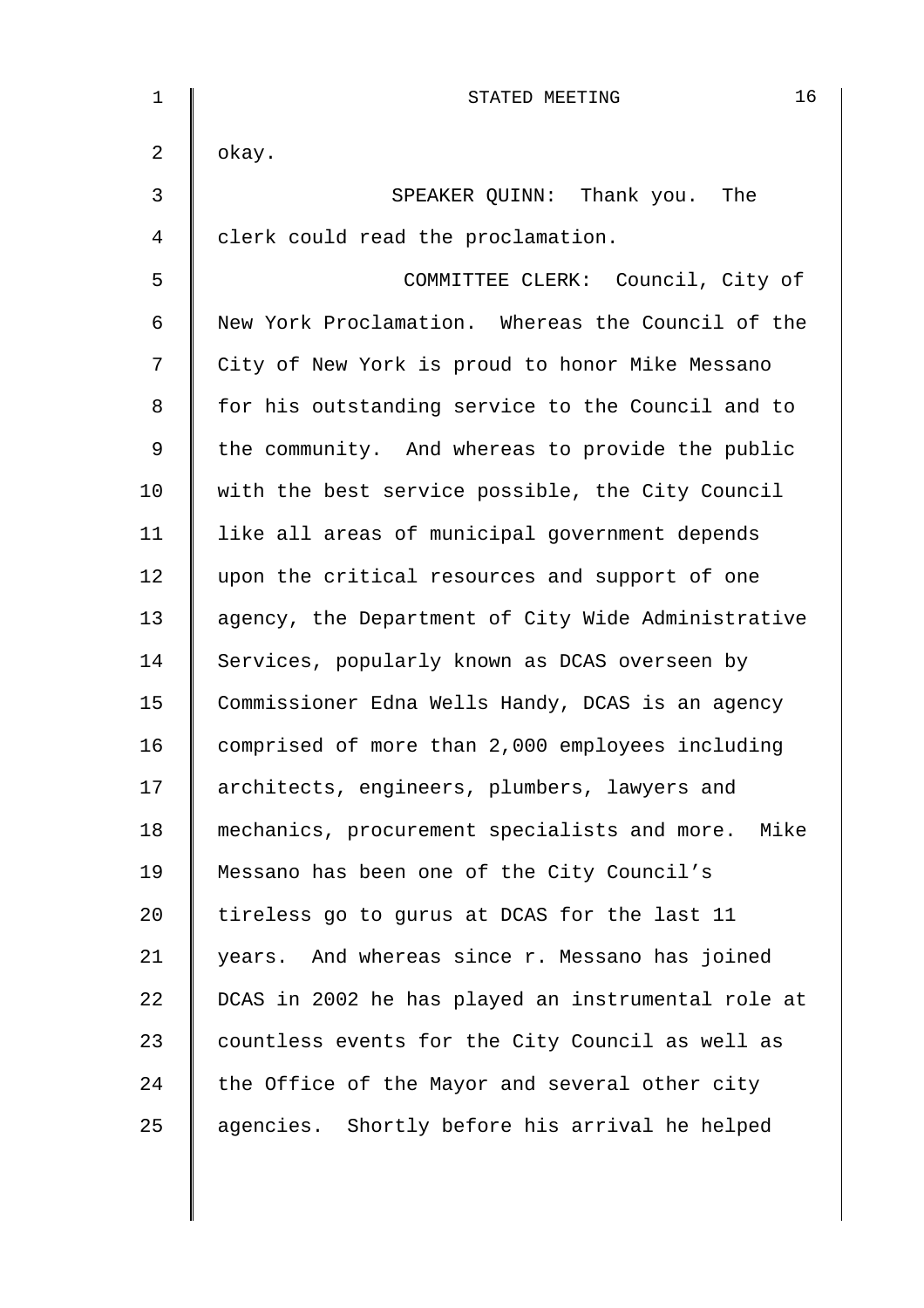okay.

SPEAKER QUINN: Thank you. The clerk could read the proclamation.

COMMITTEE CLERK: Council, City of New York Proclamation. Whereas the Council of the City of New York is proud to honor Mike Messano for his outstanding service to the Council and to the community. And whereas to provide the public with the best service possible, the City Council like all areas of municipal government depends upon the critical resources and support of one agency, the Department of City Wide Administrative Services, popularly known as DCAS overseen by Commissioner Edna Wells Handy, DCAS is an agency comprised of more than 2,000 employees including architects, engineers, plumbers, lawyers and mechanics, procurement specialists and more. Mike Messano has been one of the City Council's tireless go to gurus at DCAS for the last 11 years. And whereas since r. Messano has joined DCAS in 2002 he has played an instrumental role at countless events for the City Council as well as the Office of the Mayor and several other city agencies. Shortly before his arrival he helped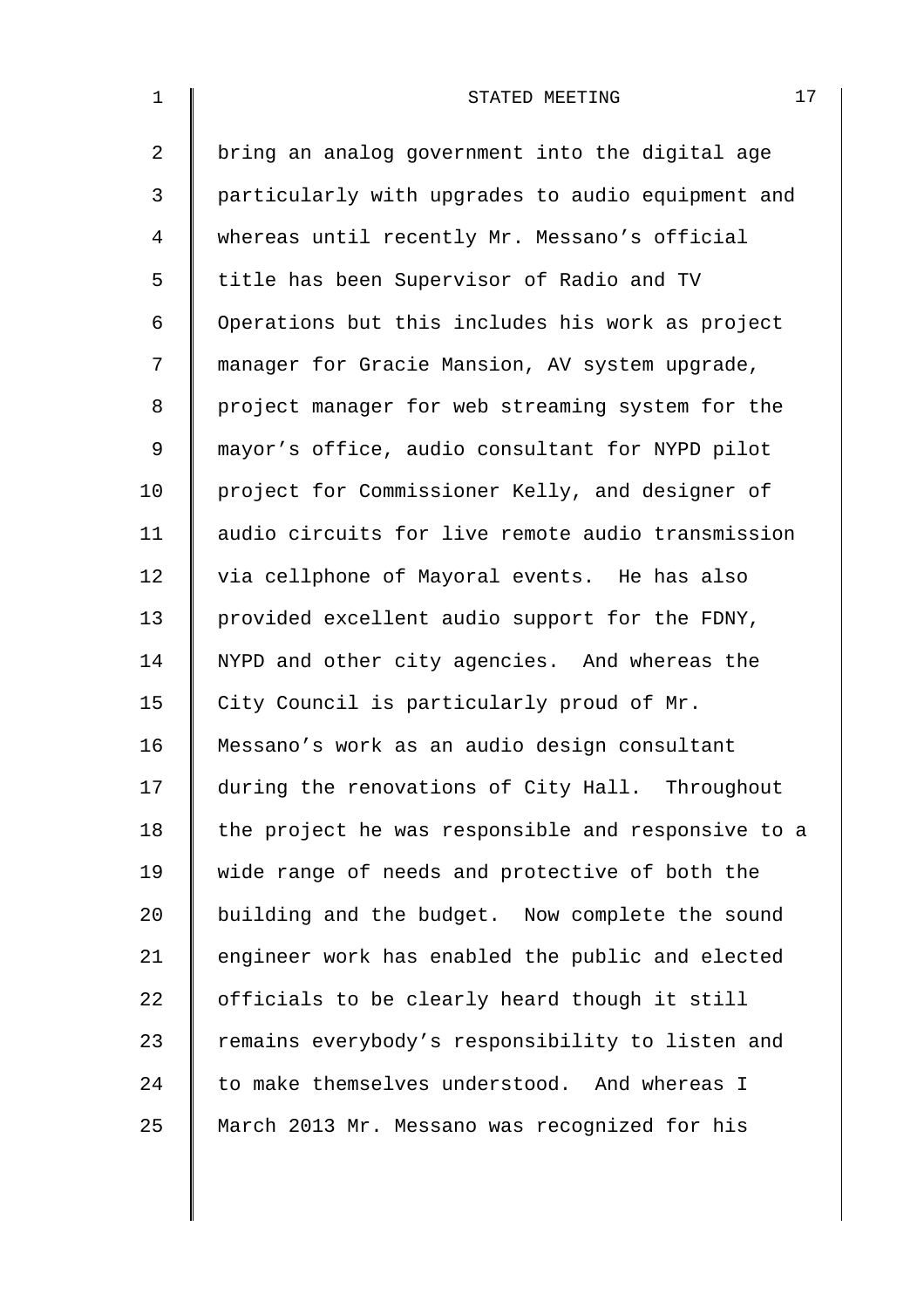bring an analog government into the digital age particularly with upgrades to audio equipment and whereas until recently Mr. Messano's official title has been Supervisor of Radio and TV Operations but this includes his work as project manager for Gracie Mansion, AV system upgrade, project manager for web streaming system for the mayor's office, audio consultant for NYPD pilot project for Commissioner Kelly, and designer of audio circuits for live remote audio transmission via cellphone of Mayoral events. He has also provided excellent audio support for the FDNY, NYPD and other city agencies. And whereas the City Council is particularly proud of Mr. Messano's work as an audio design consultant during the renovations of City Hall. Throughout the project he was responsible and responsive to a wide range of needs and protective of both the building and the budget. Now complete the sound engineer work has enabled the public and elected officials to be clearly heard though it still remains everybody's responsibility to listen and to make themselves understood. And whereas I March 2013 Mr. Messano was recognized for his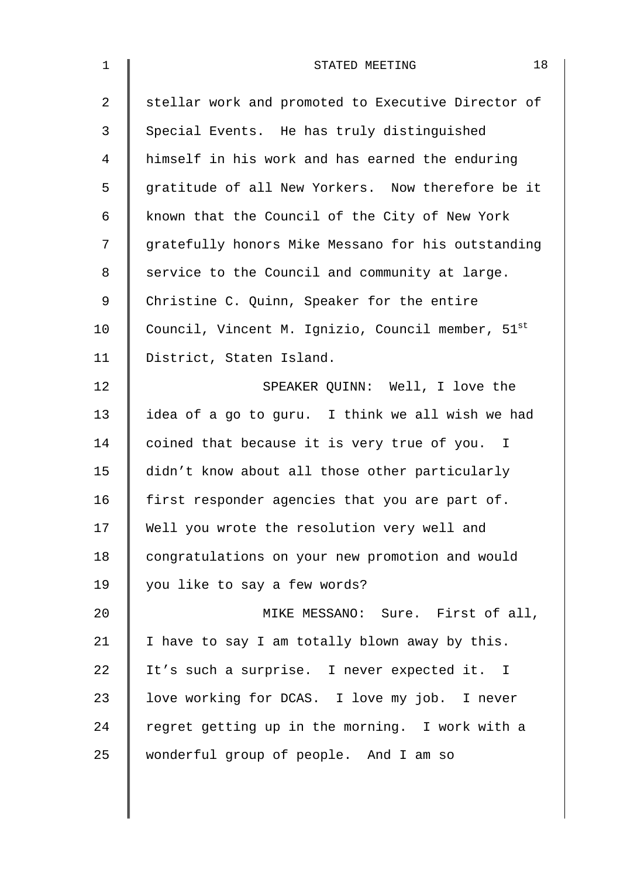stellar work and promoted to Executive Director of Special Events. He has truly distinguished himself in his work and has earned the enduring gratitude of all New Yorkers. Now therefore be it known that the Council of the City of New York gratefully honors Mike Messano for his outstanding service to the Council and community at large. Christine C. Quinn, Speaker for the entire Council, Vincent M. Ignizio, Council member, 51st District, Staten Island.

SPEAKER QUINN: Well, I love the idea of a go to guru. I think we all wish we had coined that because it is very true of you. I didn't know about all those other particularly first responder agencies that you are part of. Well you wrote the resolution very well and congratulations on your new promotion and would you like to say a few words?

MIKE MESSANO: Sure. First of all, I have to say I am totally blown away by this. It's such a surprise. I never expected it. I love working for DCAS. I love my job. I never regret getting up in the morning. I work with a wonderful group of people. And I am so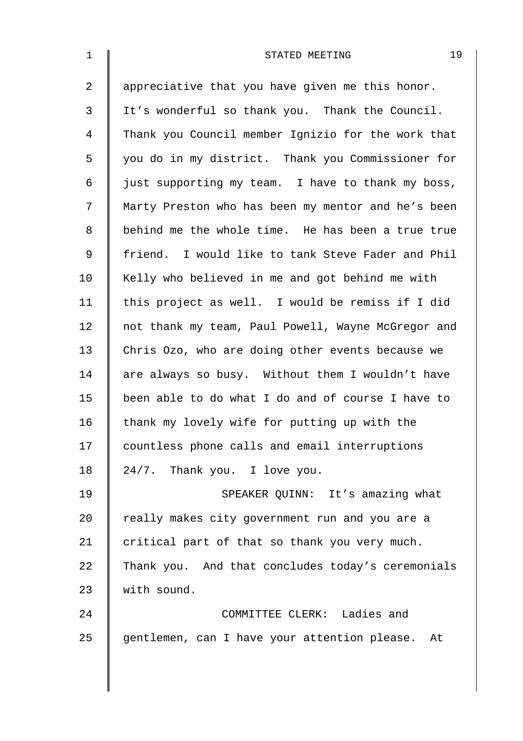appreciative that you have given me this honor. It's wonderful so thank you. Thank the Council. Thank you Council member Ignizio for the work that you do in my district. Thank you Commissioner for just supporting my team. I have to thank my boss, Marty Preston who has been my mentor and he's been behind me the whole time. He has been a true true friend. I would like to tank Steve Fader and Phil Kelly who believed in me and got behind me with this project as well. I would be remiss if I did not thank my team, Paul Powell, Wayne McGregor and Chris Ozo, who are doing other events because we are always so busy. Without them I wouldn't have been able to do what I do and of course I have to thank my lovely wife for putting up with the countless phone calls and email interruptions 24/7. Thank you. I love you.

SPEAKER QUINN: It's amazing what really makes city government run and you are a critical part of that so thank you very much. Thank you. And that concludes today's ceremonials with sound.

COMMITTEE CLERK: Ladies and gentlemen, can I have your attention please. At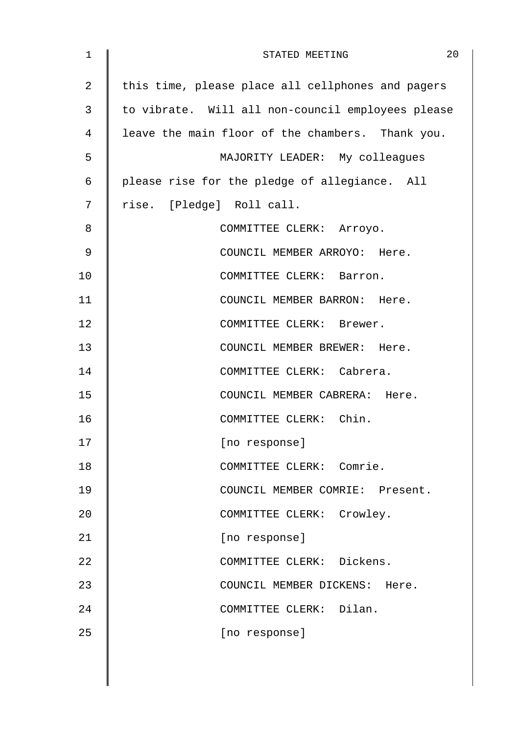this time, please place all cellphones and pagers to vibrate. Will all non-council employees please leave the main floor of the chambers. Thank you.

MAJORITY LEADER: My colleagues please rise for the pledge of allegiance. All rise. [Pledge] Roll call.

COMMITTEE CLERK: Arroyo.

COUNCIL MEMBER ARROYO: Here.

COMMITTEE CLERK: Barron.

COUNCIL MEMBER BARRON: Here.

COMMITTEE CLERK: Brewer.

COUNCIL MEMBER BREWER: Here.

COMMITTEE CLERK: Cabrera.

COUNCIL MEMBER CABRERA: Here.

COMMITTEE CLERK: Chin.

[no response]

COMMITTEE CLERK: Comrie.

COUNCIL MEMBER COMRIE: Present.

COMMITTEE CLERK: Crowley.

[no response]

COMMITTEE CLERK: Dickens.

COUNCIL MEMBER DICKENS: Here.

COMMITTEE CLERK: Dilan.

[no response]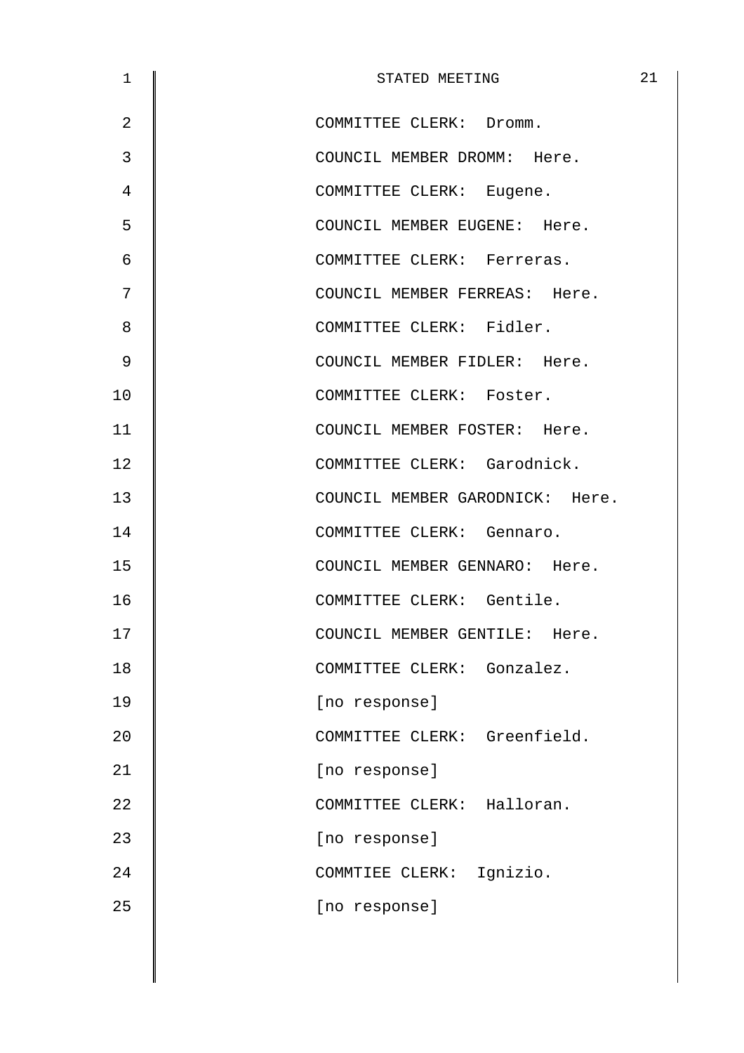COMMITTEE CLERK: Dromm.

COUNCIL MEMBER DROMM: Here.

COMMITTEE CLERK: Eugene.

COUNCIL MEMBER EUGENE: Here.

COMMITTEE CLERK: Ferreras.

COUNCIL MEMBER FERREAS: Here.

COMMITTEE CLERK: Fidler.

COUNCIL MEMBER FIDLER: Here.

COMMITTEE CLERK: Foster.

COUNCIL MEMBER FOSTER: Here.

COMMITTEE CLERK: Garodnick.

COUNCIL MEMBER GARODNICK: Here.

COMMITTEE CLERK: Gennaro.

COUNCIL MEMBER GENNARO: Here.

COMMITTEE CLERK: Gentile.

COUNCIL MEMBER GENTILE: Here.

COMMITTEE CLERK: Gonzalez.

[no response]

COMMITTEE CLERK: Greenfield.

[no response]

COMMITTEE CLERK: Halloran.

[no response]

COMMTIEE CLERK: Ignizio.

[no response]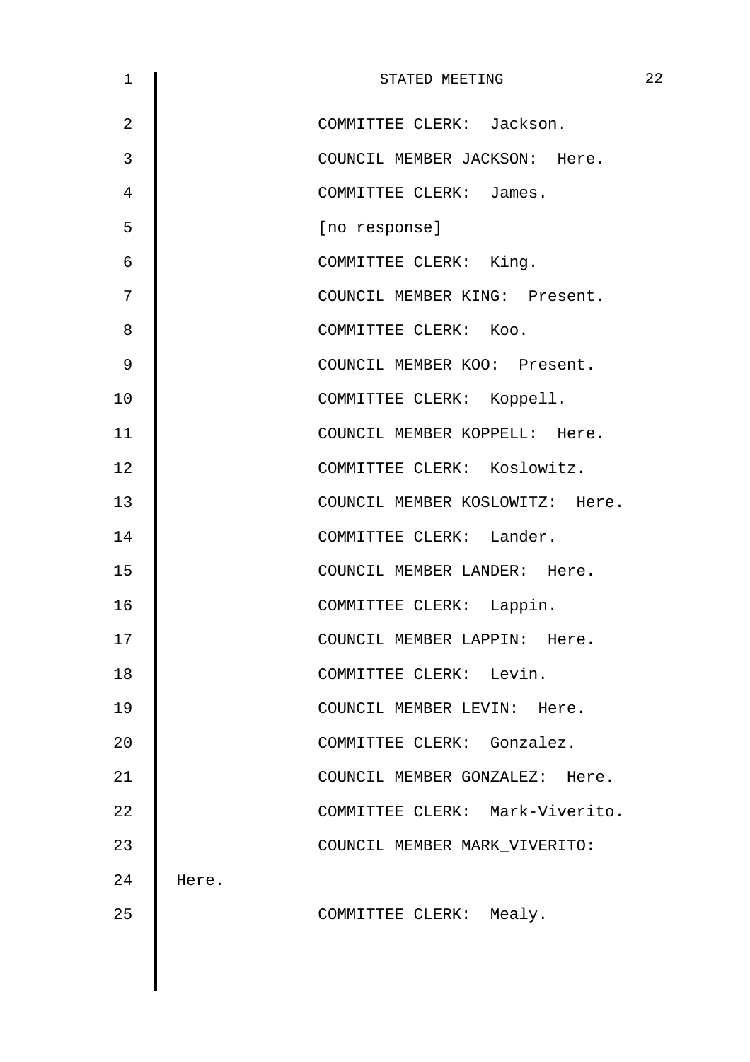COMMITTEE CLERK: Jackson.

COUNCIL MEMBER JACKSON: Here.

COMMITTEE CLERK: James.

[no response]

COMMITTEE CLERK: King.

COUNCIL MEMBER KING: Present.

COMMITTEE CLERK: Koo.

COUNCIL MEMBER KOO: Present.

COMMITTEE CLERK: Koppell.

COUNCIL MEMBER KOPPELL: Here.

COMMITTEE CLERK: Koslowitz.

COUNCIL MEMBER KOSLOWITZ: Here.

COMMITTEE CLERK: Lander.

COUNCIL MEMBER LANDER: Here.

COMMITTEE CLERK: Lappin.

COUNCIL MEMBER LAPPIN: Here.

COMMITTEE CLERK: Levin.

COUNCIL MEMBER LEVIN: Here.

COMMITTEE CLERK: Gonzalez.

COUNCIL MEMBER GONZALEZ: Here.

COMMITTEE CLERK: Mark-Viverito.

COUNCIL MEMBER MARK_VIVERITO: Here.

COMMITTEE CLERK: Mealy.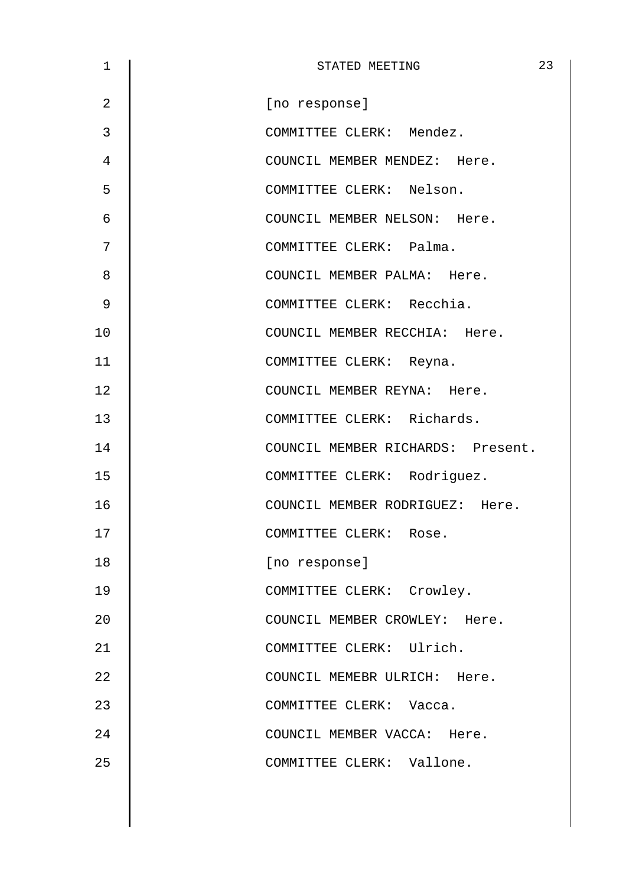[no response]

COMMITTEE CLERK: Mendez.

COUNCIL MEMBER MENDEZ: Here.

COMMITTEE CLERK: Nelson.

COUNCIL MEMBER NELSON: Here.

COMMITTEE CLERK: Palma.

COUNCIL MEMBER PALMA: Here.

COMMITTEE CLERK: Recchia.

COUNCIL MEMBER RECCHIA: Here.

COMMITTEE CLERK: Reyna.

COUNCIL MEMBER REYNA: Here.

COMMITTEE CLERK: Richards.

COUNCIL MEMBER RICHARDS: Present.

COMMITTEE CLERK: Rodriguez.

COUNCIL MEMBER RODRIGUEZ: Here.

COMMITTEE CLERK: Rose.

[no response]

COMMITTEE CLERK: Crowley.

COUNCIL MEMBER CROWLEY: Here.

COMMITTEE CLERK: Ulrich.

COUNCIL MEMEBR ULRICH: Here.

COMMITTEE CLERK: Vacca.

COUNCIL MEMBER VACCA: Here.

COMMITTEE CLERK: Vallone.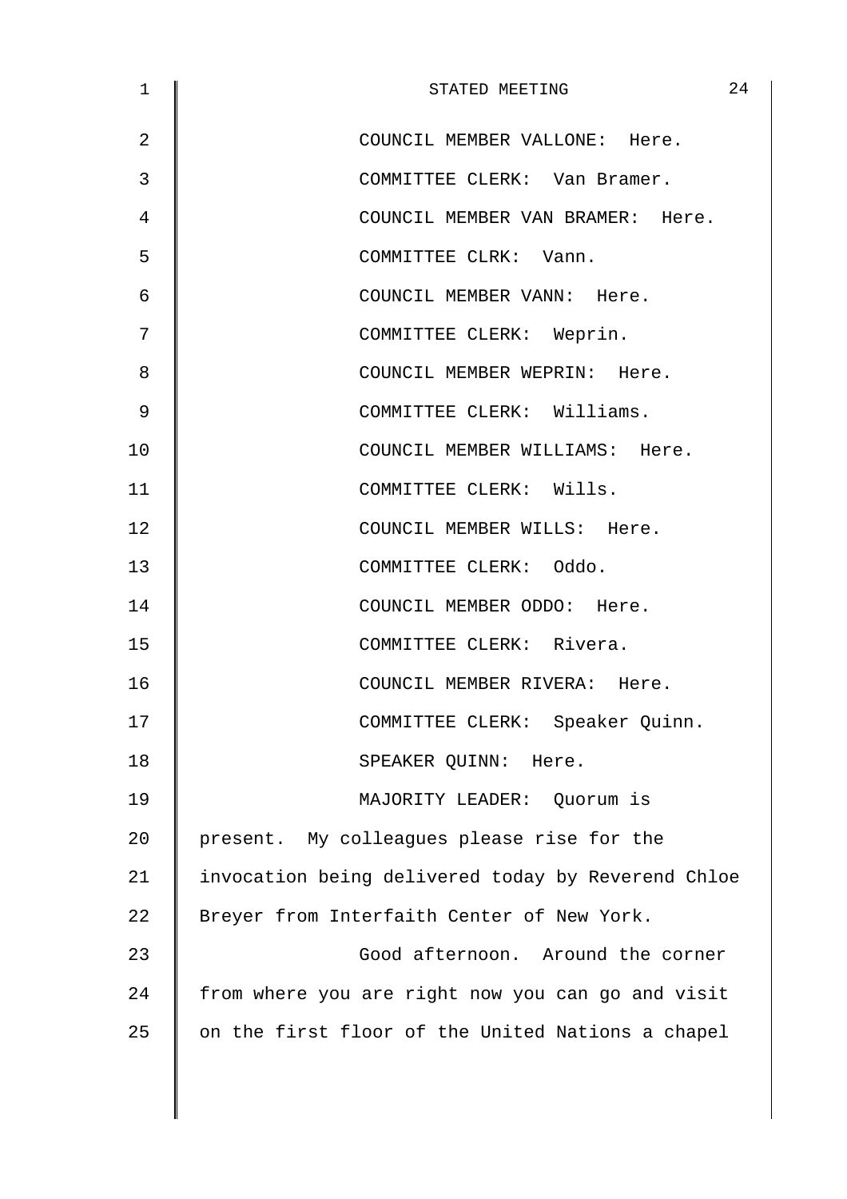COUNCIL MEMBER VALLONE: Here.

COMMITTEE CLERK: Van Bramer.

COUNCIL MEMBER VAN BRAMER: Here.

COMMITTEE CLRK: Vann.

COUNCIL MEMBER VANN: Here.

COMMITTEE CLERK: Weprin.

COUNCIL MEMBER WEPRIN: Here.

COMMITTEE CLERK: Williams.

COUNCIL MEMBER WILLIAMS: Here.

COMMITTEE CLERK: Wills.

COUNCIL MEMBER WILLS: Here.

COMMITTEE CLERK: Oddo.

COUNCIL MEMBER ODDO: Here.

COMMITTEE CLERK: Rivera.

COUNCIL MEMBER RIVERA: Here.

COMMITTEE CLERK: Speaker Quinn.

SPEAKER QUINN: Here.

MAJORITY LEADER: Quorum is present. My colleagues please rise for the invocation being delivered today by Reverend Chloe Breyer from Interfaith Center of New York.

Good afternoon. Around the corner from where you are right now you can go and visit on the first floor of the United Nations a chapel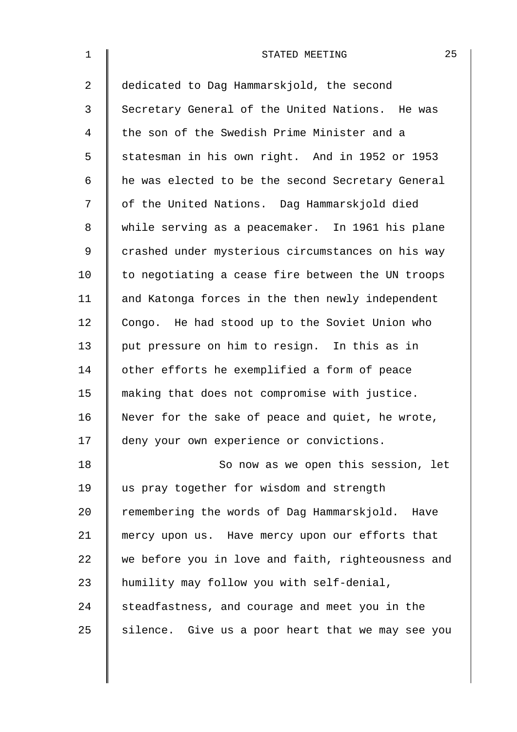dedicated to Dag Hammarskjold, the second Secretary General of the United Nations. He was the son of the Swedish Prime Minister and a statesman in his own right. And in 1952 or 1953 he was elected to be the second Secretary General of the United Nations. Dag Hammarskjold died while serving as a peacemaker. In 1961 his plane crashed under mysterious circumstances on his way to negotiating a cease fire between the UN troops and Katonga forces in the then newly independent Congo. He had stood up to the Soviet Union who put pressure on him to resign. In this as in other efforts he exemplified a form of peace making that does not compromise with justice. Never for the sake of peace and quiet, he wrote, deny your own experience or convictions.

So now as we open this session, let us pray together for wisdom and strength remembering the words of Dag Hammarskjold. Have mercy upon us. Have mercy upon our efforts that we before you in love and faith, righteousness and humility may follow you with self-denial, steadfastness, and courage and meet you in the silence. Give us a poor heart that we may see you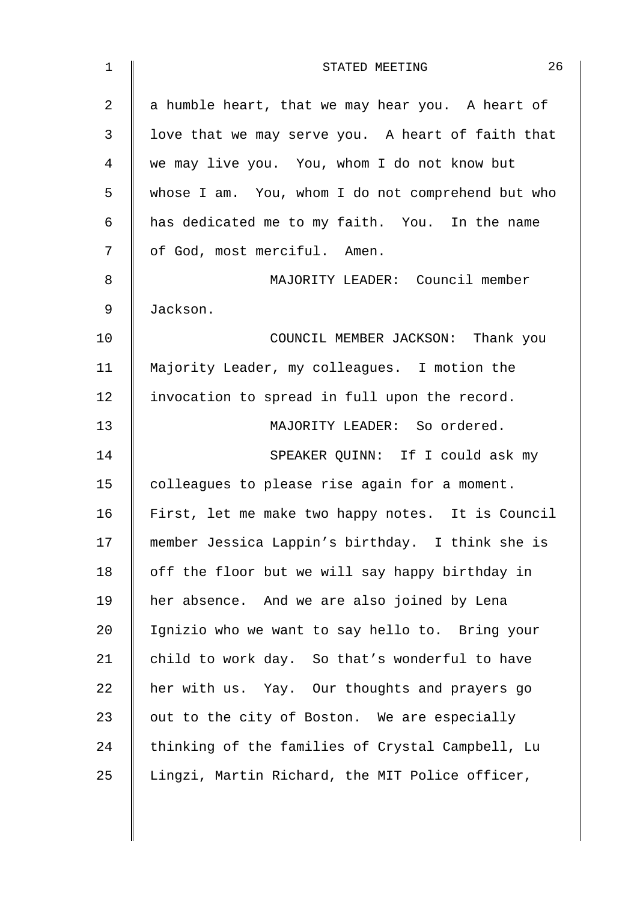a humble heart, that we may hear you. A heart of love that we may serve you. A heart of faith that we may live you. You, whom I do not know but whose I am. You, whom I do not comprehend but who has dedicated me to my faith. You. In the name of God, most merciful. Amen.

MAJORITY LEADER: Council member Jackson.

COUNCIL MEMBER JACKSON: Thank you Majority Leader, my colleagues. I motion the invocation to spread in full upon the record.

MAJORITY LEADER: So ordered.

SPEAKER QUINN: If I could ask my colleagues to please rise again for a moment. First, let me make two happy notes. It is Council member Jessica Lappin's birthday. I think she is off the floor but we will say happy birthday in her absence. And we are also joined by Lena Ignizio who we want to say hello to. Bring your child to work day. So that's wonderful to have her with us. Yay. Our thoughts and prayers go out to the city of Boston. We are especially thinking of the families of Crystal Campbell, Lu Lingzi, Martin Richard, the MIT Police officer,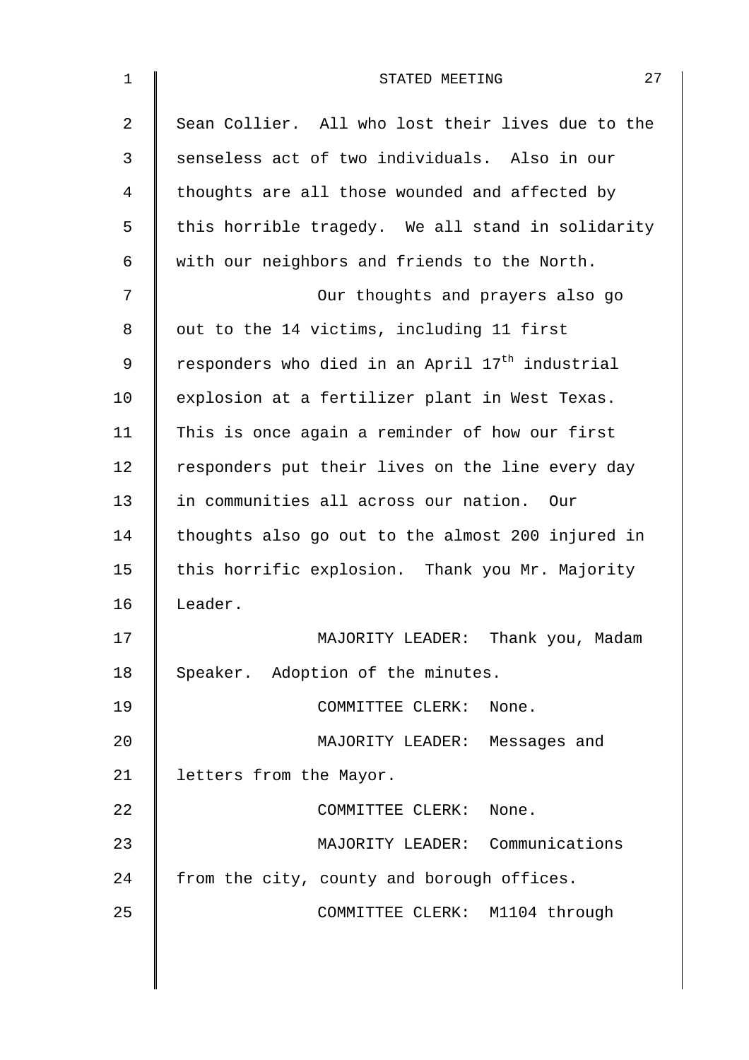Sean Collier. All who lost their lives due to the senseless act of two individuals. Also in our thoughts are all those wounded and affected by this horrible tragedy. We all stand in solidarity with our neighbors and friends to the North.

Our thoughts and prayers also go out to the 14 victims, including 11 first responders who died in an April 17th industrial explosion at a fertilizer plant in West Texas. This is once again a reminder of how our first responders put their lives on the line every day in communities all across our nation. Our thoughts also go out to the almost 200 injured in this horrific explosion. Thank you Mr. Majority Leader.

MAJORITY LEADER: Thank you, Madam Speaker. Adoption of the minutes.

COMMITTEE CLERK: None.

MAJORITY LEADER: Messages and letters from the Mayor.

COMMITTEE CLERK: None.

MAJORITY LEADER: Communications from the city, county and borough offices.

COMMITTEE CLERK: M1104 through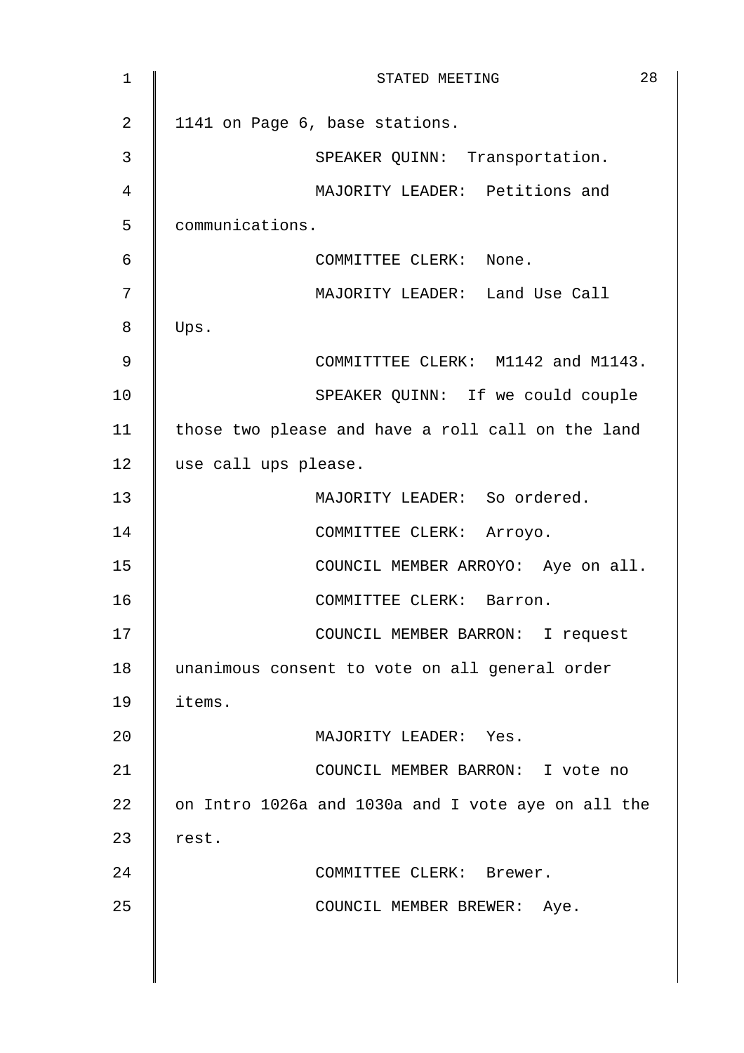1141 on Page 6, base stations.

SPEAKER QUINN: Transportation.

MAJORITY LEADER: Petitions and communications.

COMMITTEE CLERK: None.

MAJORITY LEADER: Land Use Call Ups.

COMMITTTEE CLERK: M1142 and M1143.

SPEAKER QUINN: If we could couple those two please and have a roll call on the land use call ups please.

MAJORITY LEADER: So ordered.

COMMITTEE CLERK: Arroyo.

COUNCIL MEMBER ARROYO: Aye on all.

COMMITTEE CLERK: Barron.

COUNCIL MEMBER BARRON: I request unanimous consent to vote on all general order items.

MAJORITY LEADER: Yes.

COUNCIL MEMBER BARRON: I vote no on Intro 1026a and 1030a and I vote aye on all the rest.

COMMITTEE CLERK: Brewer.

COUNCIL MEMBER BREWER: Aye.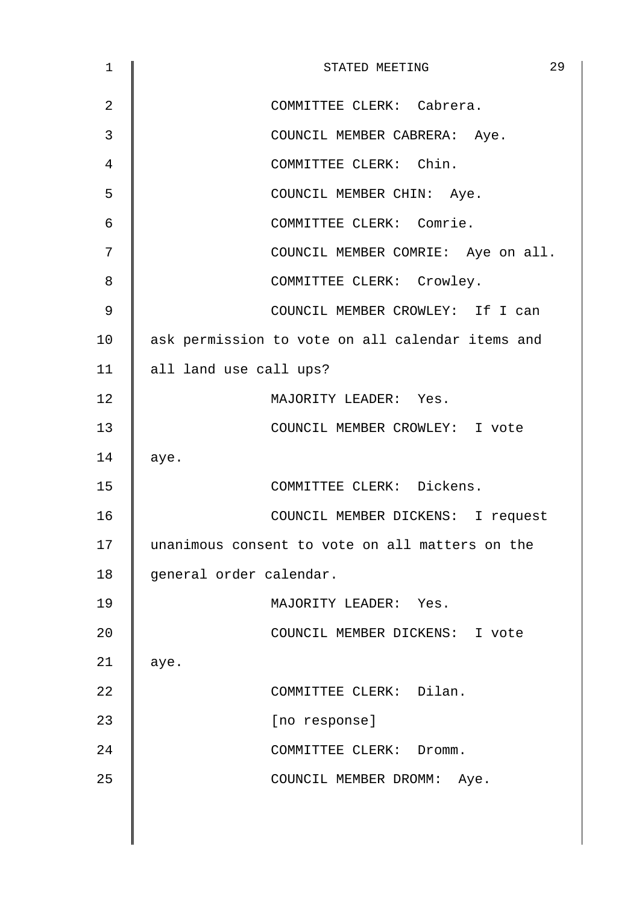COMMITTEE CLERK: Cabrera.

COUNCIL MEMBER CABRERA: Aye.

COMMITTEE CLERK: Chin.

COUNCIL MEMBER CHIN: Aye.

COMMITTEE CLERK: Comrie.

COUNCIL MEMBER COMRIE: Aye on all.

COMMITTEE CLERK: Crowley.

COUNCIL MEMBER CROWLEY: If I can ask permission to vote on all calendar items and all land use call ups?

MAJORITY LEADER: Yes.

COUNCIL MEMBER CROWLEY: I vote aye.

COMMITTEE CLERK: Dickens.

COUNCIL MEMBER DICKENS: I request unanimous consent to vote on all matters on the general order calendar.

MAJORITY LEADER: Yes.

COUNCIL MEMBER DICKENS: I vote aye.

COMMITTEE CLERK: Dilan.

[no response]

COMMITTEE CLERK: Dromm.

COUNCIL MEMBER DROMM: Aye.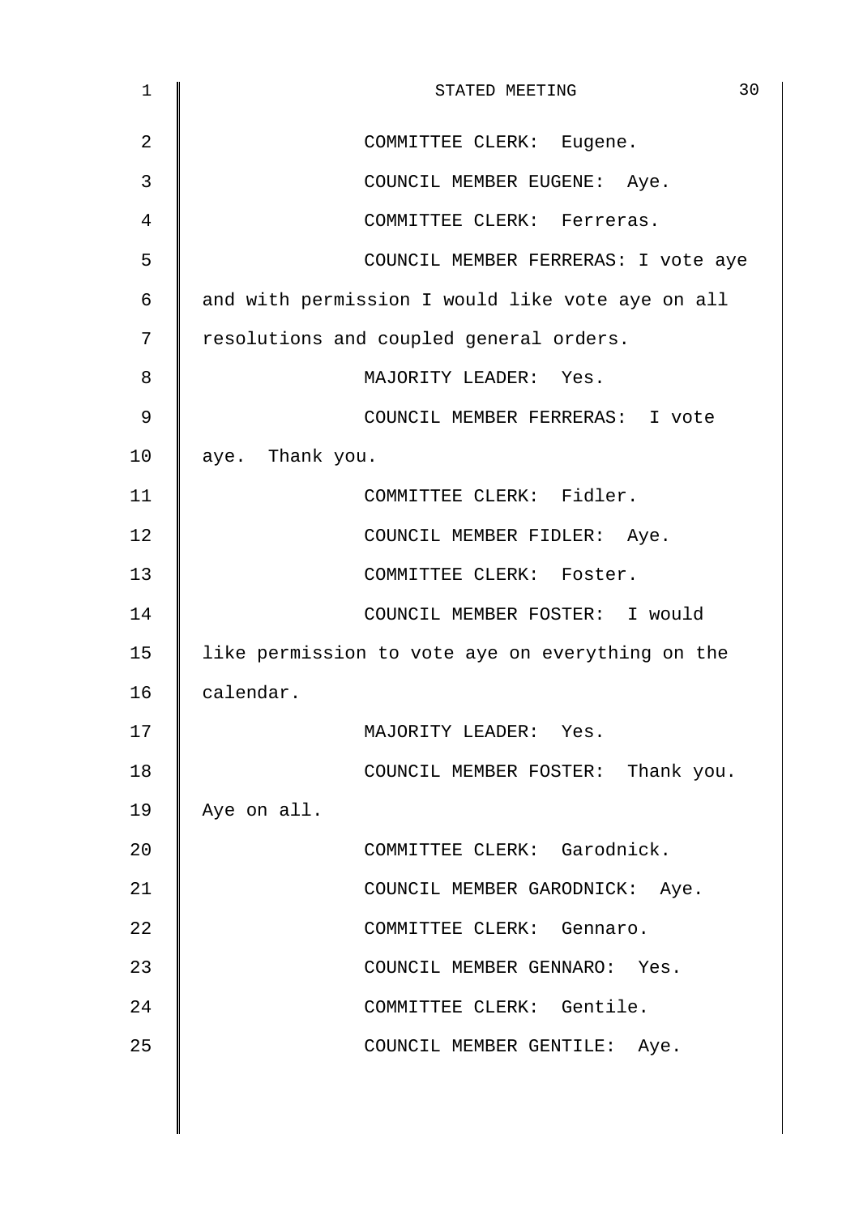COMMITTEE CLERK: Eugene.

COUNCIL MEMBER EUGENE: Aye.

COMMITTEE CLERK: Ferreras.

COUNCIL MEMBER FERRERAS: I vote aye and with permission I would like vote aye on all resolutions and coupled general orders.

MAJORITY LEADER: Yes.

COUNCIL MEMBER FERRERAS: I vote aye. Thank you.

COMMITTEE CLERK: Fidler.

COUNCIL MEMBER FIDLER: Aye.

COMMITTEE CLERK: Foster.

COUNCIL MEMBER FOSTER: I would like permission to vote aye on everything on the calendar.

MAJORITY LEADER: Yes.

COUNCIL MEMBER FOSTER: Thank you. Aye on all.

COMMITTEE CLERK: Garodnick.

COUNCIL MEMBER GARODNICK: Aye.

COMMITTEE CLERK: Gennaro.

COUNCIL MEMBER GENNARO: Yes.

COMMITTEE CLERK: Gentile.

COUNCIL MEMBER GENTILE: Aye.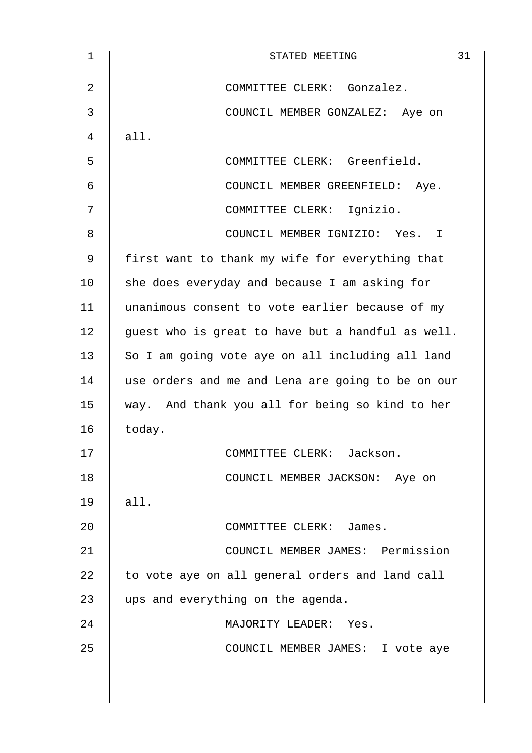COMMITTEE CLERK: Gonzalez.

COUNCIL MEMBER GONZALEZ: Aye on all.

COMMITTEE CLERK: Greenfield.

COUNCIL MEMBER GREENFIELD: Aye.

COMMITTEE CLERK: Ignizio.

COUNCIL MEMBER IGNIZIO: Yes. I first want to thank my wife for everything that she does everyday and because I am asking for unanimous consent to vote earlier because of my guest who is great to have but a handful as well. So I am going vote aye on all including all land use orders and me and Lena are going to be on our way. And thank you all for being so kind to her today.

COMMITTEE CLERK: Jackson.

COUNCIL MEMBER JACKSON: Aye on all.

COMMITTEE CLERK: James.

COUNCIL MEMBER JAMES: Permission to vote aye on all general orders and land call ups and everything on the agenda.

MAJORITY LEADER: Yes.

COUNCIL MEMBER JAMES: I vote aye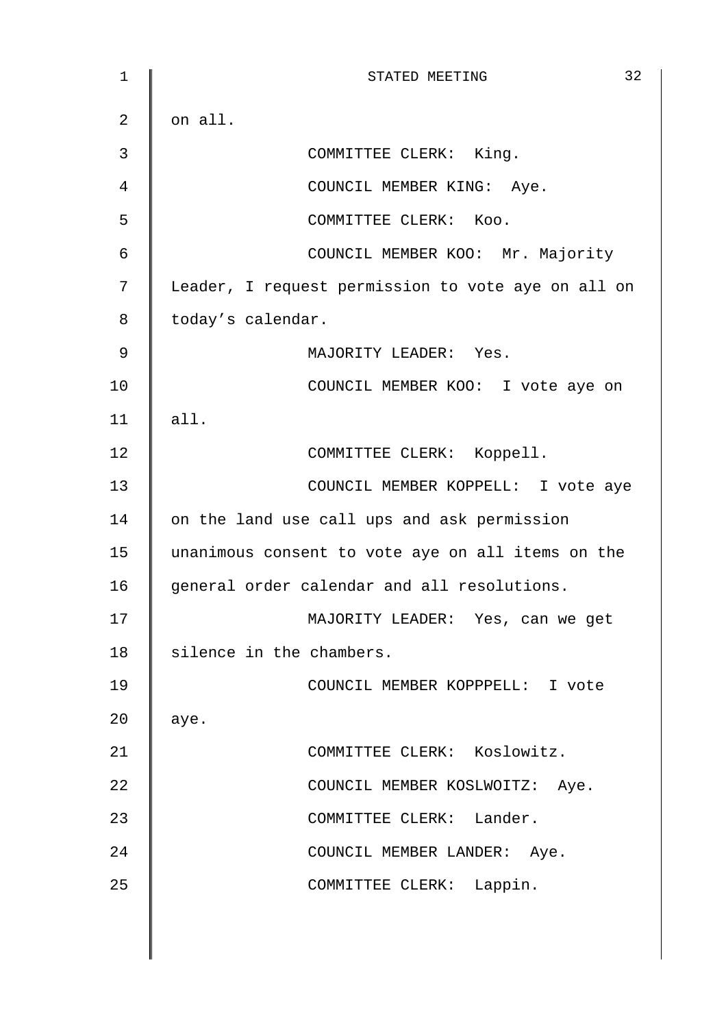on all.

COMMITTEE CLERK: King.

COUNCIL MEMBER KING: Aye.

COMMITTEE CLERK: Koo.

COUNCIL MEMBER KOO: Mr. Majority Leader, I request permission to vote aye on all on today's calendar.

MAJORITY LEADER: Yes.

COUNCIL MEMBER KOO: I vote aye on all.

COMMITTEE CLERK: Koppell.

COUNCIL MEMBER KOPPELL: I vote aye on the land use call ups and ask permission unanimous consent to vote aye on all items on the general order calendar and all resolutions.

MAJORITY LEADER: Yes, can we get silence in the chambers.

COUNCIL MEMBER KOPPPELL: I vote aye.

COMMITTEE CLERK: Koslowitz.

COUNCIL MEMBER KOSLWOITZ: Aye.

COMMITTEE CLERK: Lander.

COUNCIL MEMBER LANDER: Aye.

COMMITTEE CLERK: Lappin.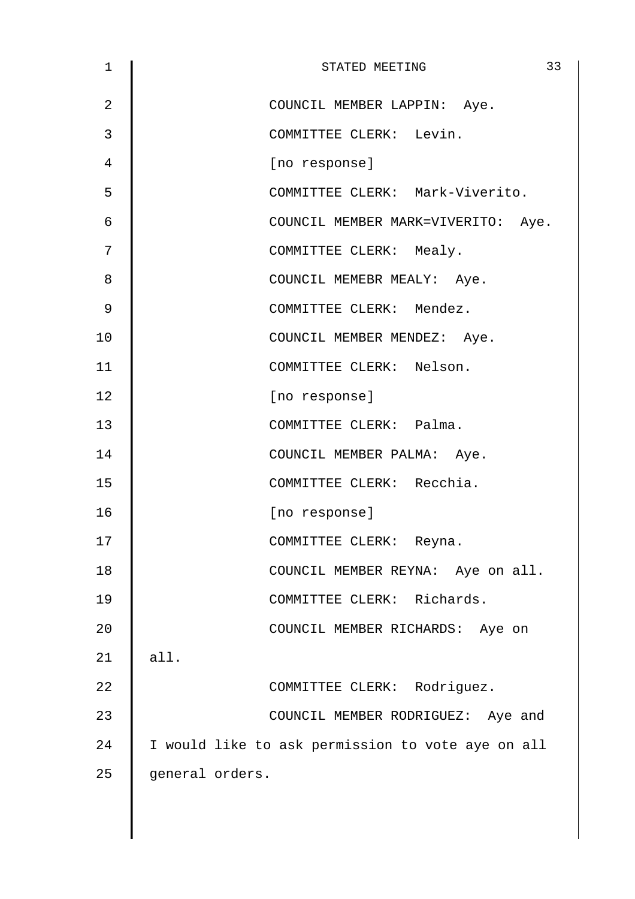COUNCIL MEMBER LAPPIN: Aye.

COMMITTEE CLERK: Levin.

[no response]

COMMITTEE CLERK: Mark-Viverito.

COUNCIL MEMBER MARK=VIVERITO: Aye.

COMMITTEE CLERK: Mealy.

COUNCIL MEMEBR MEALY: Aye.

COMMITTEE CLERK: Mendez.

COUNCIL MEMBER MENDEZ: Aye.

COMMITTEE CLERK: Nelson.

[no response]

COMMITTEE CLERK: Palma.

COUNCIL MEMBER PALMA: Aye.

COMMITTEE CLERK: Recchia.

[no response]

COMMITTEE CLERK: Reyna.

COUNCIL MEMBER REYNA: Aye on all.

COMMITTEE CLERK: Richards.

COUNCIL MEMBER RICHARDS: Aye on all.

COMMITTEE CLERK: Rodriguez.

COUNCIL MEMBER RODRIGUEZ: Aye and I would like to ask permission to vote aye on all general orders.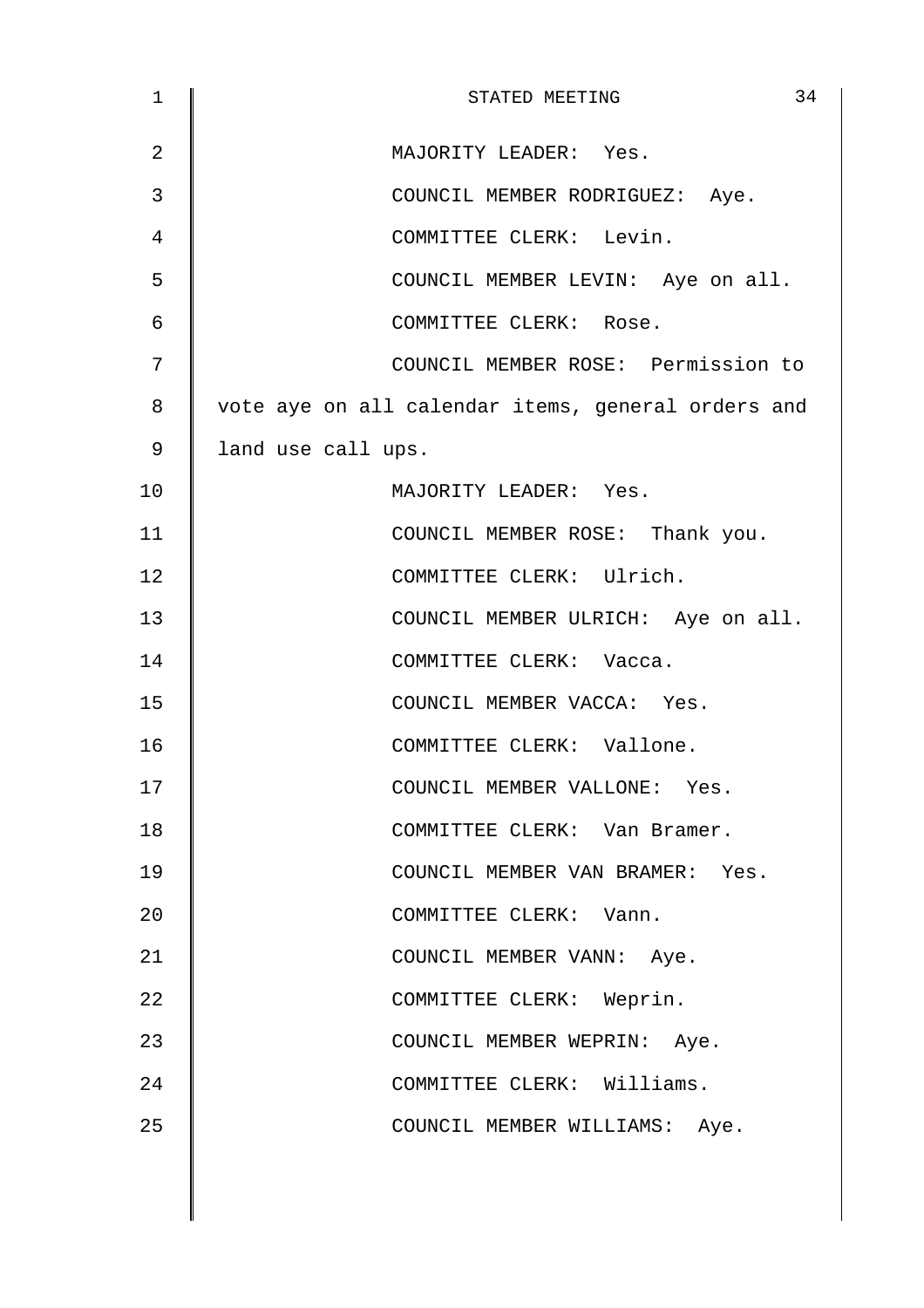MAJORITY LEADER: Yes.

COUNCIL MEMBER RODRIGUEZ: Aye.

COMMITTEE CLERK: Levin.

COUNCIL MEMBER LEVIN: Aye on all.

COMMITTEE CLERK: Rose.

COUNCIL MEMBER ROSE: Permission to vote aye on all calendar items, general orders and land use call ups.

MAJORITY LEADER: Yes.

COUNCIL MEMBER ROSE: Thank you.

COMMITTEE CLERK: Ulrich.

COUNCIL MEMBER ULRICH: Aye on all.

COMMITTEE CLERK: Vacca.

COUNCIL MEMBER VACCA: Yes.

COMMITTEE CLERK: Vallone.

COUNCIL MEMBER VALLONE: Yes.

COMMITTEE CLERK: Van Bramer.

COUNCIL MEMBER VAN BRAMER: Yes.

COMMITTEE CLERK: Vann.

COUNCIL MEMBER VANN: Aye.

COMMITTEE CLERK: Weprin.

COUNCIL MEMBER WEPRIN: Aye.

COMMITTEE CLERK: Williams.

COUNCIL MEMBER WILLIAMS: Aye.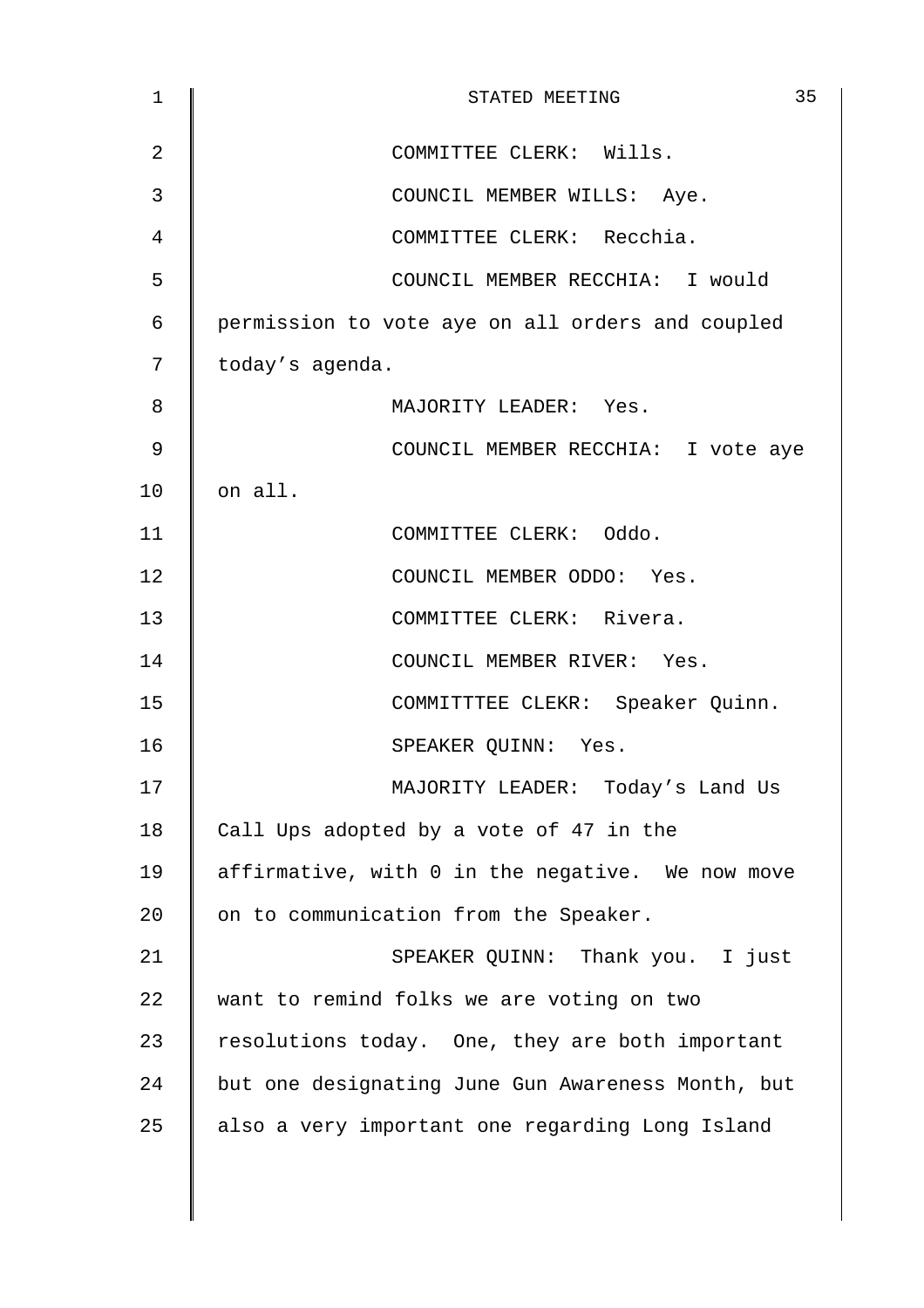COMMITTEE CLERK: Wills.

COUNCIL MEMBER WILLS: Aye.

COMMITTEE CLERK: Recchia.

COUNCIL MEMBER RECCHIA: I would permission to vote aye on all orders and coupled today's agenda.

MAJORITY LEADER: Yes.

COUNCIL MEMBER RECCHIA: I vote aye on all.

COMMITTEE CLERK: Oddo.

COUNCIL MEMBER ODDO: Yes.

COMMITTEE CLERK: Rivera.

COUNCIL MEMBER RIVER: Yes.

COMMITTTEE CLEKR: Speaker Quinn.

SPEAKER QUINN: Yes.

MAJORITY LEADER: Today's Land Us Call Ups adopted by a vote of 47 in the affirmative, with 0 in the negative. We now move on to communication from the Speaker.

SPEAKER QUINN: Thank you. I just want to remind folks we are voting on two resolutions today. One, they are both important but one designating June Gun Awareness Month, but also a very important one regarding Long Island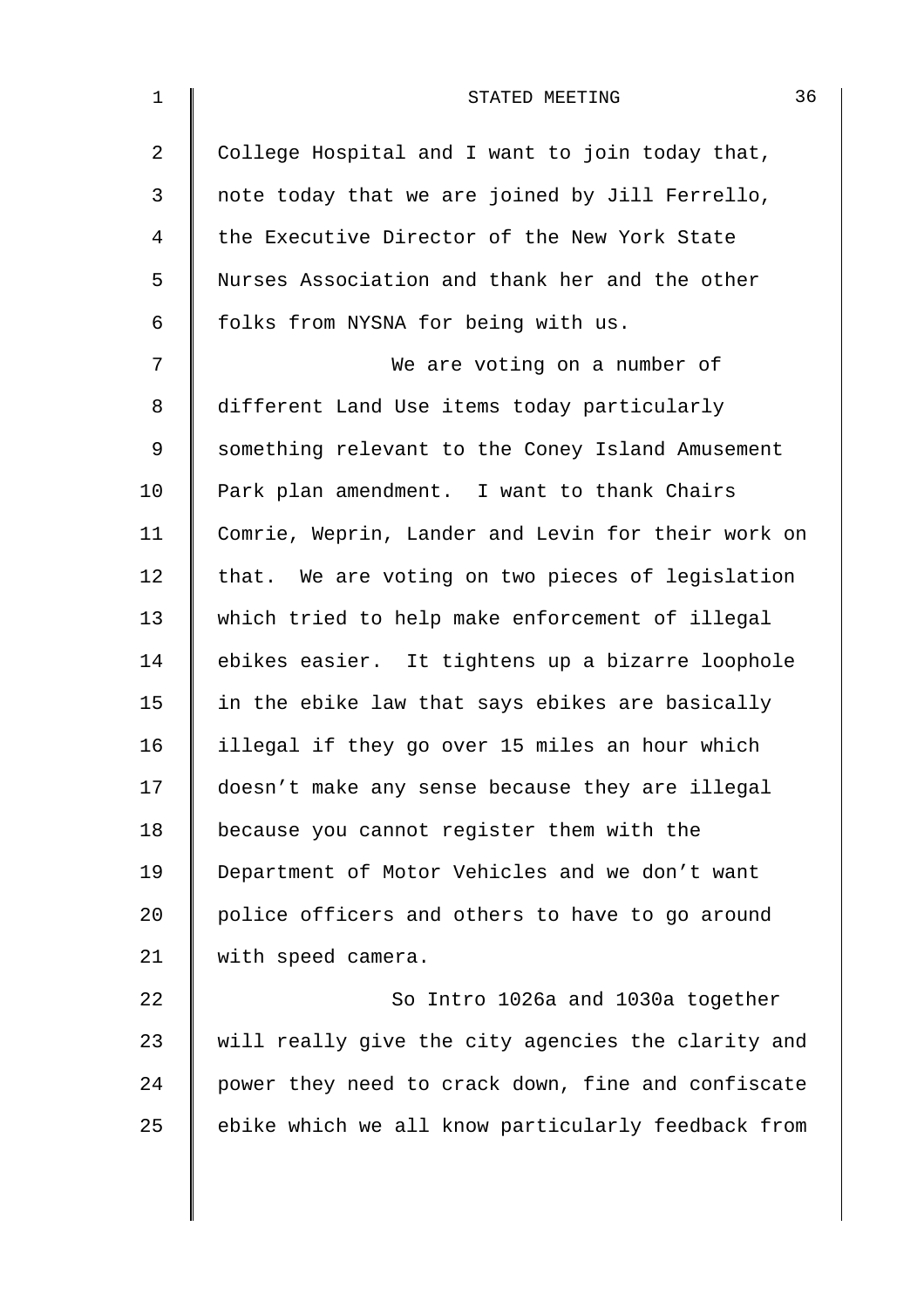College Hospital and I want to join today that, note today that we are joined by Jill Ferrello, the Executive Director of the New York State Nurses Association and thank her and the other folks from NYSNA for being with us.

We are voting on a number of different Land Use items today particularly something relevant to the Coney Island Amusement Park plan amendment. I want to thank Chairs Comrie, Weprin, Lander and Levin for their work on that. We are voting on two pieces of legislation which tried to help make enforcement of illegal ebikes easier. It tightens up a bizarre loophole in the ebike law that says ebikes are basically illegal if they go over 15 miles an hour which doesn't make any sense because they are illegal because you cannot register them with the Department of Motor Vehicles and we don't want police officers and others to have to go around with speed camera.

So Intro 1026a and 1030a together will really give the city agencies the clarity and power they need to crack down, fine and confiscate ebike which we all know particularly feedback from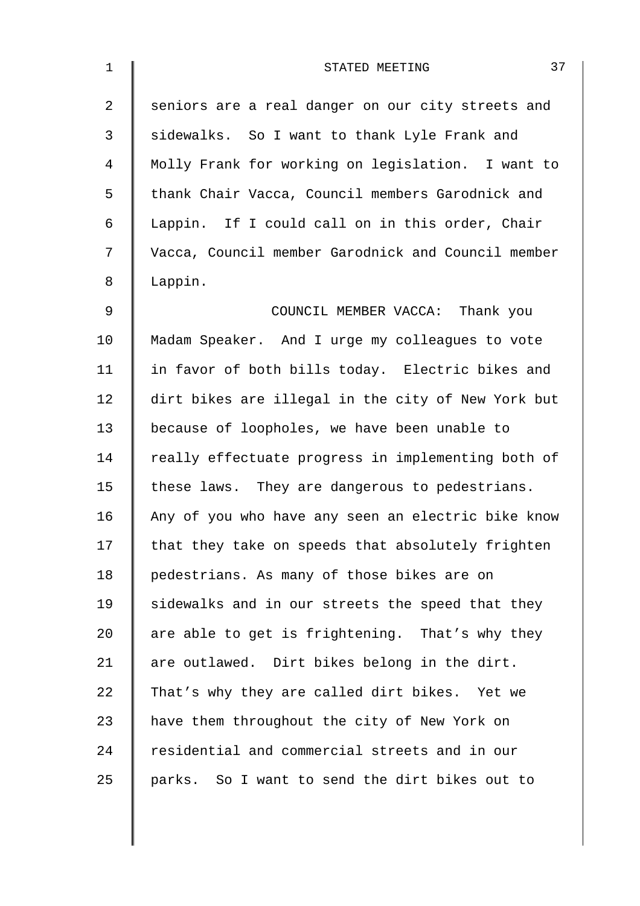seniors are a real danger on our city streets and sidewalks. So I want to thank Lyle Frank and Molly Frank for working on legislation. I want to thank Chair Vacca, Council members Garodnick and Lappin. If I could call on in this order, Chair Vacca, Council member Garodnick and Council member Lappin.

COUNCIL MEMBER VACCA: Thank you Madam Speaker. And I urge my colleagues to vote in favor of both bills today. Electric bikes and dirt bikes are illegal in the city of New York but because of loopholes, we have been unable to really effectuate progress in implementing both of these laws. They are dangerous to pedestrians. Any of you who have any seen an electric bike know that they take on speeds that absolutely frighten pedestrians. As many of those bikes are on sidewalks and in our streets the speed that they are able to get is frightening. That's why they are outlawed. Dirt bikes belong in the dirt. That's why they are called dirt bikes. Yet we have them throughout the city of New York on residential and commercial streets and in our parks. So I want to send the dirt bikes out to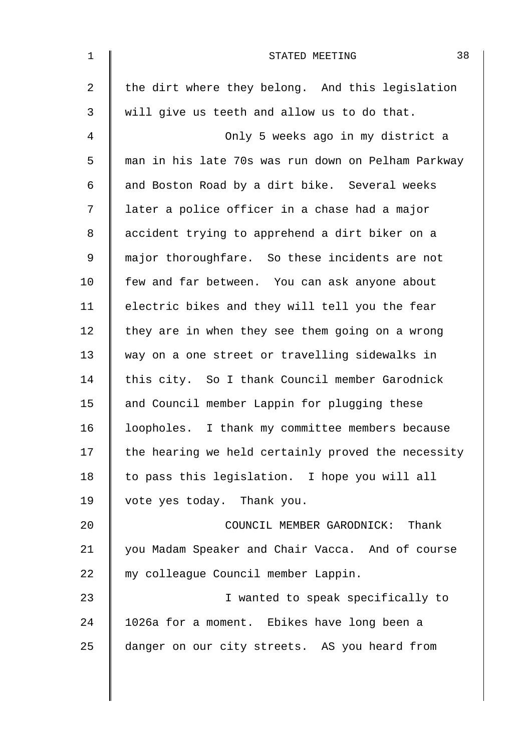the dirt where they belong. And this legislation will give us teeth and allow us to do that.

Only 5 weeks ago in my district a man in his late 70s was run down on Pelham Parkway and Boston Road by a dirt bike. Several weeks later a police officer in a chase had a major accident trying to apprehend a dirt biker on a major thoroughfare. So these incidents are not few and far between. You can ask anyone about electric bikes and they will tell you the fear they are in when they see them going on a wrong way on a one street or travelling sidewalks in this city. So I thank Council member Garodnick and Council member Lappin for plugging these loopholes. I thank my committee members because the hearing we held certainly proved the necessity to pass this legislation. I hope you will all vote yes today. Thank you.

COUNCIL MEMBER GARODNICK: Thank you Madam Speaker and Chair Vacca. And of course my colleague Council member Lappin.

I wanted to speak specifically to 1026a for a moment. Ebikes have long been a danger on our city streets. AS you heard from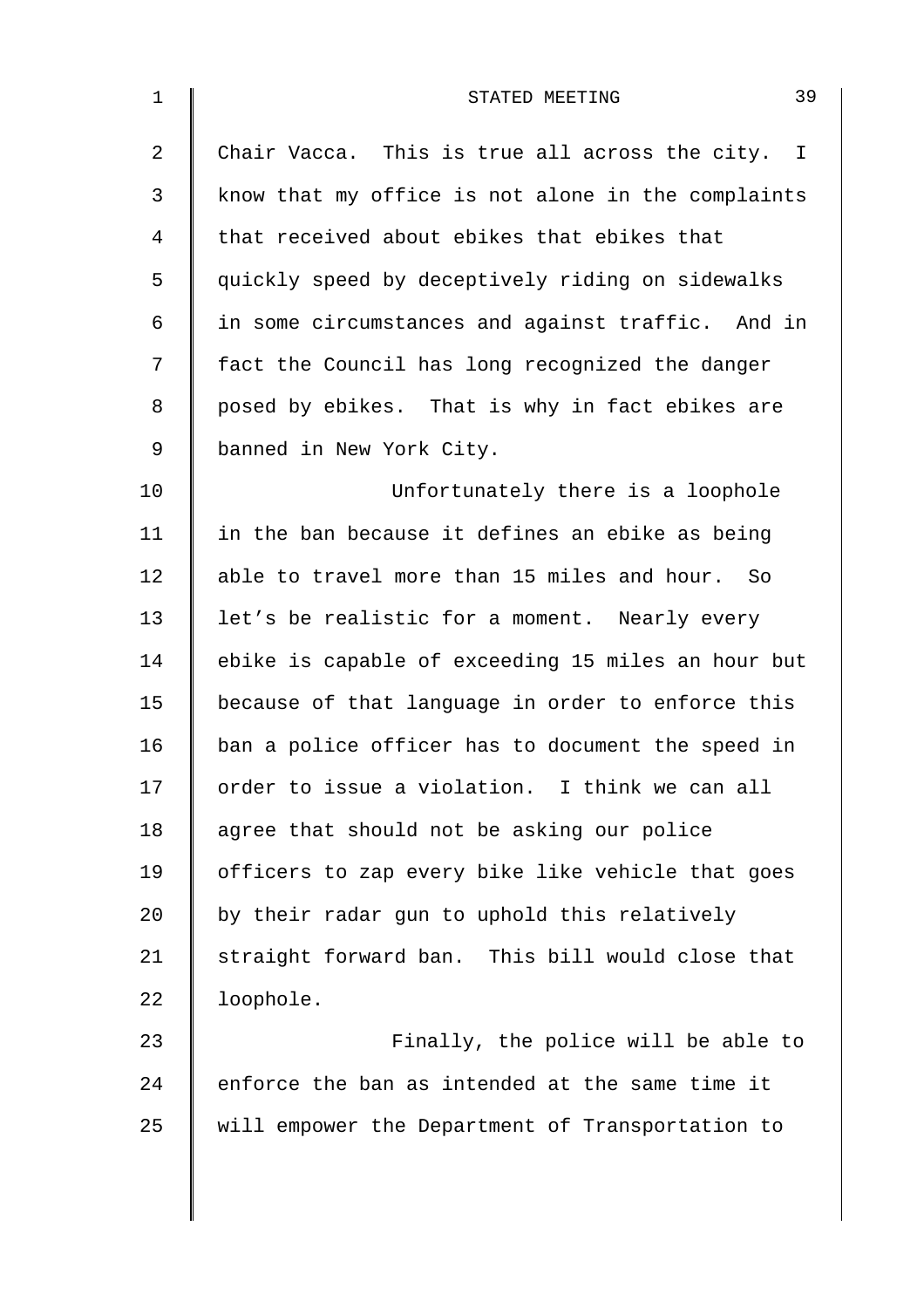Chair Vacca. This is true all across the city. I know that my office is not alone in the complaints that received about ebikes that ebikes that quickly speed by deceptively riding on sidewalks in some circumstances and against traffic. And in fact the Council has long recognized the danger posed by ebikes. That is why in fact ebikes are banned in New York City.

Unfortunately there is a loophole in the ban because it defines an ebike as being able to travel more than 15 miles and hour. So let's be realistic for a moment. Nearly every ebike is capable of exceeding 15 miles an hour but because of that language in order to enforce this ban a police officer has to document the speed in order to issue a violation. I think we can all agree that should not be asking our police officers to zap every bike like vehicle that goes by their radar gun to uphold this relatively straight forward ban. This bill would close that loophole.

Finally, the police will be able to enforce the ban as intended at the same time it will empower the Department of Transportation to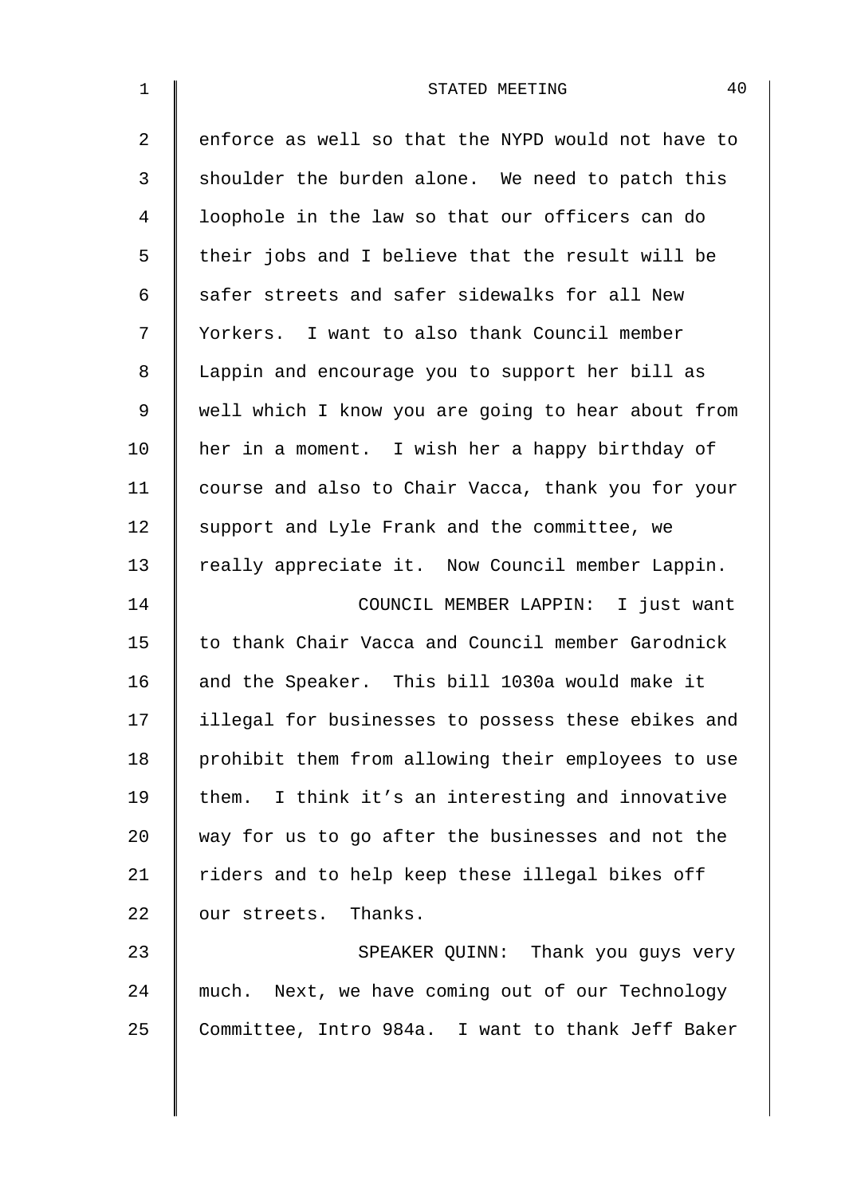enforce as well so that the NYPD would not have to shoulder the burden alone. We need to patch this loophole in the law so that our officers can do their jobs and I believe that the result will be safer streets and safer sidewalks for all New Yorkers. I want to also thank Council member Lappin and encourage you to support her bill as well which I know you are going to hear about from her in a moment. I wish her a happy birthday of course and also to Chair Vacca, thank you for your support and Lyle Frank and the committee, we really appreciate it. Now Council member Lappin.

COUNCIL MEMBER LAPPIN: I just want to thank Chair Vacca and Council member Garodnick and the Speaker. This bill 1030a would make it illegal for businesses to possess these ebikes and prohibit them from allowing their employees to use them. I think it's an interesting and innovative way for us to go after the businesses and not the riders and to help keep these illegal bikes off our streets. Thanks.

SPEAKER QUINN: Thank you guys very much. Next, we have coming out of our Technology Committee, Intro 984a. I want to thank Jeff Baker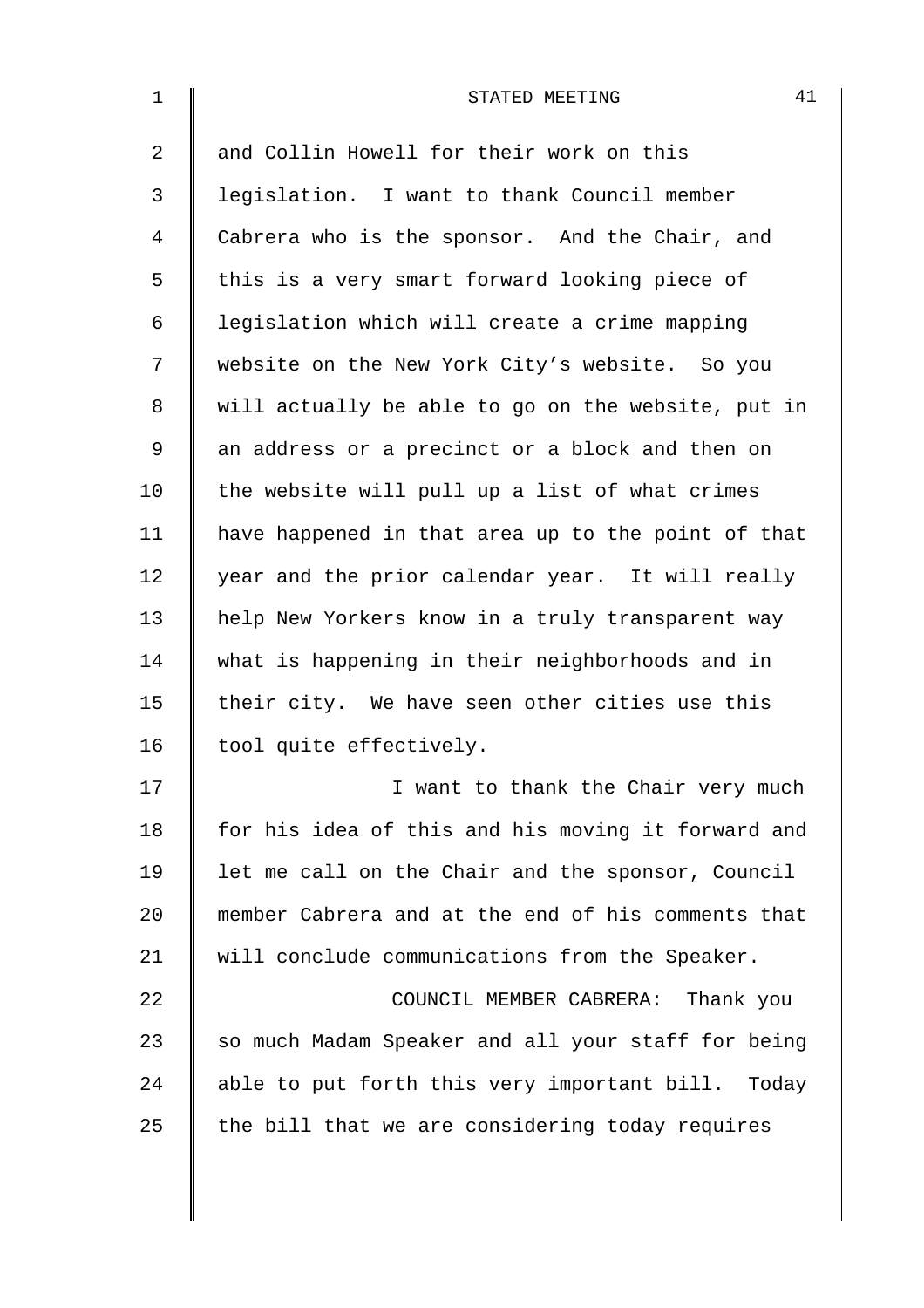and Collin Howell for their work on this legislation. I want to thank Council member Cabrera who is the sponsor. And the Chair, and this is a very smart forward looking piece of legislation which will create a crime mapping website on the New York City's website. So you will actually be able to go on the website, put in an address or a precinct or a block and then on the website will pull up a list of what crimes have happened in that area up to the point of that year and the prior calendar year. It will really help New Yorkers know in a truly transparent way what is happening in their neighborhoods and in their city. We have seen other cities use this tool quite effectively.

I want to thank the Chair very much for his idea of this and his moving it forward and let me call on the Chair and the sponsor, Council member Cabrera and at the end of his comments that will conclude communications from the Speaker.

COUNCIL MEMBER CABRERA: Thank you so much Madam Speaker and all your staff for being able to put forth this very important bill. Today the bill that we are considering today requires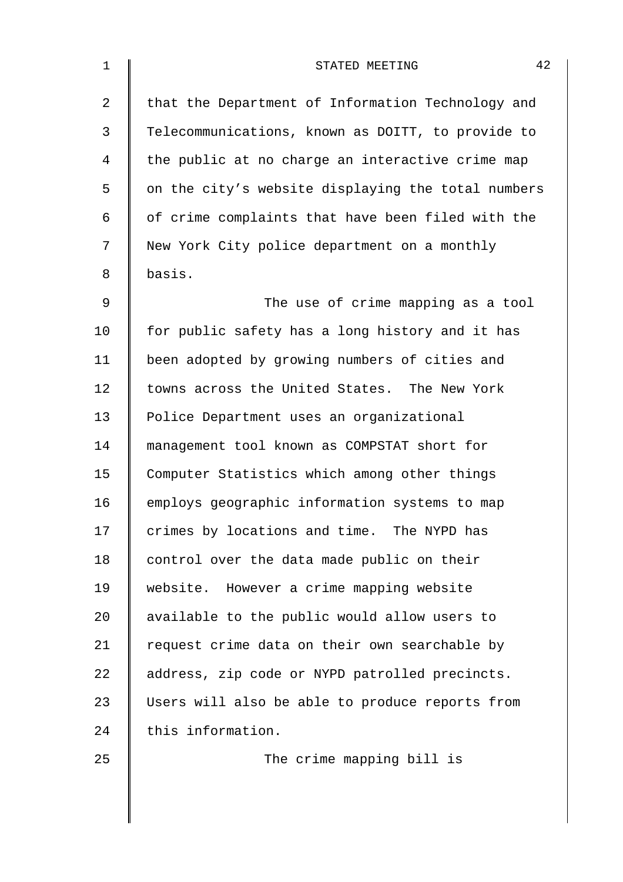that the Department of Information Technology and Telecommunications, known as DOITT, to provide to the public at no charge an interactive crime map on the city's website displaying the total numbers of crime complaints that have been filed with the New York City police department on a monthly basis.

The use of crime mapping as a tool for public safety has a long history and it has been adopted by growing numbers of cities and towns across the United States. The New York Police Department uses an organizational management tool known as COMPSTAT short for Computer Statistics which among other things employs geographic information systems to map crimes by locations and time. The NYPD has control over the data made public on their website. However a crime mapping website available to the public would allow users to request crime data on their own searchable by address, zip code or NYPD patrolled precincts. Users will also be able to produce reports from this information.

The crime mapping bill is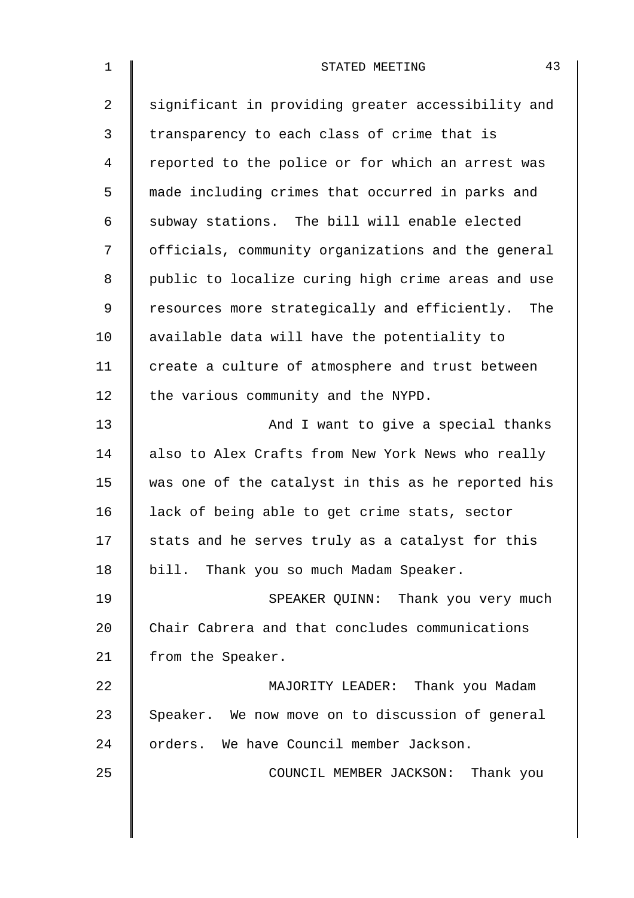significant in providing greater accessibility and transparency to each class of crime that is reported to the police or for which an arrest was made including crimes that occurred in parks and subway stations. The bill will enable elected officials, community organizations and the general public to localize curing high crime areas and use resources more strategically and efficiently. The available data will have the potentiality to create a culture of atmosphere and trust between the various community and the NYPD.

And I want to give a special thanks also to Alex Crafts from New York News who really was one of the catalyst in this as he reported his lack of being able to get crime stats, sector stats and he serves truly as a catalyst for this bill. Thank you so much Madam Speaker.

SPEAKER QUINN: Thank you very much Chair Cabrera and that concludes communications from the Speaker.

MAJORITY LEADER: Thank you Madam Speaker. We now move on to discussion of general orders. We have Council member Jackson.

COUNCIL MEMBER JACKSON: Thank you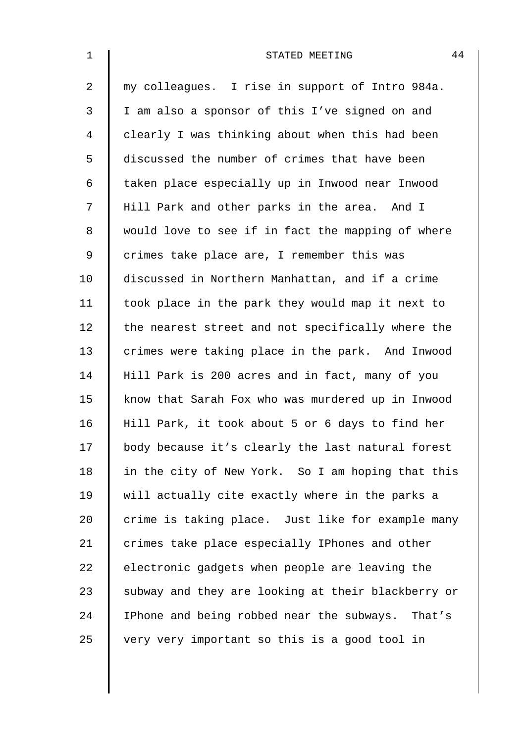my colleagues. I rise in support of Intro 984a. I am also a sponsor of this I've signed on and clearly I was thinking about when this had been discussed the number of crimes that have been taken place especially up in Inwood near Inwood Hill Park and other parks in the area. And I would love to see if in fact the mapping of where crimes take place are, I remember this was discussed in Northern Manhattan, and if a crime took place in the park they would map it next to the nearest street and not specifically where the crimes were taking place in the park. And Inwood Hill Park is 200 acres and in fact, many of you know that Sarah Fox who was murdered up in Inwood Hill Park, it took about 5 or 6 days to find her body because it's clearly the last natural forest in the city of New York. So I am hoping that this will actually cite exactly where in the parks a crime is taking place. Just like for example many crimes take place especially IPhones and other electronic gadgets when people are leaving the subway and they are looking at their blackberry or IPhone and being robbed near the subways. That's very very important so this is a good tool in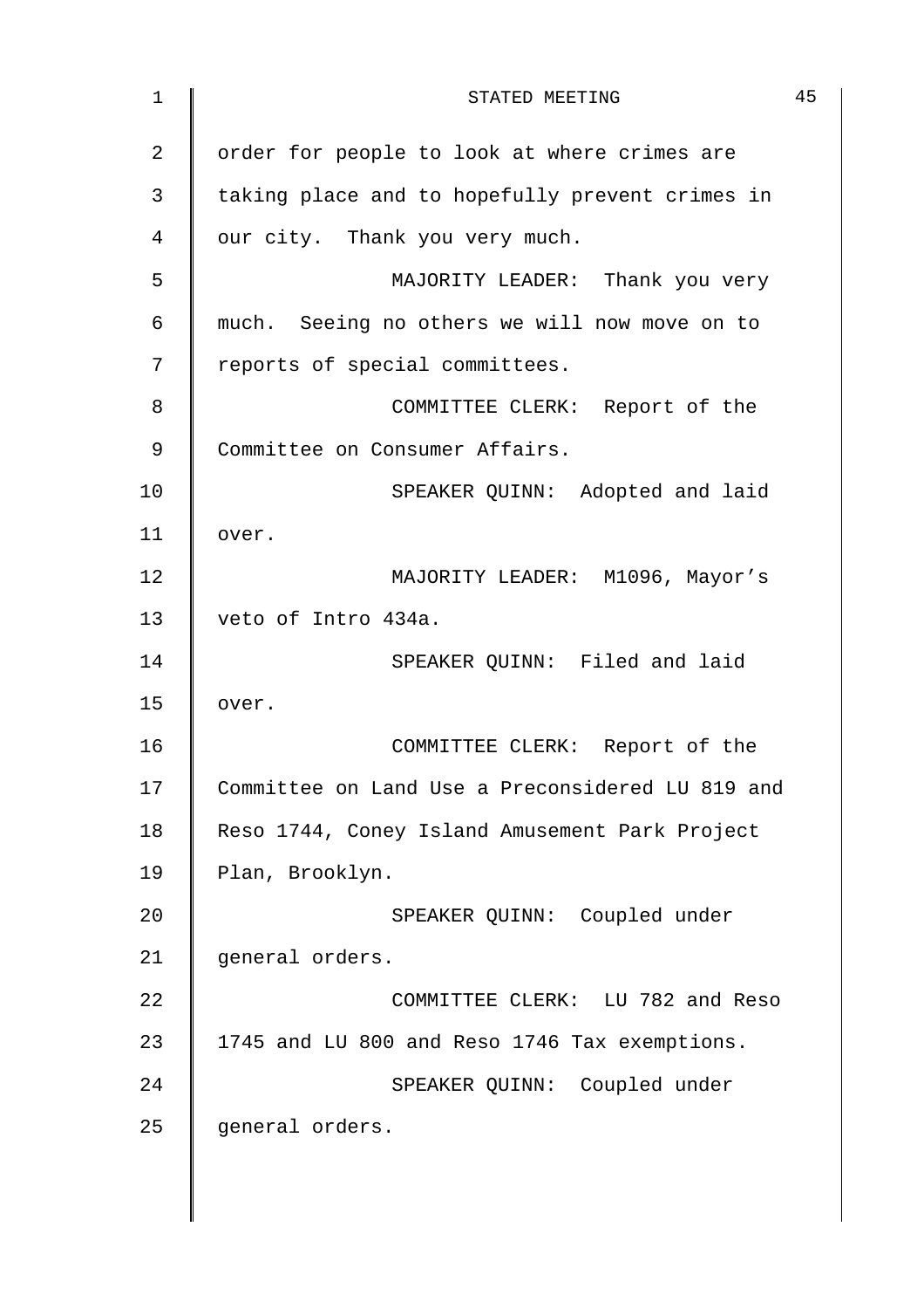order for people to look at where crimes are taking place and to hopefully prevent crimes in our city. Thank you very much.

MAJORITY LEADER: Thank you very much. Seeing no others we will now move on to reports of special committees.

COMMITTEE CLERK: Report of the Committee on Consumer Affairs.

SPEAKER QUINN: Adopted and laid over.

MAJORITY LEADER: M1096, Mayor's veto of Intro 434a.

SPEAKER QUINN: Filed and laid over.

COMMITTEE CLERK: Report of the Committee on Land Use a Preconsidered LU 819 and Reso 1744, Coney Island Amusement Park Project Plan, Brooklyn.

SPEAKER QUINN: Coupled under general orders.

COMMITTEE CLERK: LU 782 and Reso 1745 and LU 800 and Reso 1746 Tax exemptions.

SPEAKER QUINN: Coupled under general orders.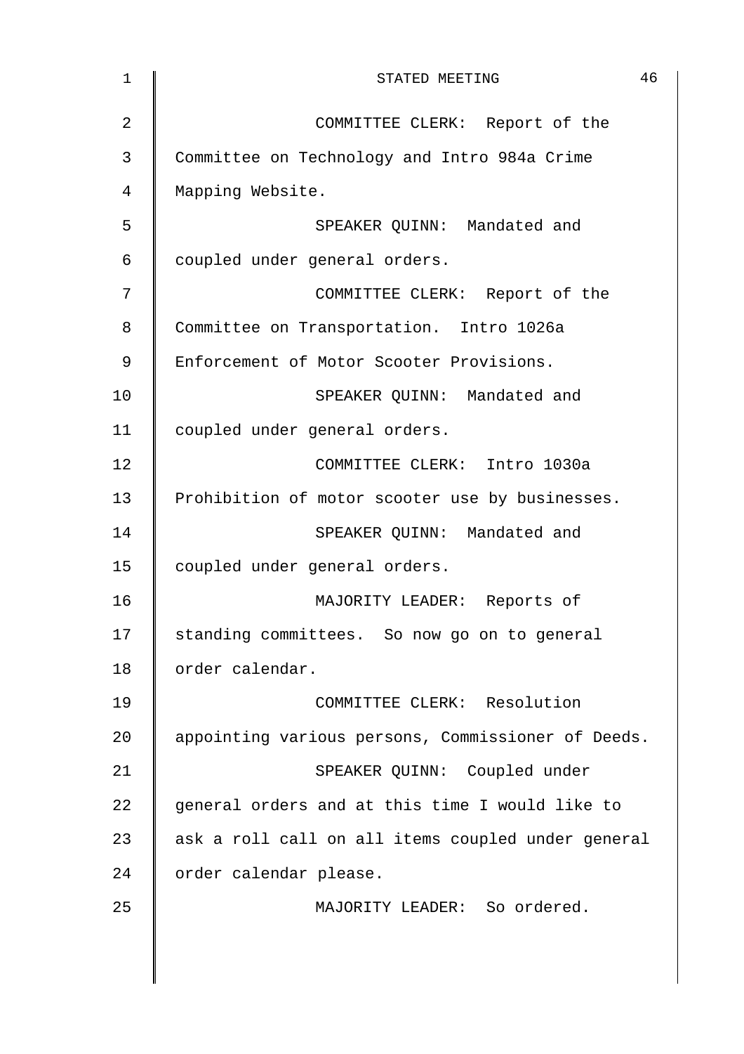COMMITTEE CLERK: Report of the Committee on Technology and Intro 984a Crime Mapping Website.

SPEAKER QUINN: Mandated and coupled under general orders.

COMMITTEE CLERK: Report of the Committee on Transportation. Intro 1026a Enforcement of Motor Scooter Provisions.

SPEAKER QUINN: Mandated and coupled under general orders.

COMMITTEE CLERK: Intro 1030a Prohibition of motor scooter use by businesses.

SPEAKER QUINN: Mandated and coupled under general orders.

MAJORITY LEADER: Reports of standing committees. So now go on to general order calendar.

COMMITTEE CLERK: Resolution appointing various persons, Commissioner of Deeds.

SPEAKER QUINN: Coupled under general orders and at this time I would like to ask a roll call on all items coupled under general order calendar please.

MAJORITY LEADER: So ordered.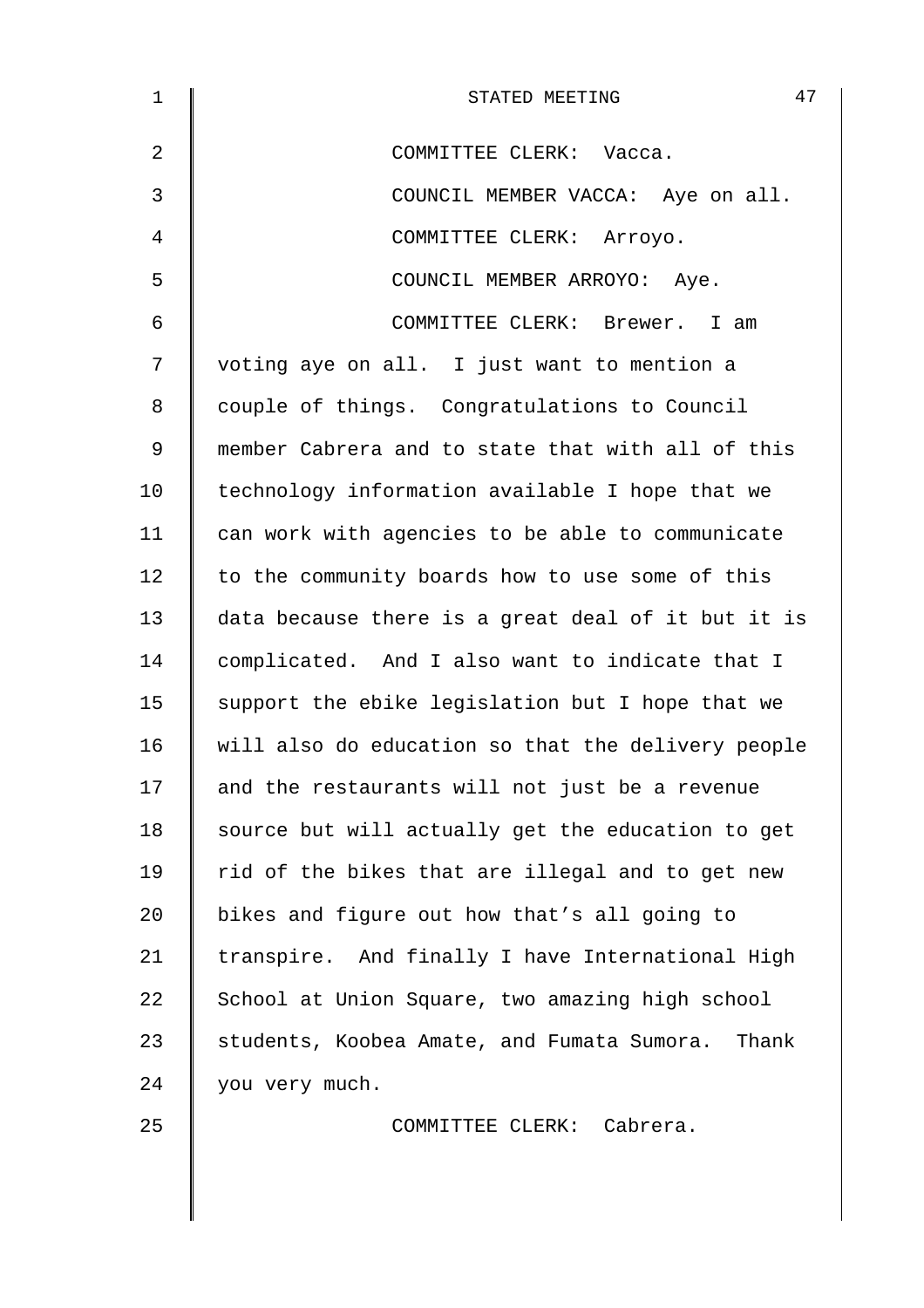COMMITTEE CLERK: Vacca.

COUNCIL MEMBER VACCA: Aye on all.

COMMITTEE CLERK: Arroyo.

COUNCIL MEMBER ARROYO: Aye.

COMMITTEE CLERK: Brewer. I am voting aye on all. I just want to mention a couple of things. Congratulations to Council member Cabrera and to state that with all of this technology information available I hope that we can work with agencies to be able to communicate to the community boards how to use some of this data because there is a great deal of it but it is complicated. And I also want to indicate that I support the ebike legislation but I hope that we will also do education so that the delivery people and the restaurants will not just be a revenue source but will actually get the education to get rid of the bikes that are illegal and to get new bikes and figure out how that's all going to transpire. And finally I have International High School at Union Square, two amazing high school students, Koobea Amate, and Fumata Sumora. Thank you very much.

COMMITTEE CLERK: Cabrera.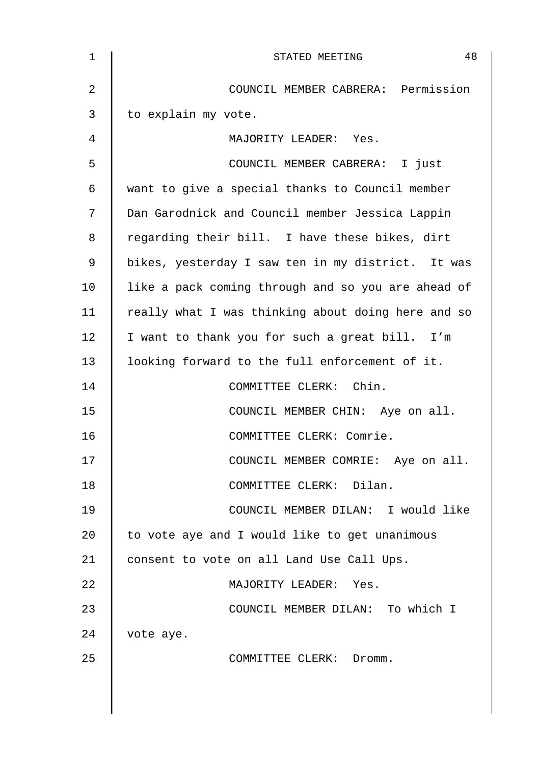COUNCIL MEMBER CABRERA: Permission to explain my vote.

MAJORITY LEADER: Yes.

COUNCIL MEMBER CABRERA: I just want to give a special thanks to Council member Dan Garodnick and Council member Jessica Lappin regarding their bill. I have these bikes, dirt bikes, yesterday I saw ten in my district. It was like a pack coming through and so you are ahead of really what I was thinking about doing here and so I want to thank you for such a great bill. I'm looking forward to the full enforcement of it.

COMMITTEE CLERK: Chin.

COUNCIL MEMBER CHIN: Aye on all.

COMMITTEE CLERK: Comrie.

COUNCIL MEMBER COMRIE: Aye on all.

COMMITTEE CLERK: Dilan.

COUNCIL MEMBER DILAN: I would like to vote aye and I would like to get unanimous consent to vote on all Land Use Call Ups.

MAJORITY LEADER: Yes.

COUNCIL MEMBER DILAN: To which I vote aye.

COMMITTEE CLERK: Dromm.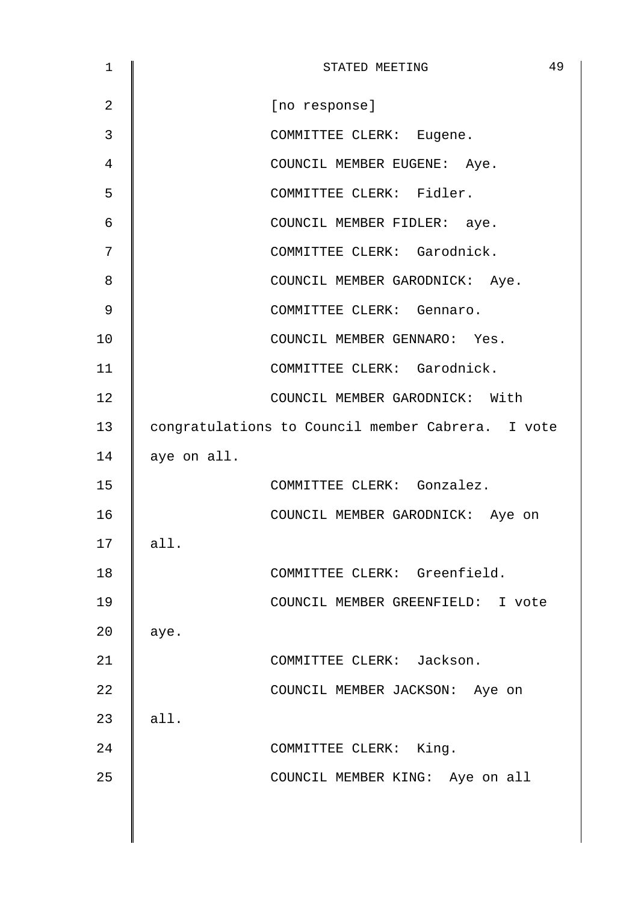[no response]

COMMITTEE CLERK: Eugene.

COUNCIL MEMBER EUGENE: Aye.

COMMITTEE CLERK: Fidler.

COUNCIL MEMBER FIDLER: aye.

COMMITTEE CLERK: Garodnick.

COUNCIL MEMBER GARODNICK: Aye.

COMMITTEE CLERK: Gennaro.

COUNCIL MEMBER GENNARO: Yes.

COMMITTEE CLERK: Garodnick.

COUNCIL MEMBER GARODNICK: With congratulations to Council member Cabrera. I vote aye on all.

COMMITTEE CLERK: Gonzalez.

COUNCIL MEMBER GARODNICK: Aye on all.

COMMITTEE CLERK: Greenfield.

COUNCIL MEMBER GREENFIELD: I vote aye.

COMMITTEE CLERK: Jackson.

COUNCIL MEMBER JACKSON: Aye on all.

COMMITTEE CLERK: King.

COUNCIL MEMBER KING: Aye on all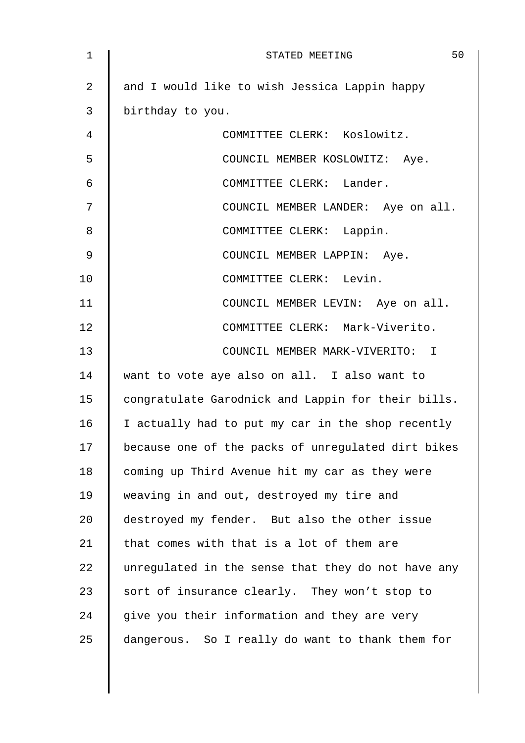and I would like to wish Jessica Lappin happy birthday to you.

COMMITTEE CLERK: Koslowitz.

COUNCIL MEMBER KOSLOWITZ: Aye.

COMMITTEE CLERK: Lander.

COUNCIL MEMBER LANDER: Aye on all.

COMMITTEE CLERK: Lappin.

COUNCIL MEMBER LAPPIN: Aye.

COMMITTEE CLERK: Levin.

COUNCIL MEMBER LEVIN: Aye on all.

COMMITTEE CLERK: Mark-Viverito.

COUNCIL MEMBER MARK-VIVERITO: I want to vote aye also on all. I also want to congratulate Garodnick and Lappin for their bills. I actually had to put my car in the shop recently because one of the packs of unregulated dirt bikes coming up Third Avenue hit my car as they were weaving in and out, destroyed my tire and destroyed my fender. But also the other issue that comes with that is a lot of them are unregulated in the sense that they do not have any sort of insurance clearly. They won't stop to give you their information and they are very dangerous. So I really do want to thank them for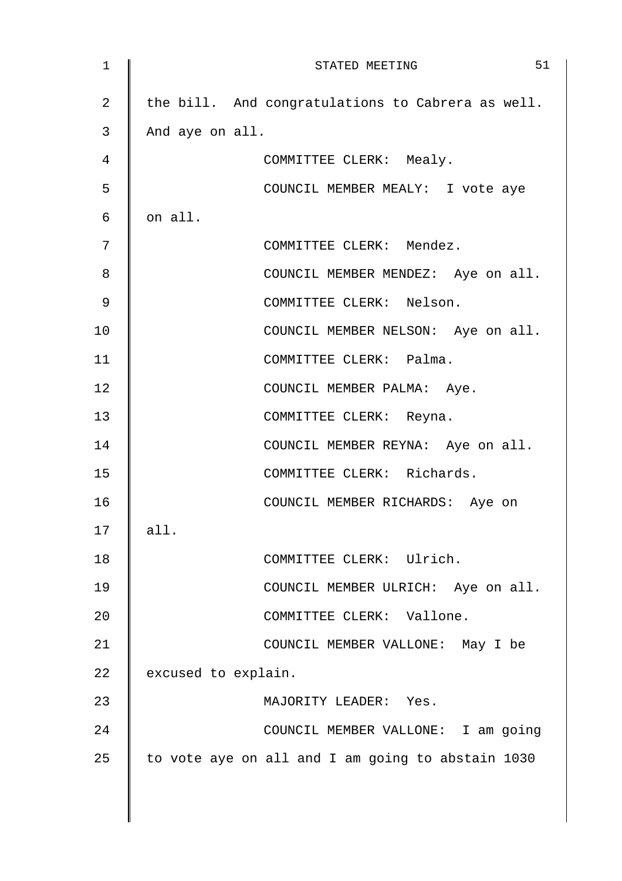the bill. And congratulations to Cabrera as well. And aye on all.

COMMITTEE CLERK: Mealy.

COUNCIL MEMBER MEALY: I vote aye on all.

COMMITTEE CLERK: Mendez.

COUNCIL MEMBER MENDEZ: Aye on all.

COMMITTEE CLERK: Nelson.

COUNCIL MEMBER NELSON: Aye on all.

COMMITTEE CLERK: Palma.

COUNCIL MEMBER PALMA: Aye.

COMMITTEE CLERK: Reyna.

COUNCIL MEMBER REYNA: Aye on all.

COMMITTEE CLERK: Richards.

COUNCIL MEMBER RICHARDS: Aye on all.

COMMITTEE CLERK: Ulrich.

COUNCIL MEMBER ULRICH: Aye on all.

COMMITTEE CLERK: Vallone.

COUNCIL MEMBER VALLONE: May I be excused to explain.

MAJORITY LEADER: Yes.

COUNCIL MEMBER VALLONE: I am going to vote aye on all and I am going to abstain 1030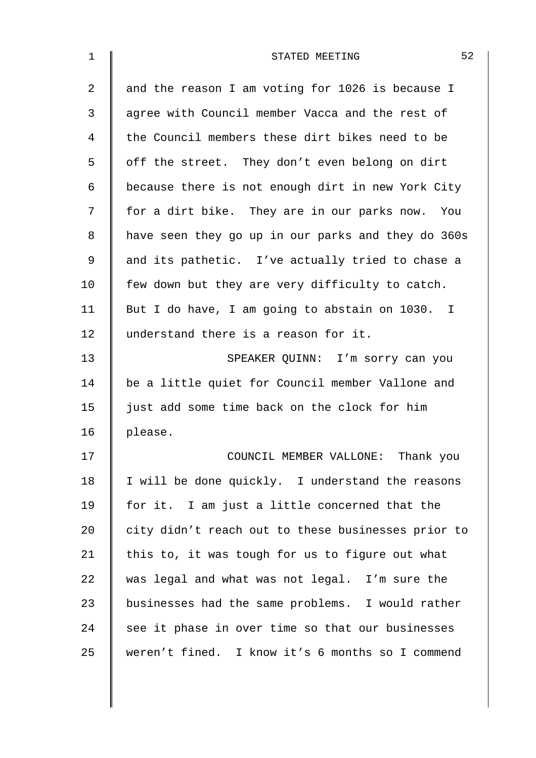and the reason I am voting for 1026 is because I agree with Council member Vacca and the rest of the Council members these dirt bikes need to be off the street. They don't even belong on dirt because there is not enough dirt in new York City for a dirt bike. They are in our parks now. You have seen they go up in our parks and they do 360s and its pathetic. I've actually tried to chase a few down but they are very difficulty to catch. But I do have, I am going to abstain on 1030. I understand there is a reason for it.

SPEAKER QUINN: I'm sorry can you be a little quiet for Council member Vallone and just add some time back on the clock for him please.

COUNCIL MEMBER VALLONE: Thank you I will be done quickly. I understand the reasons for it. I am just a little concerned that the city didn't reach out to these businesses prior to this to, it was tough for us to figure out what was legal and what was not legal. I'm sure the businesses had the same problems. I would rather see it phase in over time so that our businesses weren't fined. I know it's 6 months so I commend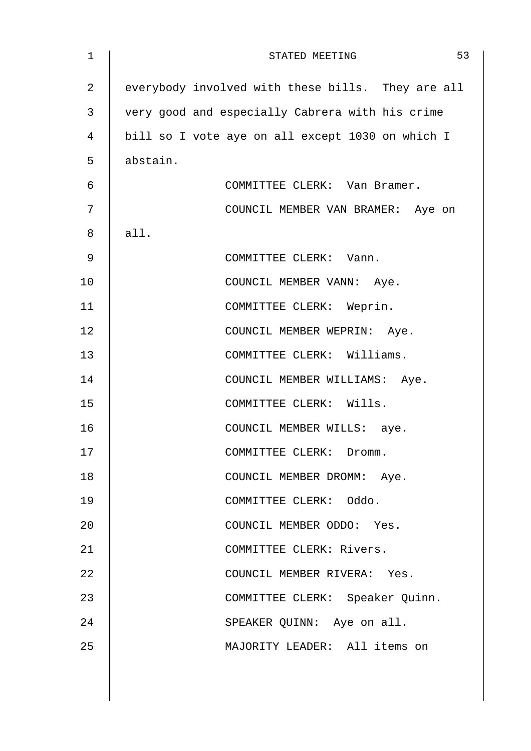everybody involved with these bills. They are all very good and especially Cabrera with his crime bill so I vote aye on all except 1030 on which I abstain.

COMMITTEE CLERK: Van Bramer.

COUNCIL MEMBER VAN BRAMER: Aye on all.

COMMITTEE CLERK: Vann.

COUNCIL MEMBER VANN: Aye.

COMMITTEE CLERK: Weprin.

COUNCIL MEMBER WEPRIN: Aye.

COMMITTEE CLERK: Williams.

COUNCIL MEMBER WILLIAMS: Aye.

COMMITTEE CLERK: Wills.

COUNCIL MEMBER WILLS: aye.

COMMITTEE CLERK: Dromm.

COUNCIL MEMBER DROMM: Aye.

COMMITTEE CLERK: Oddo.

COUNCIL MEMBER ODDO: Yes.

COMMITTEE CLERK: Rivers.

COUNCIL MEMBER RIVERA: Yes.

COMMITTEE CLERK: Speaker Quinn.

SPEAKER QUINN: Aye on all.

MAJORITY LEADER: All items on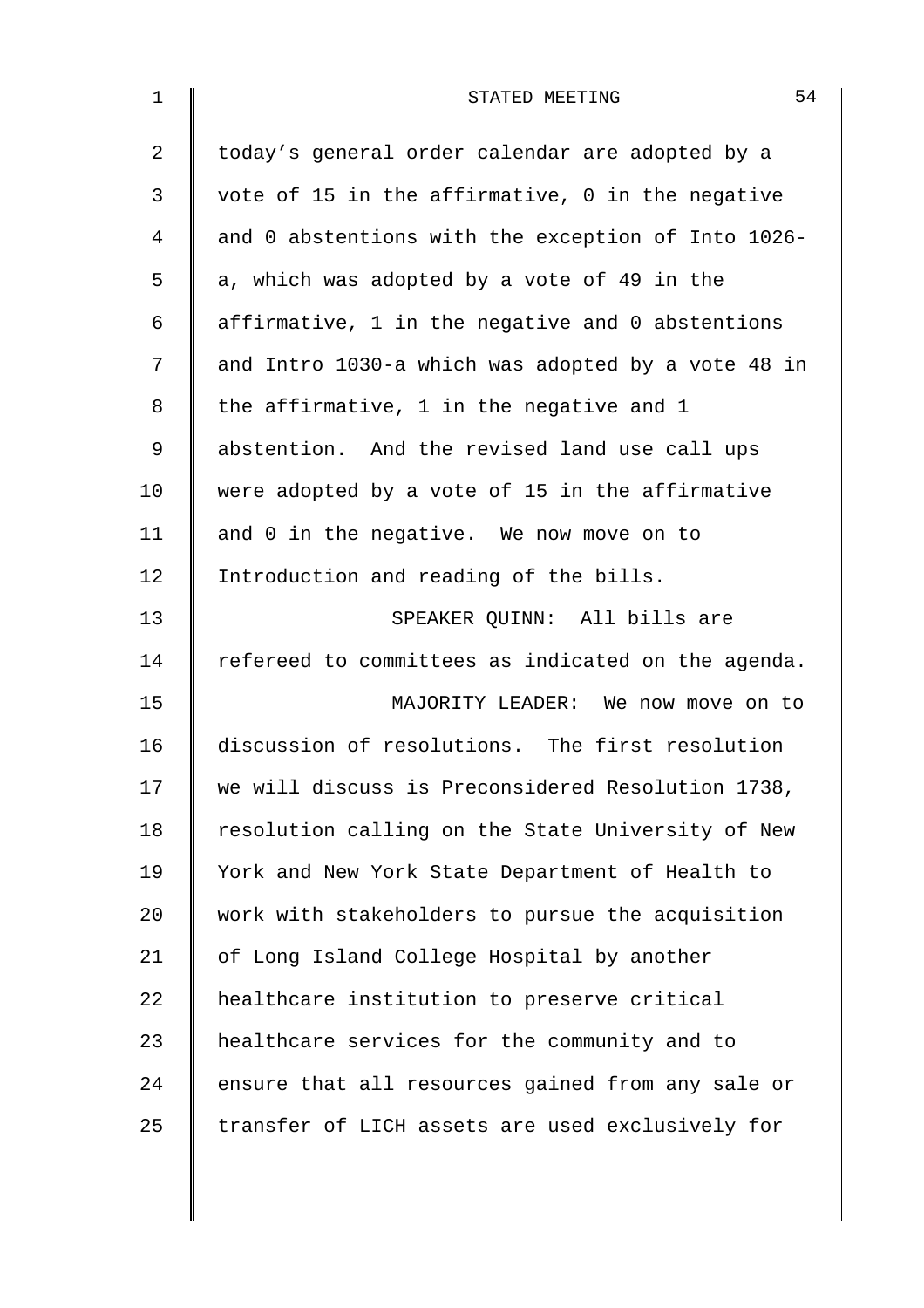today's general order calendar are adopted by a vote of 15 in the affirmative, 0 in the negative and 0 abstentions with the exception of Into 1026-a, which was adopted by a vote of 49 in the affirmative, 1 in the negative and 0 abstentions and Intro 1030-a which was adopted by a vote 48 in the affirmative, 1 in the negative and 1 abstention. And the revised land use call ups were adopted by a vote of 15 in the affirmative and 0 in the negative. We now move on to Introduction and reading of the bills.

SPEAKER QUINN: All bills are refereed to committees as indicated on the agenda.

MAJORITY LEADER: We now move on to discussion of resolutions. The first resolution we will discuss is Preconsidered Resolution 1738, resolution calling on the State University of New York and New York State Department of Health to work with stakeholders to pursue the acquisition of Long Island College Hospital by another healthcare institution to preserve critical healthcare services for the community and to ensure that all resources gained from any sale or transfer of LICH assets are used exclusively for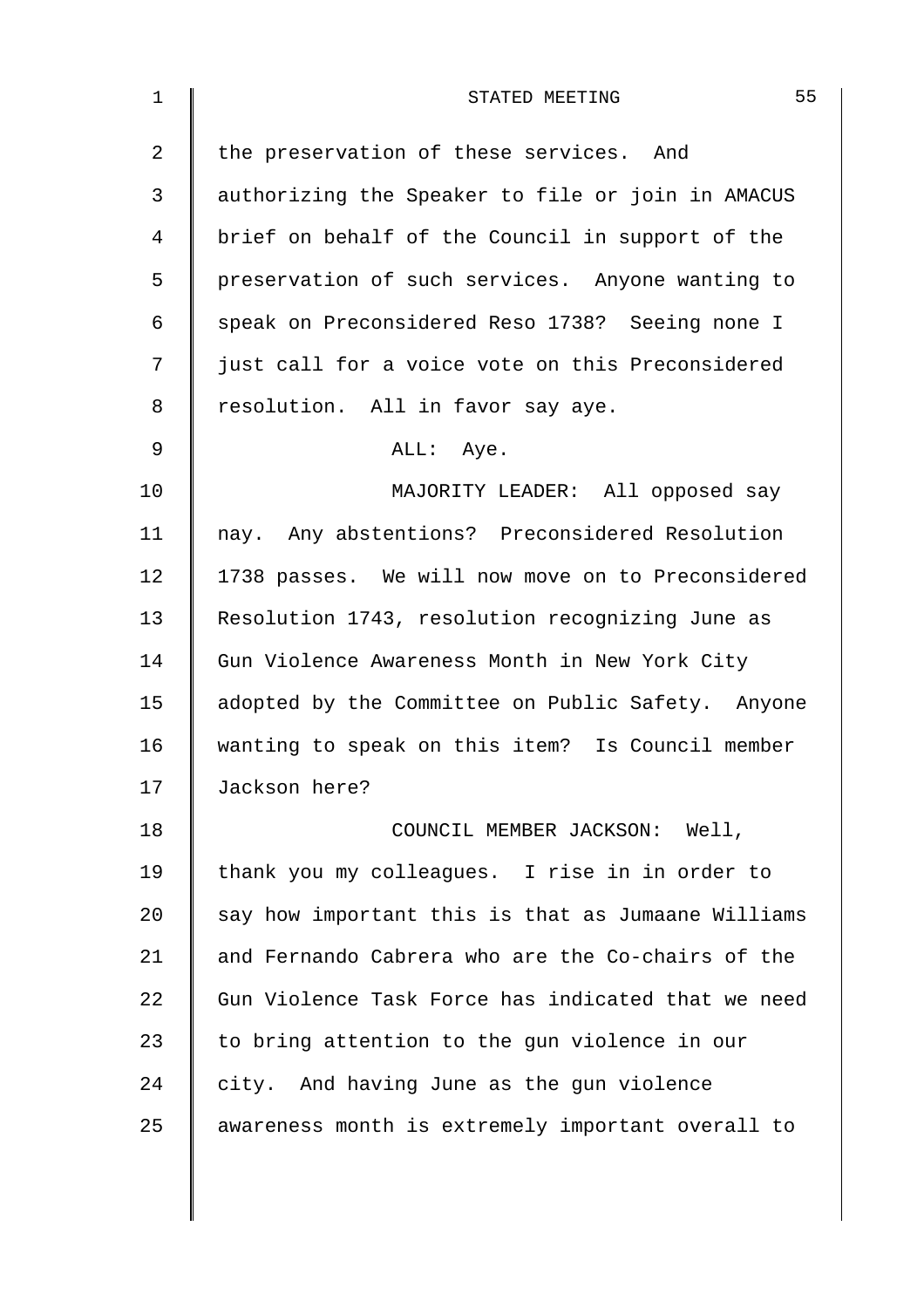the preservation of these services. And authorizing the Speaker to file or join in AMACUS brief on behalf of the Council in support of the preservation of such services. Anyone wanting to speak on Preconsidered Reso 1738? Seeing none I just call for a voice vote on this Preconsidered resolution. All in favor say aye.

ALL: Aye.

MAJORITY LEADER: All opposed say nay. Any abstentions? Preconsidered Resolution 1738 passes. We will now move on to Preconsidered Resolution 1743, resolution recognizing June as Gun Violence Awareness Month in New York City adopted by the Committee on Public Safety. Anyone wanting to speak on this item? Is Council member Jackson here?

COUNCIL MEMBER JACKSON: Well, thank you my colleagues. I rise in in order to say how important this is that as Jumaane Williams and Fernando Cabrera who are the Co-chairs of the Gun Violence Task Force has indicated that we need to bring attention to the gun violence in our city. And having June as the gun violence awareness month is extremely important overall to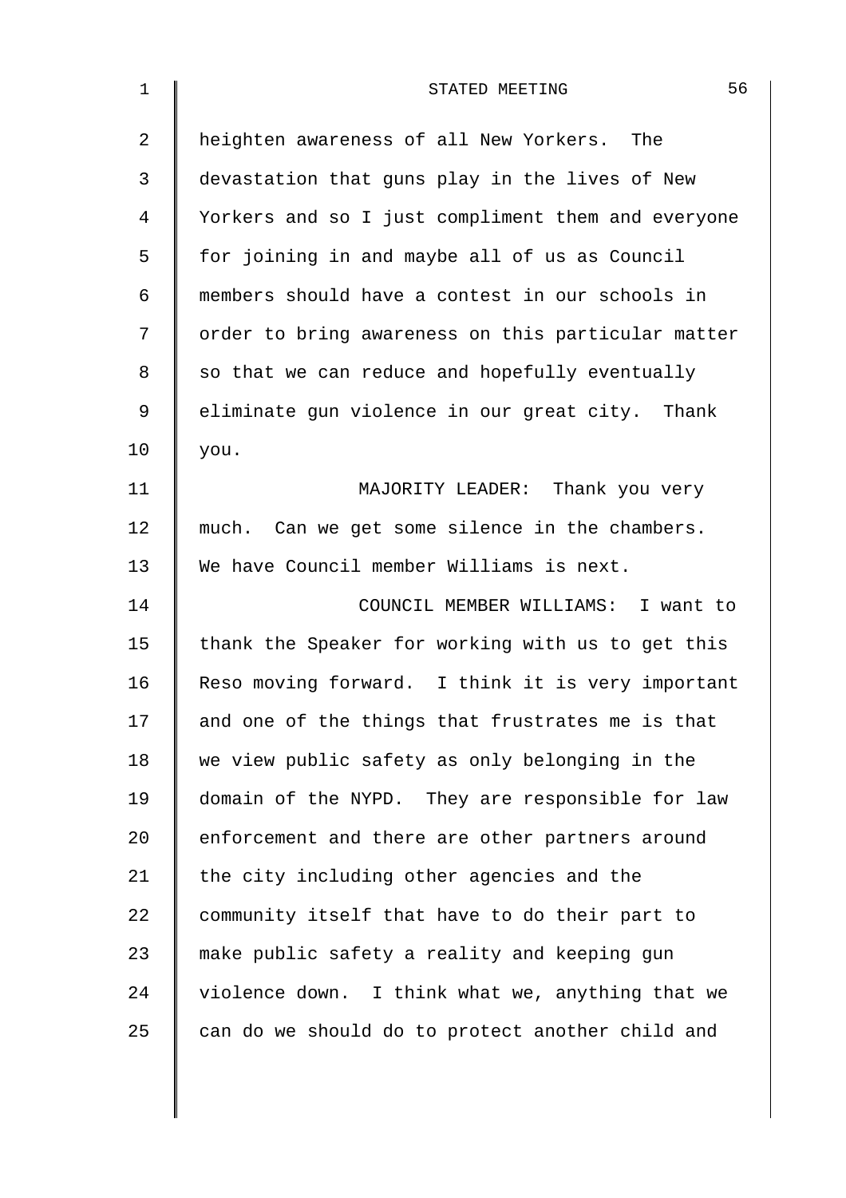heighten awareness of all New Yorkers. The devastation that guns play in the lives of New Yorkers and so I just compliment them and everyone for joining in and maybe all of us as Council members should have a contest in our schools in order to bring awareness on this particular matter so that we can reduce and hopefully eventually eliminate gun violence in our great city. Thank you.

MAJORITY LEADER: Thank you very much. Can we get some silence in the chambers. We have Council member Williams is next.

COUNCIL MEMBER WILLIAMS: I want to thank the Speaker for working with us to get this Reso moving forward. I think it is very important and one of the things that frustrates me is that we view public safety as only belonging in the domain of the NYPD. They are responsible for law enforcement and there are other partners around the city including other agencies and the community itself that have to do their part to make public safety a reality and keeping gun violence down. I think what we, anything that we can do we should do to protect another child and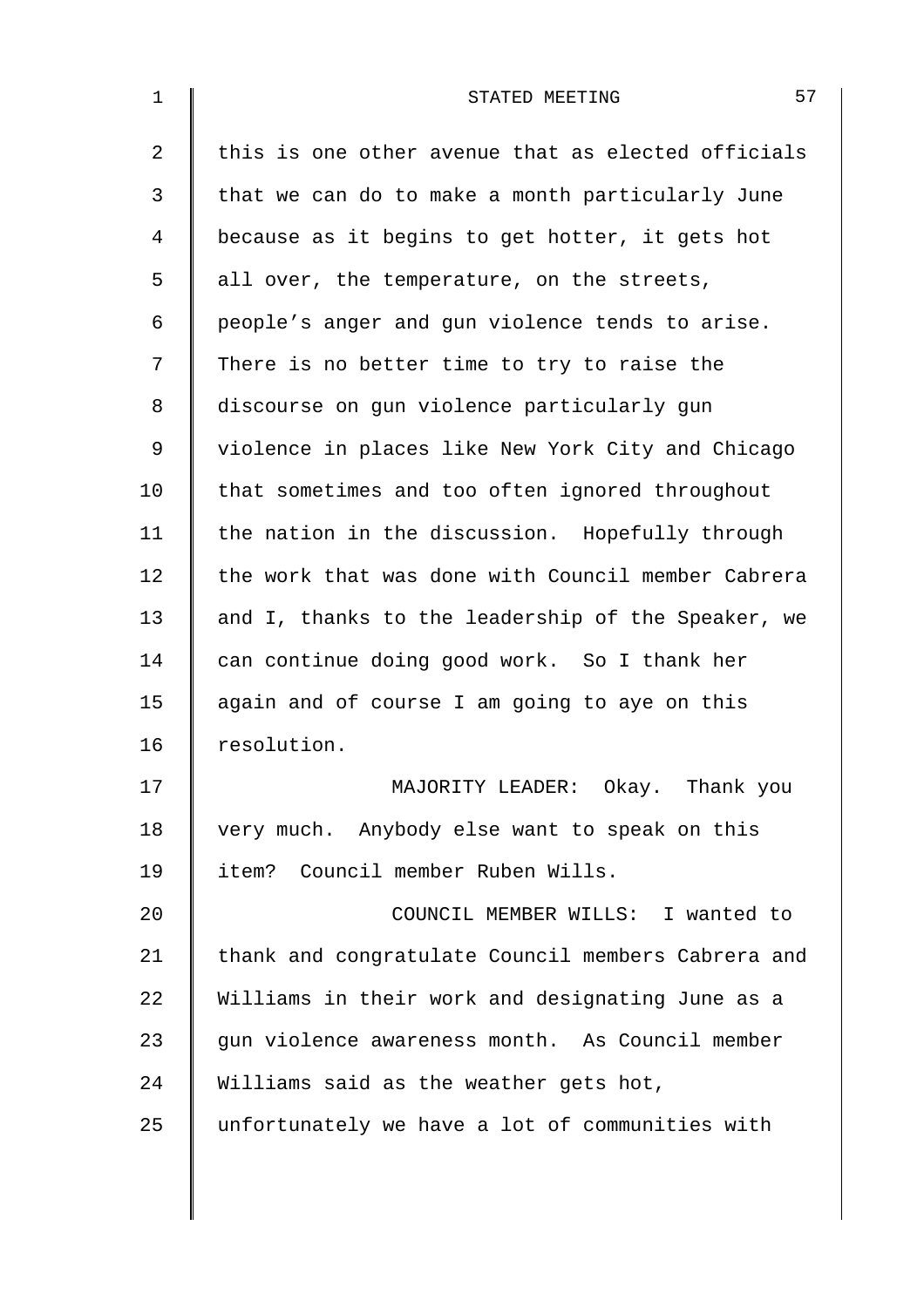this is one other avenue that as elected officials that we can do to make a month particularly June because as it begins to get hotter, it gets hot all over, the temperature, on the streets, people's anger and gun violence tends to arise. There is no better time to try to raise the discourse on gun violence particularly gun violence in places like New York City and Chicago that sometimes and too often ignored throughout the nation in the discussion. Hopefully through the work that was done with Council member Cabrera and I, thanks to the leadership of the Speaker, we can continue doing good work. So I thank her again and of course I am going to aye on this resolution.

MAJORITY LEADER: Okay. Thank you very much. Anybody else want to speak on this item? Council member Ruben Wills.

COUNCIL MEMBER WILLS: I wanted to thank and congratulate Council members Cabrera and Williams in their work and designating June as a gun violence awareness month. As Council member Williams said as the weather gets hot, unfortunately we have a lot of communities with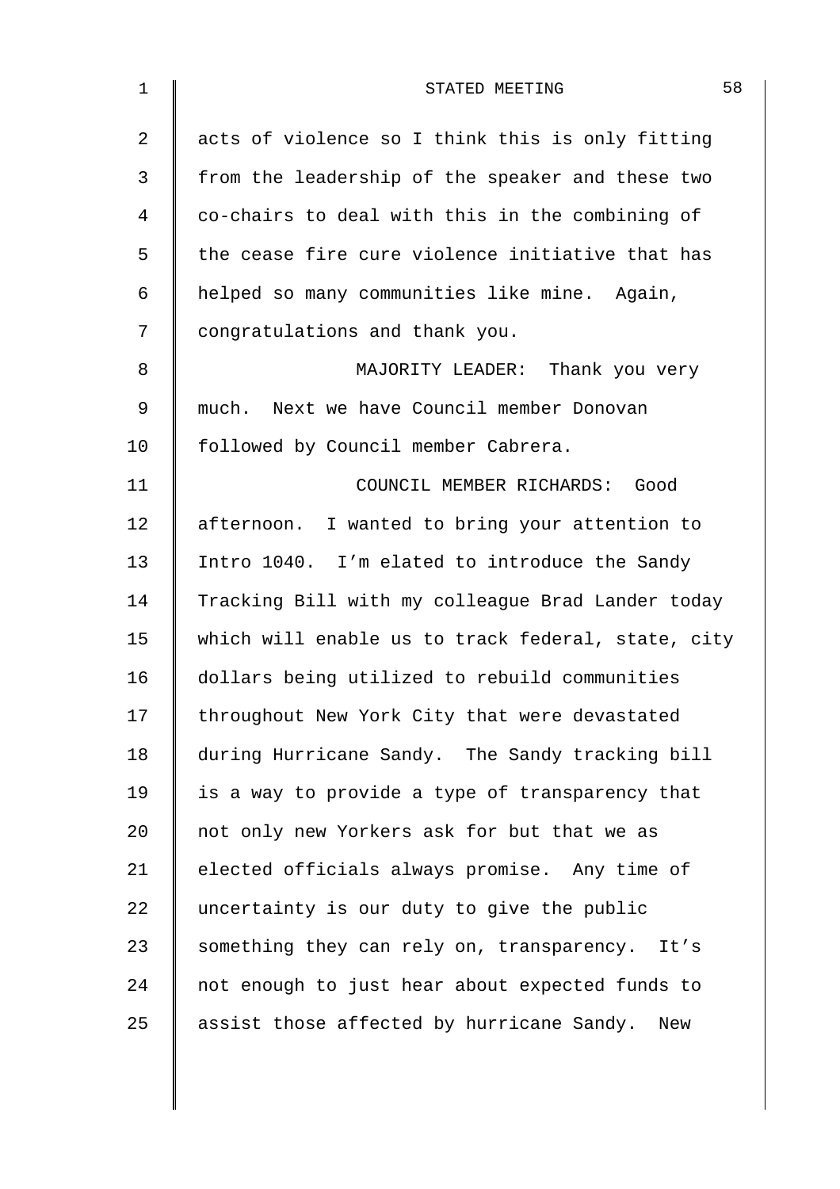acts of violence so I think this is only fitting from the leadership of the speaker and these two co-chairs to deal with this in the combining of the cease fire cure violence initiative that has helped so many communities like mine. Again, congratulations and thank you.

MAJORITY LEADER: Thank you very much. Next we have Council member Donovan followed by Council member Cabrera.

COUNCIL MEMBER RICHARDS: Good afternoon. I wanted to bring your attention to Intro 1040. I'm elated to introduce the Sandy Tracking Bill with my colleague Brad Lander today which will enable us to track federal, state, city dollars being utilized to rebuild communities throughout New York City that were devastated during Hurricane Sandy. The Sandy tracking bill is a way to provide a type of transparency that not only new Yorkers ask for but that we as elected officials always promise. Any time of uncertainty is our duty to give the public something they can rely on, transparency. It's not enough to just hear about expected funds to assist those affected by hurricane Sandy. New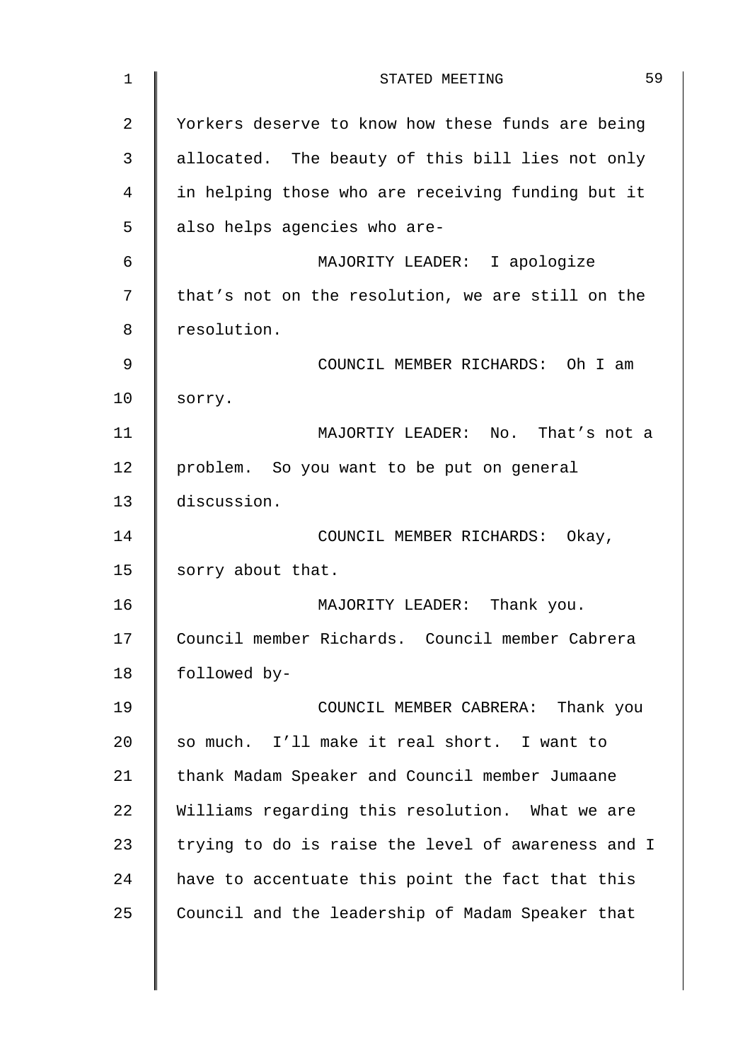Yorkers deserve to know how these funds are being allocated. The beauty of this bill lies not only in helping those who are receiving funding but it also helps agencies who are-

MAJORITY LEADER: I apologize that's not on the resolution, we are still on the resolution.

COUNCIL MEMBER RICHARDS: Oh I am sorry.

MAJORTIY LEADER: No. That's not a problem. So you want to be put on general discussion.

COUNCIL MEMBER RICHARDS: Okay, sorry about that.

MAJORITY LEADER: Thank you. Council member Richards. Council member Cabrera followed by-

COUNCIL MEMBER CABRERA: Thank you so much. I'll make it real short. I want to thank Madam Speaker and Council member Jumaane Williams regarding this resolution. What we are trying to do is raise the level of awareness and I have to accentuate this point the fact that this Council and the leadership of Madam Speaker that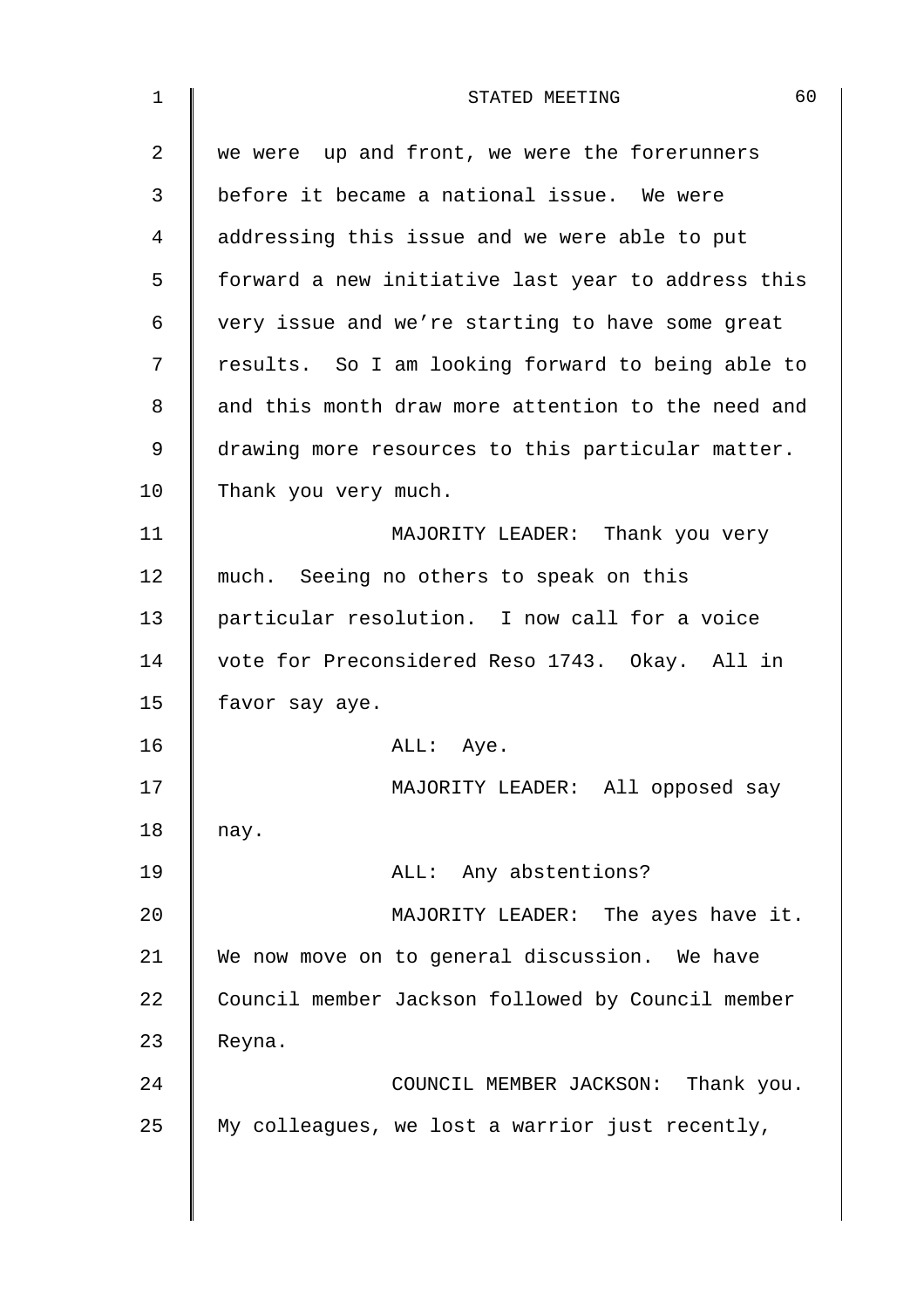we were up and front, we were the forerunners before it became a national issue. We were addressing this issue and we were able to put forward a new initiative last year to address this very issue and we're starting to have some great results. So I am looking forward to being able to and this month draw more attention to the need and drawing more resources to this particular matter. Thank you very much.

MAJORITY LEADER: Thank you very much. Seeing no others to speak on this particular resolution. I now call for a voice vote for Preconsidered Reso 1743. Okay. All in favor say aye.

ALL: Aye.

MAJORITY LEADER: All opposed say nay.

ALL: Any abstentions?

MAJORITY LEADER: The ayes have it. We now move on to general discussion. We have Council member Jackson followed by Council member Reyna.

COUNCIL MEMBER JACKSON: Thank you. My colleagues, we lost a warrior just recently,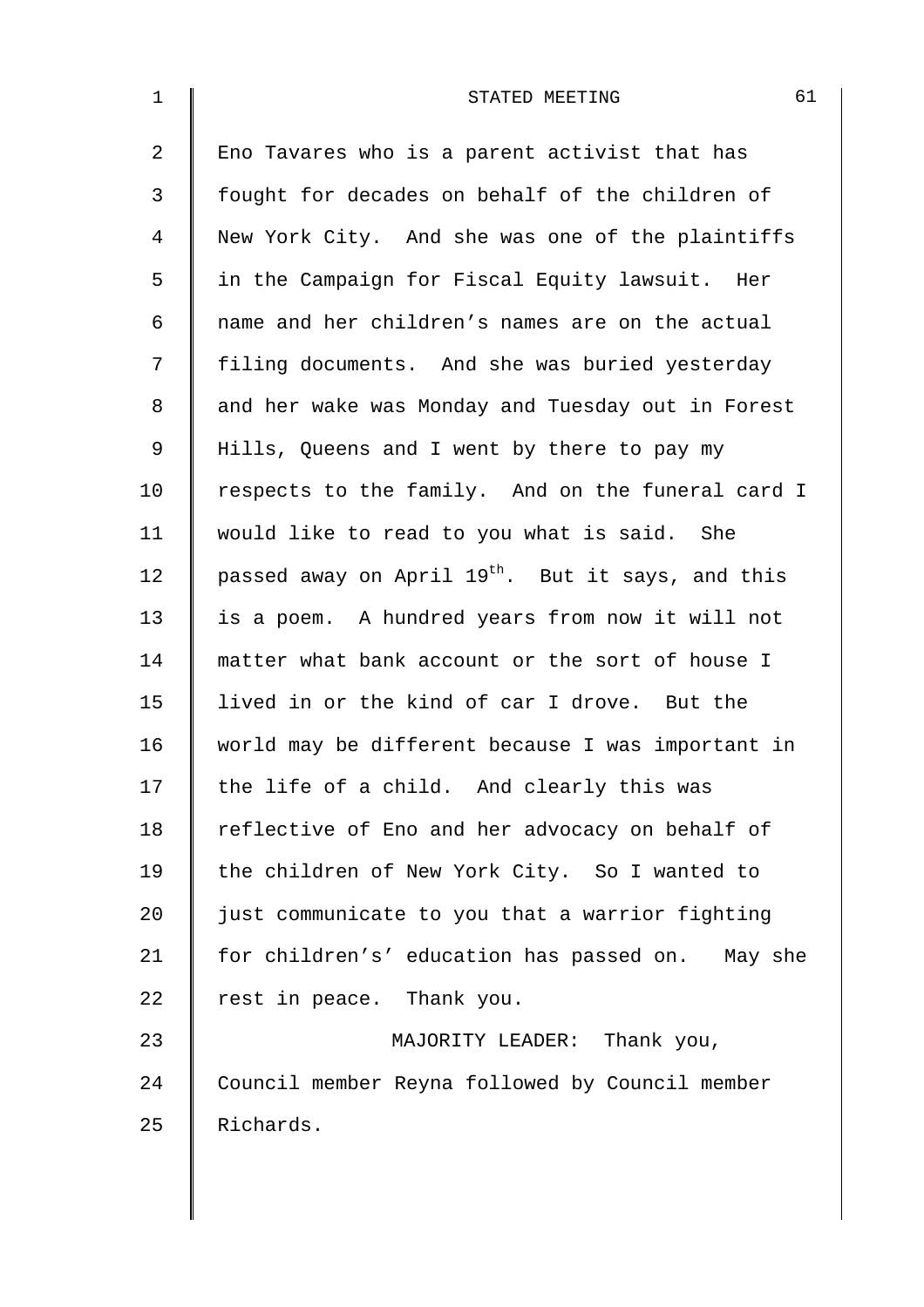Eno Tavares who is a parent activist that has fought for decades on behalf of the children of New York City. And she was one of the plaintiffs in the Campaign for Fiscal Equity lawsuit. Her name and her children's names are on the actual filing documents. And she was buried yesterday and her wake was Monday and Tuesday out in Forest Hills, Queens and I went by there to pay my respects to the family. And on the funeral card I would like to read to you what is said. She passed away on April 19th. But it says, and this is a poem. A hundred years from now it will not matter what bank account or the sort of house I lived in or the kind of car I drove. But the world may be different because I was important in the life of a child. And clearly this was reflective of Eno and her advocacy on behalf of the children of New York City. So I wanted to just communicate to you that a warrior fighting for children's' education has passed on. May she rest in peace. Thank you.

MAJORITY LEADER: Thank you, Council member Reyna followed by Council member Richards.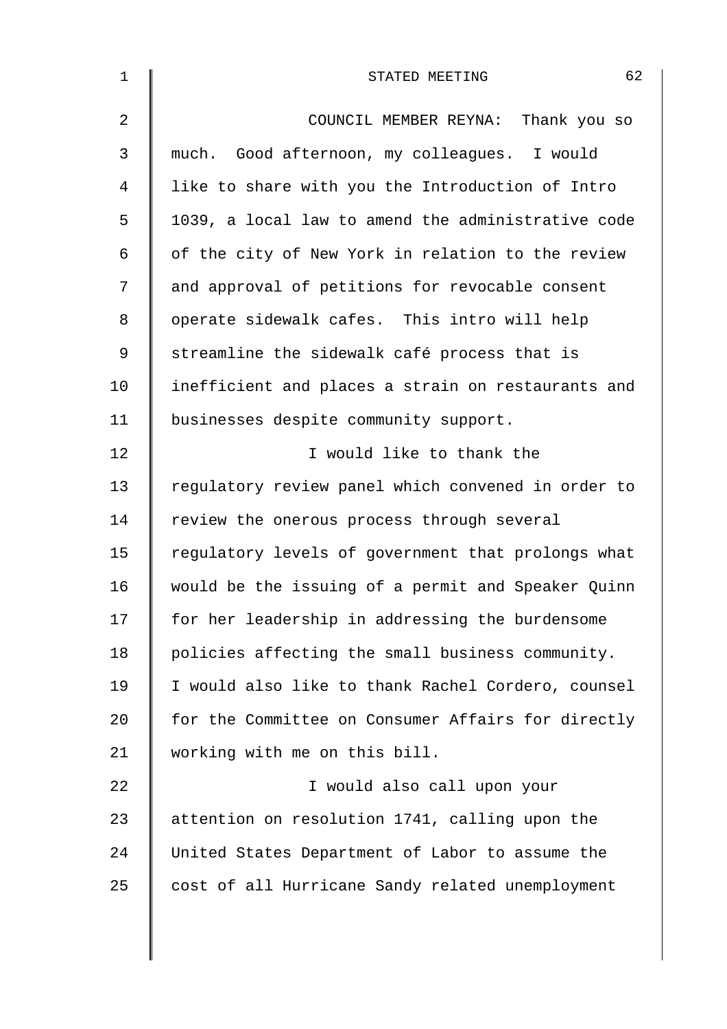COUNCIL MEMBER REYNA: Thank you so much. Good afternoon, my colleagues. I would like to share with you the Introduction of Intro 1039, a local law to amend the administrative code of the city of New York in relation to the review and approval of petitions for revocable consent operate sidewalk cafes. This intro will help streamline the sidewalk café process that is inefficient and places a strain on restaurants and businesses despite community support.

I would like to thank the regulatory review panel which convened in order to review the onerous process through several regulatory levels of government that prolongs what would be the issuing of a permit and Speaker Quinn for her leadership in addressing the burdensome policies affecting the small business community. I would also like to thank Rachel Cordero, counsel for the Committee on Consumer Affairs for directly working with me on this bill.

I would also call upon your attention on resolution 1741, calling upon the United States Department of Labor to assume the cost of all Hurricane Sandy related unemployment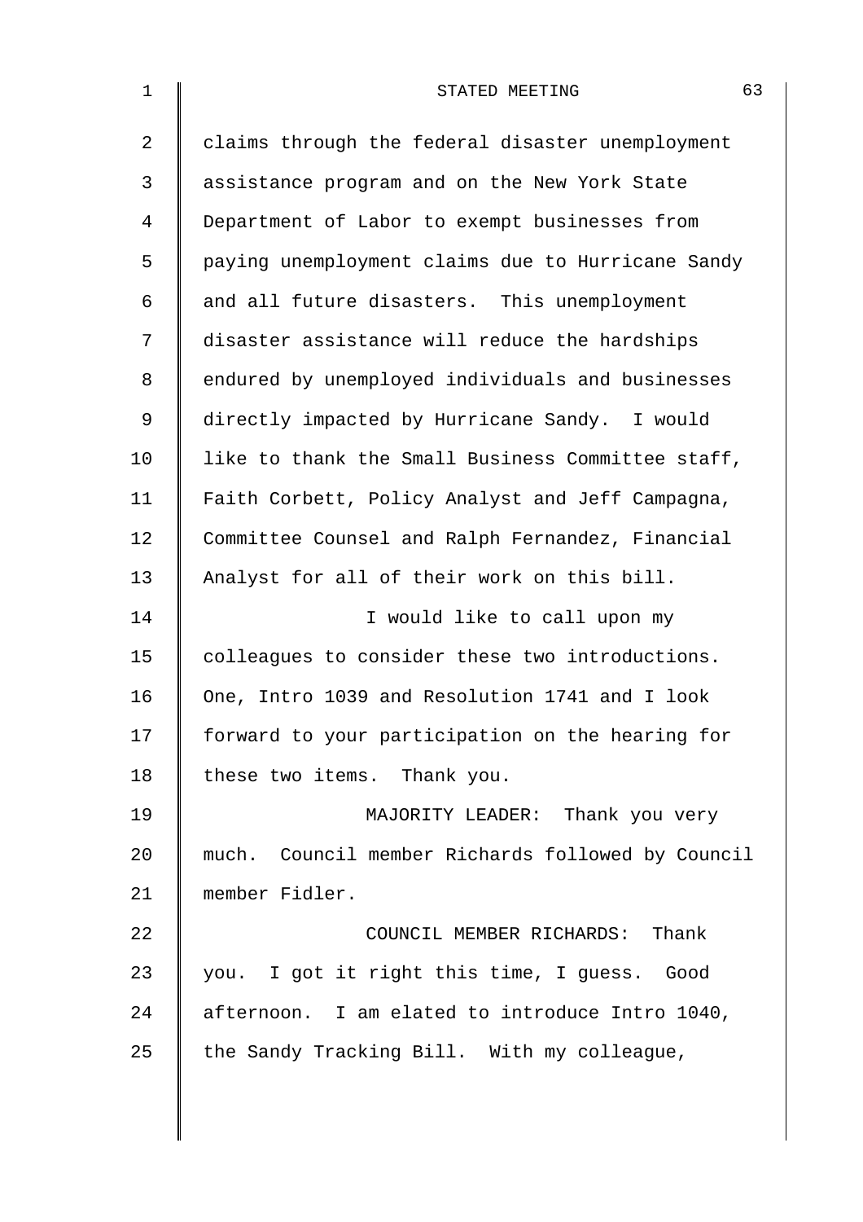claims through the federal disaster unemployment assistance program and on the New York State Department of Labor to exempt businesses from paying unemployment claims due to Hurricane Sandy and all future disasters. This unemployment disaster assistance will reduce the hardships endured by unemployed individuals and businesses directly impacted by Hurricane Sandy. I would like to thank the Small Business Committee staff, Faith Corbett, Policy Analyst and Jeff Campagna, Committee Counsel and Ralph Fernandez, Financial Analyst for all of their work on this bill.

I would like to call upon my colleagues to consider these two introductions. One, Intro 1039 and Resolution 1741 and I look forward to your participation on the hearing for these two items. Thank you.

MAJORITY LEADER: Thank you very much. Council member Richards followed by Council member Fidler.

COUNCIL MEMBER RICHARDS: Thank you. I got it right this time, I guess. Good afternoon. I am elated to introduce Intro 1040, the Sandy Tracking Bill. With my colleague,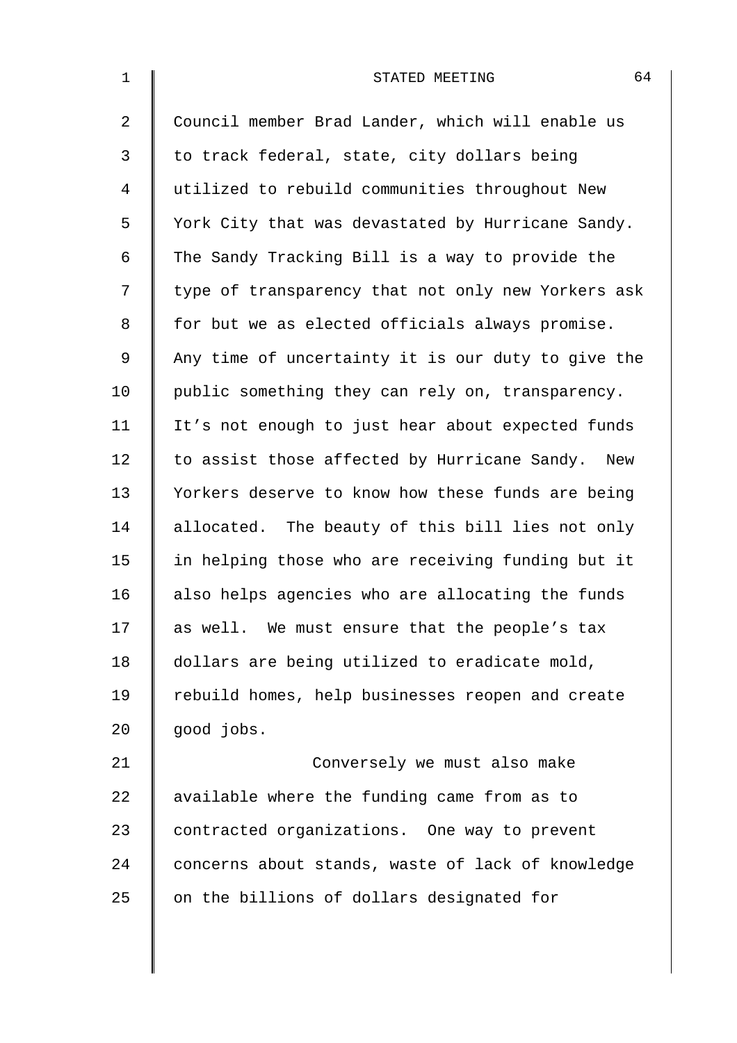Council member Brad Lander, which will enable us to track federal, state, city dollars being utilized to rebuild communities throughout New York City that was devastated by Hurricane Sandy. The Sandy Tracking Bill is a way to provide the type of transparency that not only new Yorkers ask for but we as elected officials always promise. Any time of uncertainty it is our duty to give the public something they can rely on, transparency. It's not enough to just hear about expected funds to assist those affected by Hurricane Sandy. New Yorkers deserve to know how these funds are being allocated. The beauty of this bill lies not only in helping those who are receiving funding but it also helps agencies who are allocating the funds as well. We must ensure that the people's tax dollars are being utilized to eradicate mold, rebuild homes, help businesses reopen and create good jobs.

Conversely we must also make available where the funding came from as to contracted organizations. One way to prevent concerns about stands, waste of lack of knowledge on the billions of dollars designated for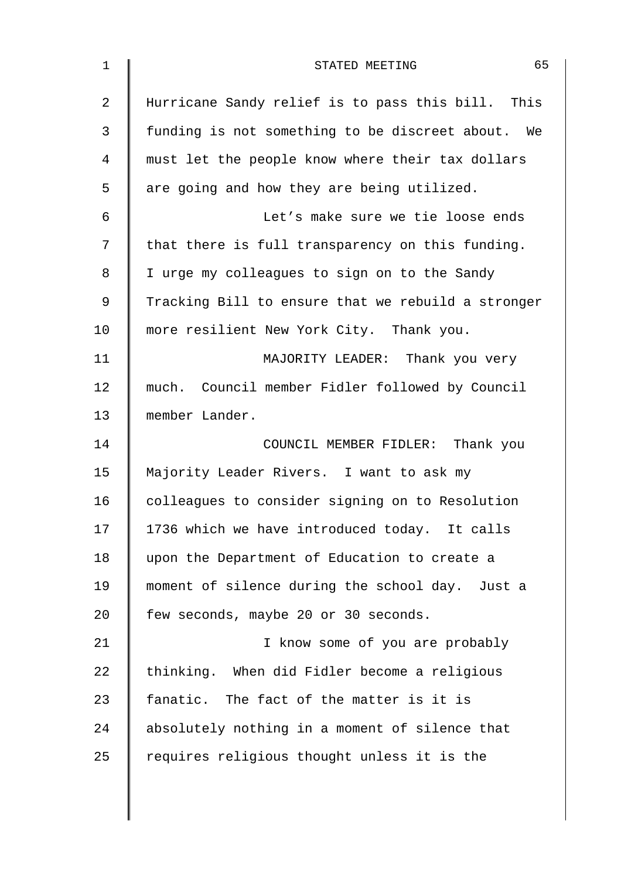Hurricane Sandy relief is to pass this bill. This funding is not something to be discreet about. We must let the people know where their tax dollars are going and how they are being utilized.

Let's make sure we tie loose ends that there is full transparency on this funding. I urge my colleagues to sign on to the Sandy Tracking Bill to ensure that we rebuild a stronger more resilient New York City. Thank you.

MAJORITY LEADER: Thank you very much. Council member Fidler followed by Council member Lander.

COUNCIL MEMBER FIDLER: Thank you Majority Leader Rivers. I want to ask my colleagues to consider signing on to Resolution 1736 which we have introduced today. It calls upon the Department of Education to create a moment of silence during the school day. Just a few seconds, maybe 20 or 30 seconds.

I know some of you are probably thinking. When did Fidler become a religious fanatic. The fact of the matter is it is absolutely nothing in a moment of silence that requires religious thought unless it is the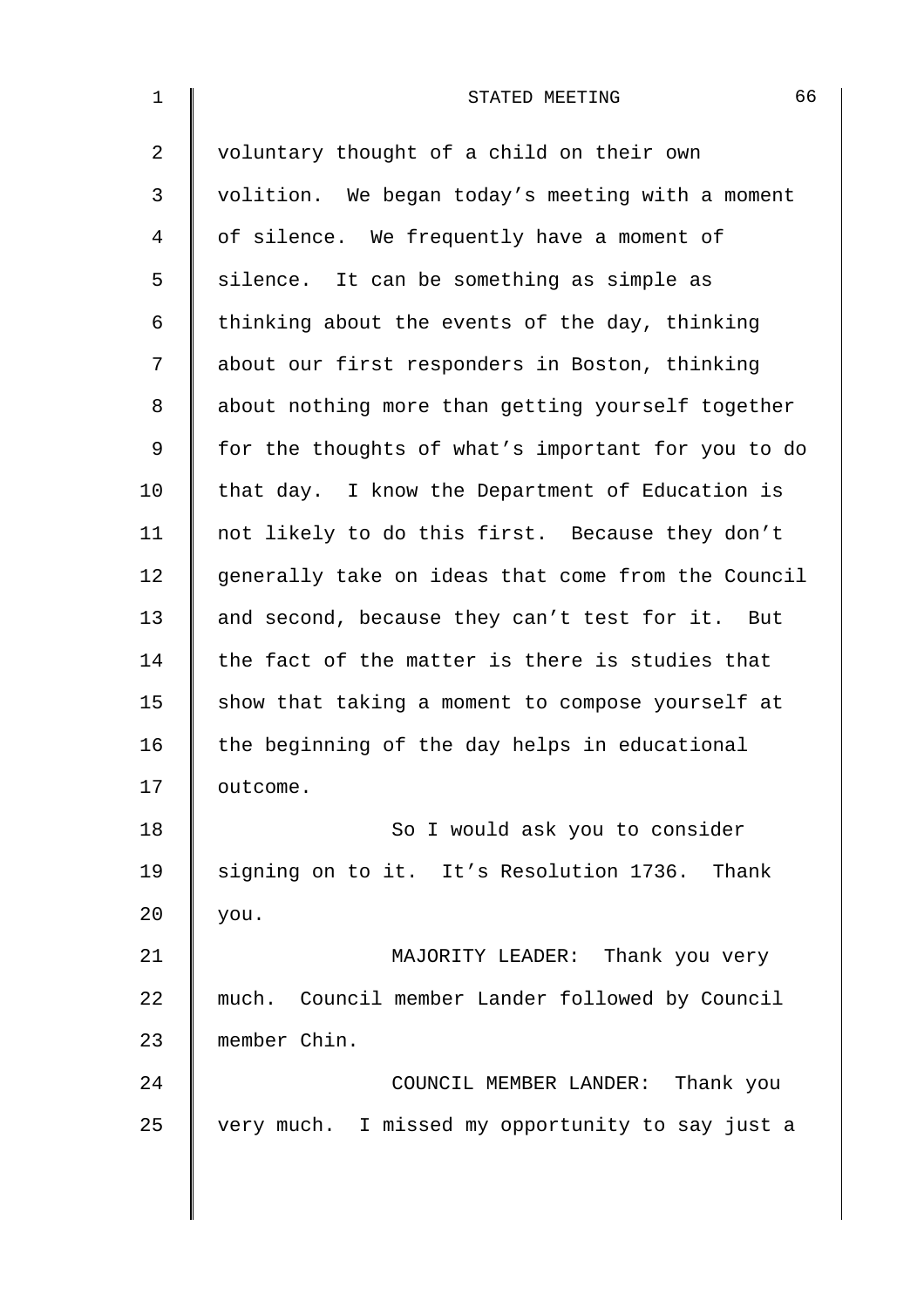voluntary thought of a child on their own volition. We began today's meeting with a moment of silence. We frequently have a moment of silence. It can be something as simple as thinking about the events of the day, thinking about our first responders in Boston, thinking about nothing more than getting yourself together for the thoughts of what's important for you to do that day. I know the Department of Education is not likely to do this first. Because they don't generally take on ideas that come from the Council and second, because they can't test for it. But the fact of the matter is there is studies that show that taking a moment to compose yourself at the beginning of the day helps in educational outcome.

So I would ask you to consider signing on to it. It's Resolution 1736. Thank you.

MAJORITY LEADER: Thank you very much. Council member Lander followed by Council member Chin.

COUNCIL MEMBER LANDER: Thank you very much. I missed my opportunity to say just a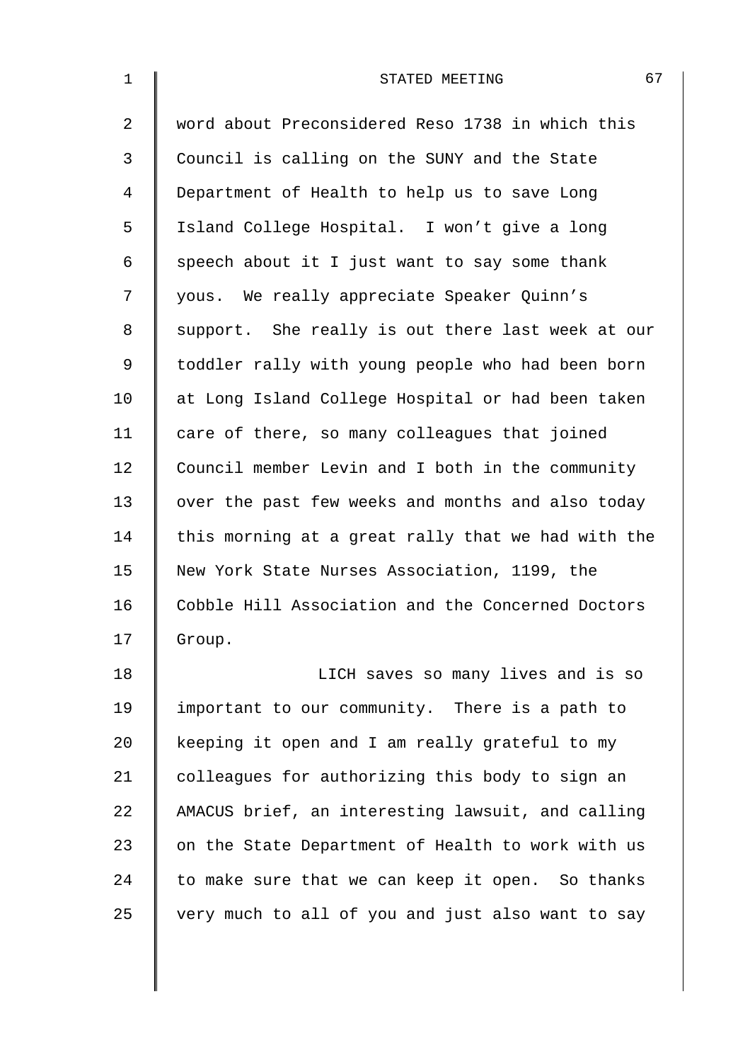word about Preconsidered Reso 1738 in which this Council is calling on the SUNY and the State Department of Health to help us to save Long Island College Hospital. I won't give a long speech about it I just want to say some thank yous. We really appreciate Speaker Quinn's support. She really is out there last week at our toddler rally with young people who had been born at Long Island College Hospital or had been taken care of there, so many colleagues that joined Council member Levin and I both in the community over the past few weeks and months and also today this morning at a great rally that we had with the New York State Nurses Association, 1199, the Cobble Hill Association and the Concerned Doctors Group.

LICH saves so many lives and is so important to our community. There is a path to keeping it open and I am really grateful to my colleagues for authorizing this body to sign an AMACUS brief, an interesting lawsuit, and calling on the State Department of Health to work with us to make sure that we can keep it open. So thanks very much to all of you and just also want to say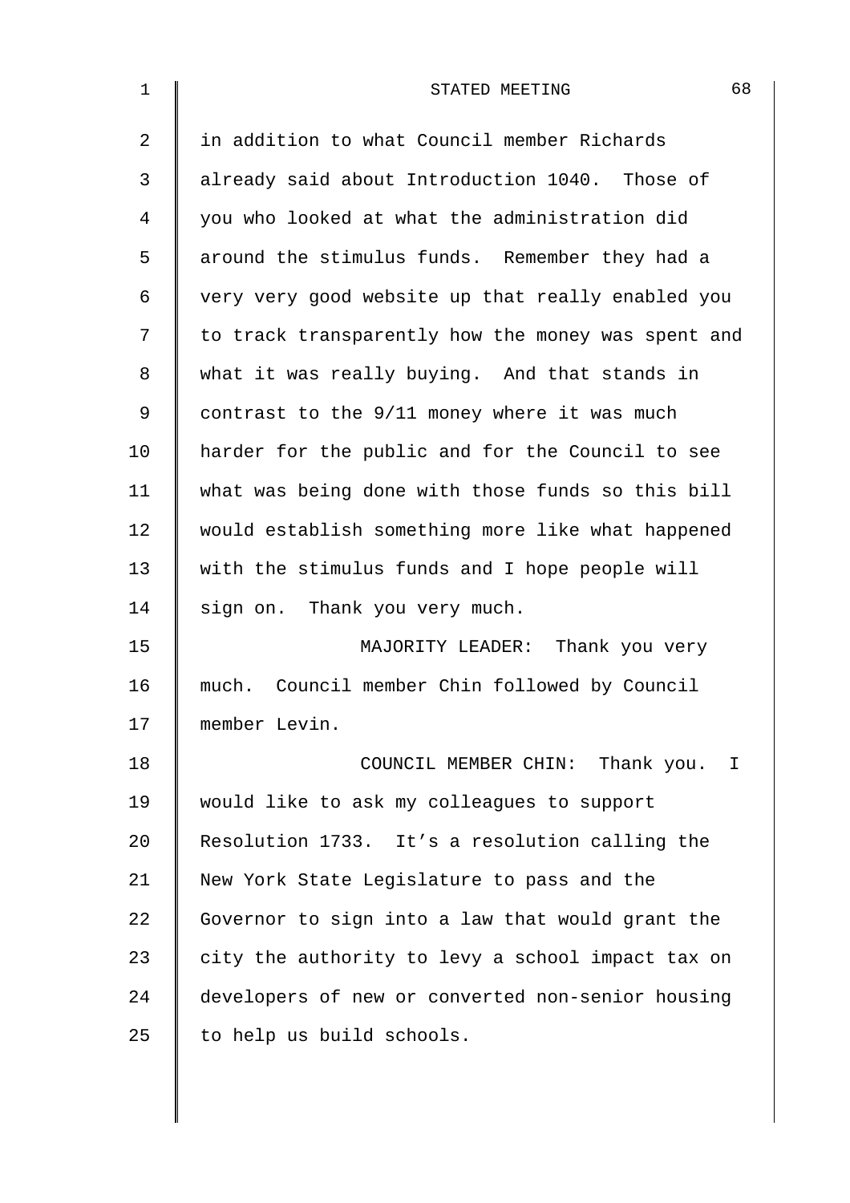in addition to what Council member Richards already said about Introduction 1040. Those of you who looked at what the administration did around the stimulus funds. Remember they had a very very good website up that really enabled you to track transparently how the money was spent and what it was really buying. And that stands in contrast to the 9/11 money where it was much harder for the public and for the Council to see what was being done with those funds so this bill would establish something more like what happened with the stimulus funds and I hope people will sign on. Thank you very much.

MAJORITY LEADER: Thank you very much. Council member Chin followed by Council member Levin.

COUNCIL MEMBER CHIN: Thank you. I would like to ask my colleagues to support Resolution 1733. It's a resolution calling the New York State Legislature to pass and the Governor to sign into a law that would grant the city the authority to levy a school impact tax on developers of new or converted non-senior housing to help us build schools.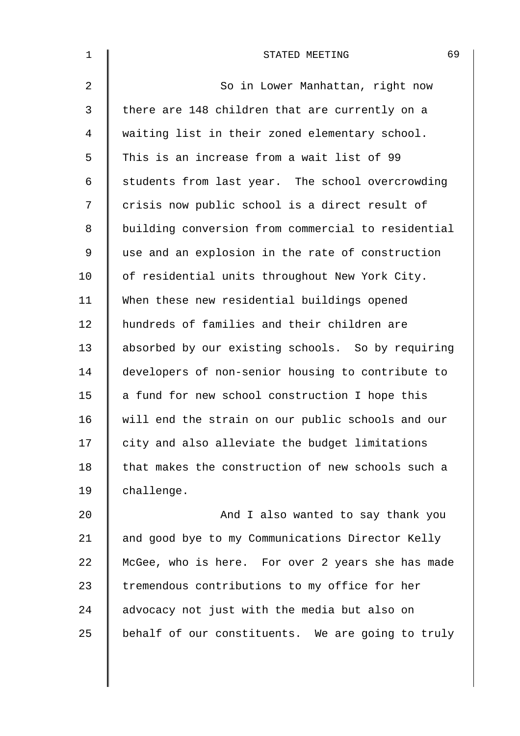So in Lower Manhattan, right now there are 148 children that are currently on a waiting list in their zoned elementary school. This is an increase from a wait list of 99 students from last year. The school overcrowding crisis now public school is a direct result of building conversion from commercial to residential use and an explosion in the rate of construction of residential units throughout New York City. When these new residential buildings opened hundreds of families and their children are absorbed by our existing schools. So by requiring developers of non-senior housing to contribute to a fund for new school construction I hope this will end the strain on our public schools and our city and also alleviate the budget limitations that makes the construction of new schools such a challenge.

And I also wanted to say thank you and good bye to my Communications Director Kelly McGee, who is here. For over 2 years she has made tremendous contributions to my office for her advocacy not just with the media but also on behalf of our constituents. We are going to truly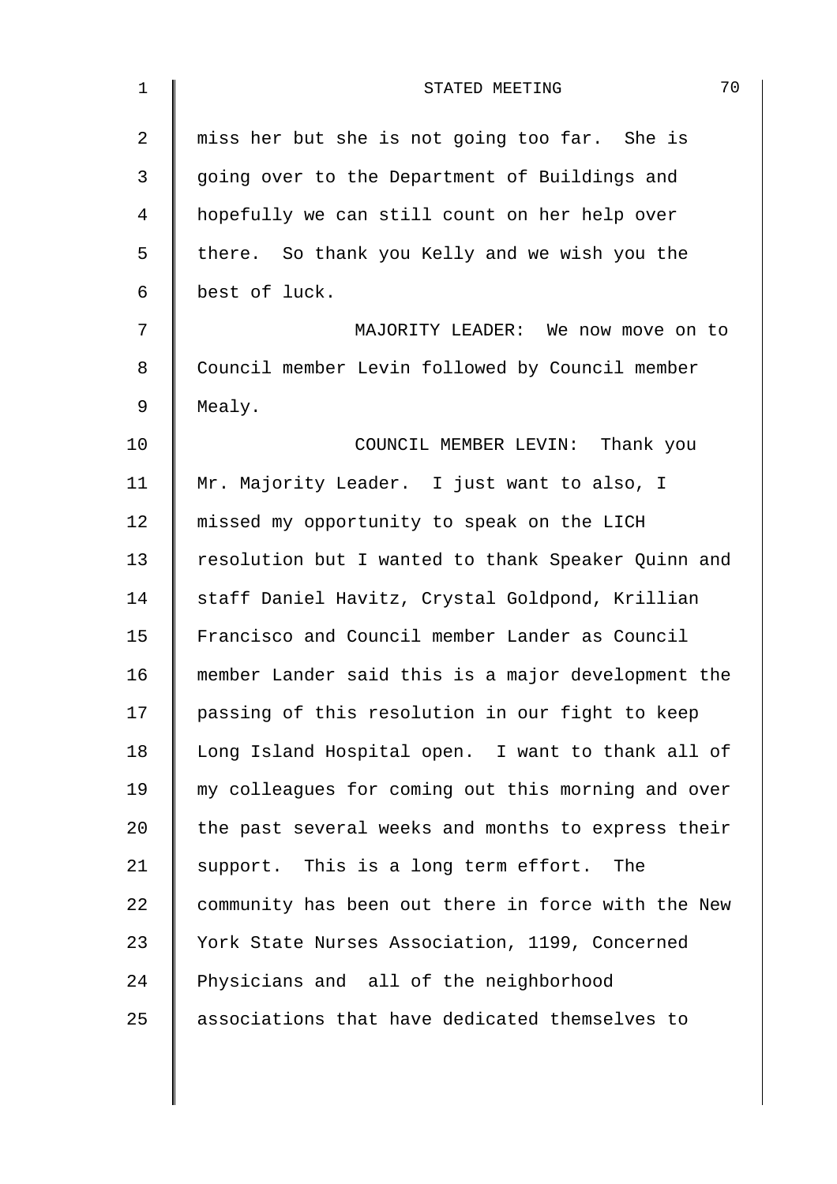miss her but she is not going too far. She is going over to the Department of Buildings and hopefully we can still count on her help over there. So thank you Kelly and we wish you the best of luck.

MAJORITY LEADER: We now move on to Council member Levin followed by Council member Mealy.

COUNCIL MEMBER LEVIN: Thank you Mr. Majority Leader. I just want to also, I missed my opportunity to speak on the LICH resolution but I wanted to thank Speaker Quinn and staff Daniel Havitz, Crystal Goldpond, Krillian Francisco and Council member Lander as Council member Lander said this is a major development the passing of this resolution in our fight to keep Long Island Hospital open. I want to thank all of my colleagues for coming out this morning and over the past several weeks and months to express their support. This is a long term effort. The community has been out there in force with the New York State Nurses Association, 1199, Concerned Physicians and all of the neighborhood associations that have dedicated themselves to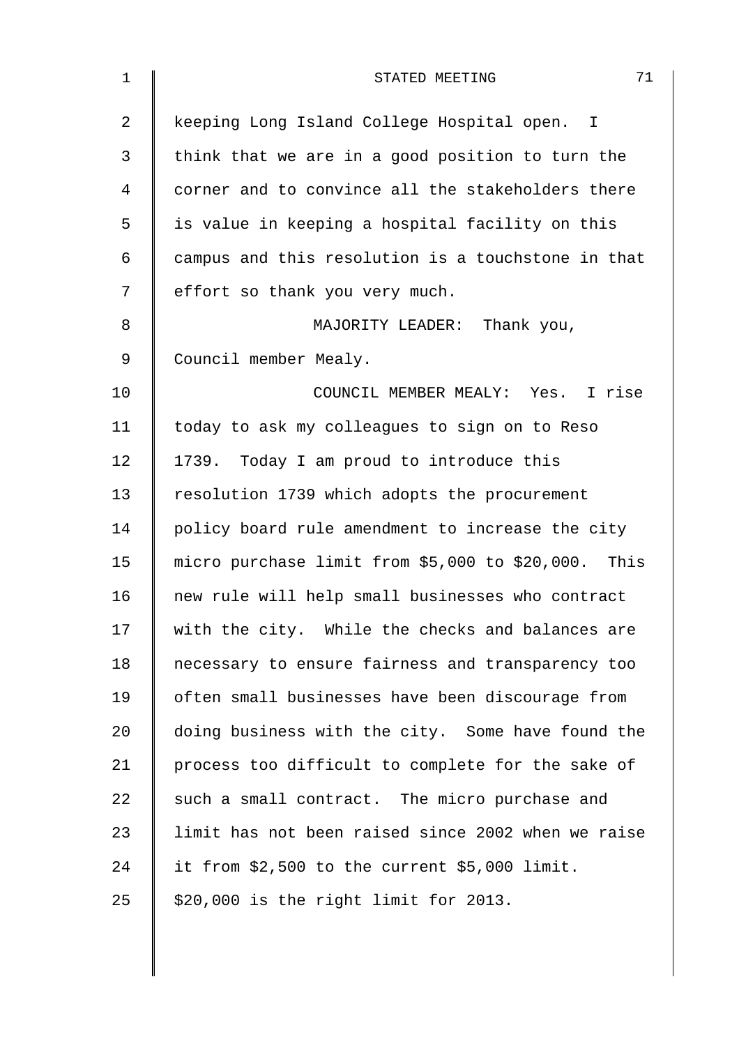keeping Long Island College Hospital open. I think that we are in a good position to turn the corner and to convince all the stakeholders there is value in keeping a hospital facility on this campus and this resolution is a touchstone in that effort so thank you very much.

MAJORITY LEADER: Thank you, Council member Mealy.

COUNCIL MEMBER MEALY: Yes. I rise today to ask my colleagues to sign on to Reso 1739. Today I am proud to introduce this resolution 1739 which adopts the procurement policy board rule amendment to increase the city micro purchase limit from $5,000 to $20,000. This new rule will help small businesses who contract with the city. While the checks and balances are necessary to ensure fairness and transparency too often small businesses have been discourage from doing business with the city. Some have found the process too difficult to complete for the sake of such a small contract. The micro purchase and limit has not been raised since 2002 when we raise it from $2,500 to the current $5,000 limit. $20,000 is the right limit for 2013.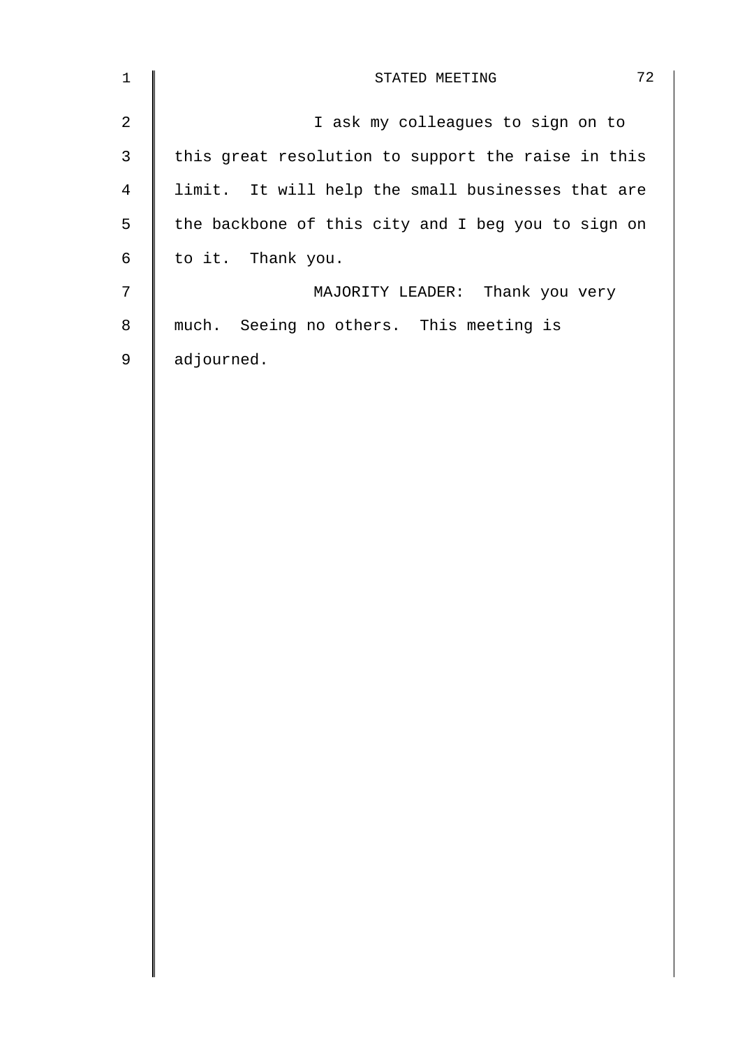I ask my colleagues to sign on to this great resolution to support the raise in this limit. It will help the small businesses that are the backbone of this city and I beg you to sign on to it. Thank you.

MAJORITY LEADER: Thank you very much. Seeing no others. This meeting is adjourned.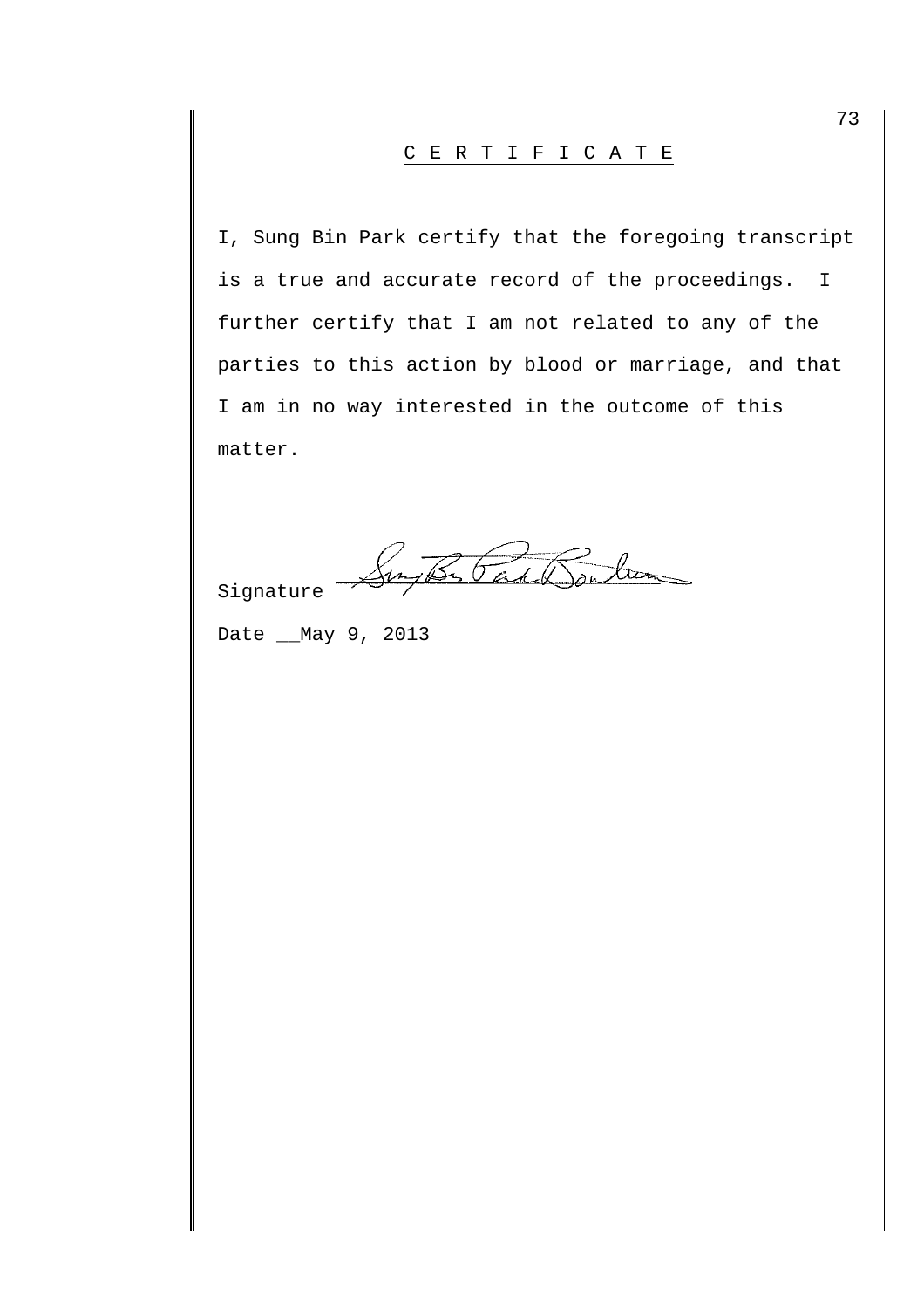# C E R T I F I C A T E

I, Sung Bin Park certify that the foregoing transcript is a true and accurate record of the proceedings. I further certify that I am not related to any of the parties to this action by blood or marriage, and that I am in no way interested in the outcome of this matter.

Signature

Date __May 9, 2013